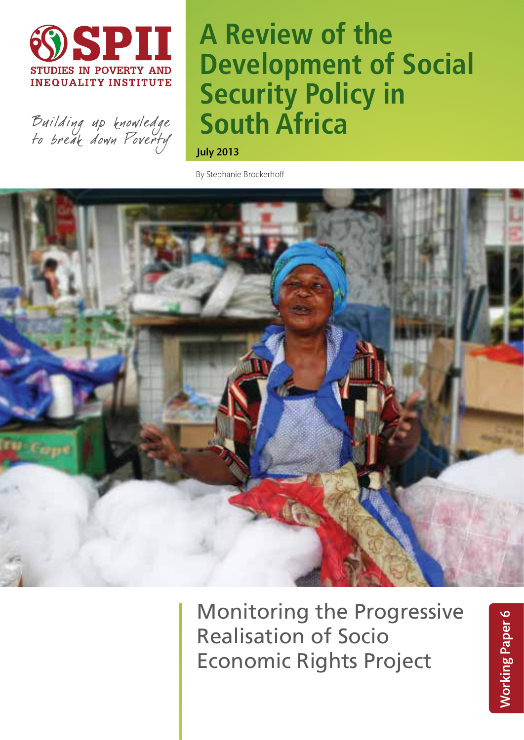**SPII**
STUDIES IN POVERTY AND INEQUALITY INSTITUTE

*Building up knowledge to break down Poverty*

# A Review of the Development of Social Security Policy in South Africa

**July 2013**

By Stephanie Brockerhoff

## Monitoring the Progressive Realisation of Socio Economic Rights Project

**Working Paper 6**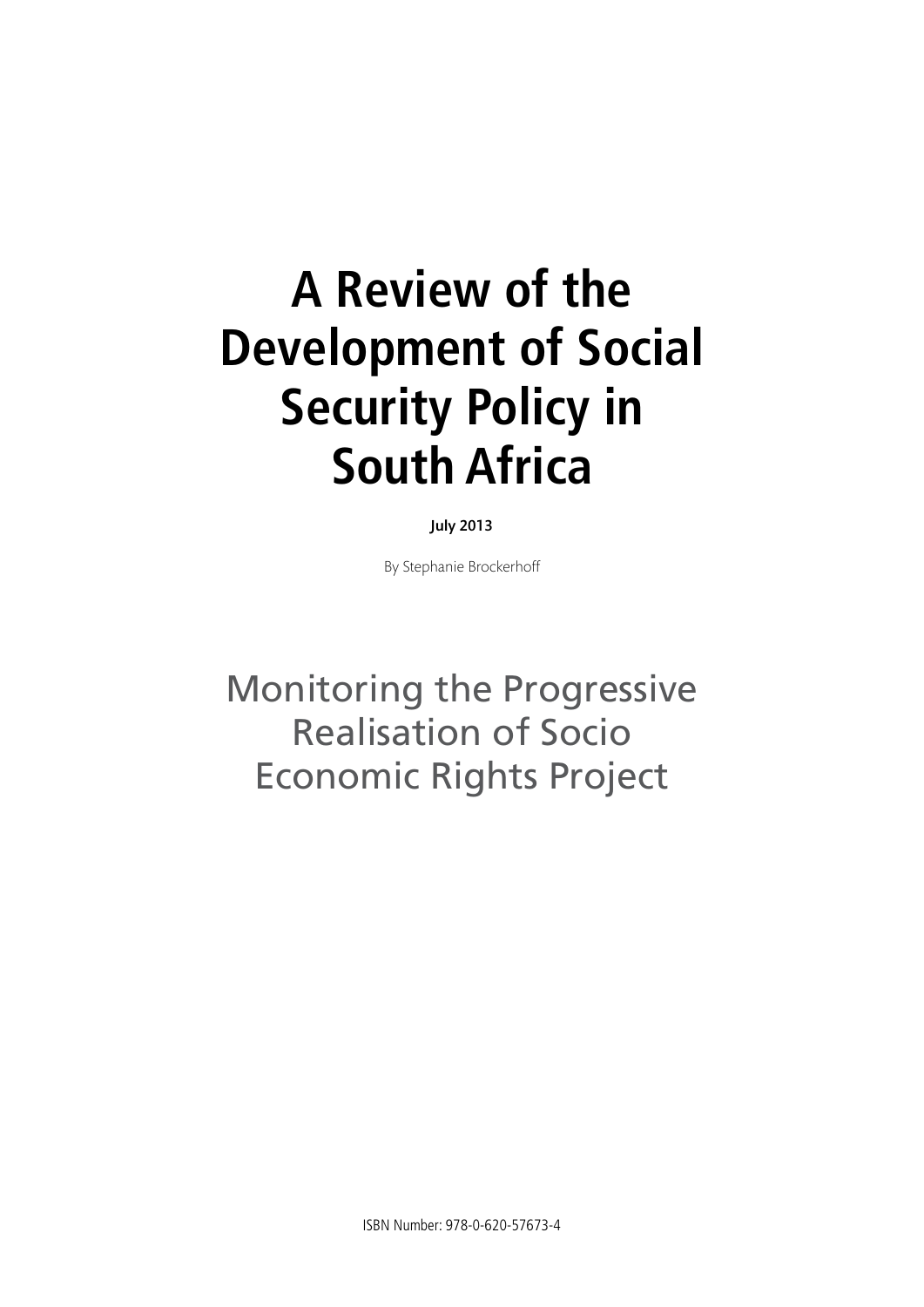# A Review of the Development of Social Security Policy in South Africa

**July 2013**

By Stephanie Brockerhoff

Monitoring the Progressive Realisation of Socio Economic Rights Project

ISBN Number: 978-0-620-57673-4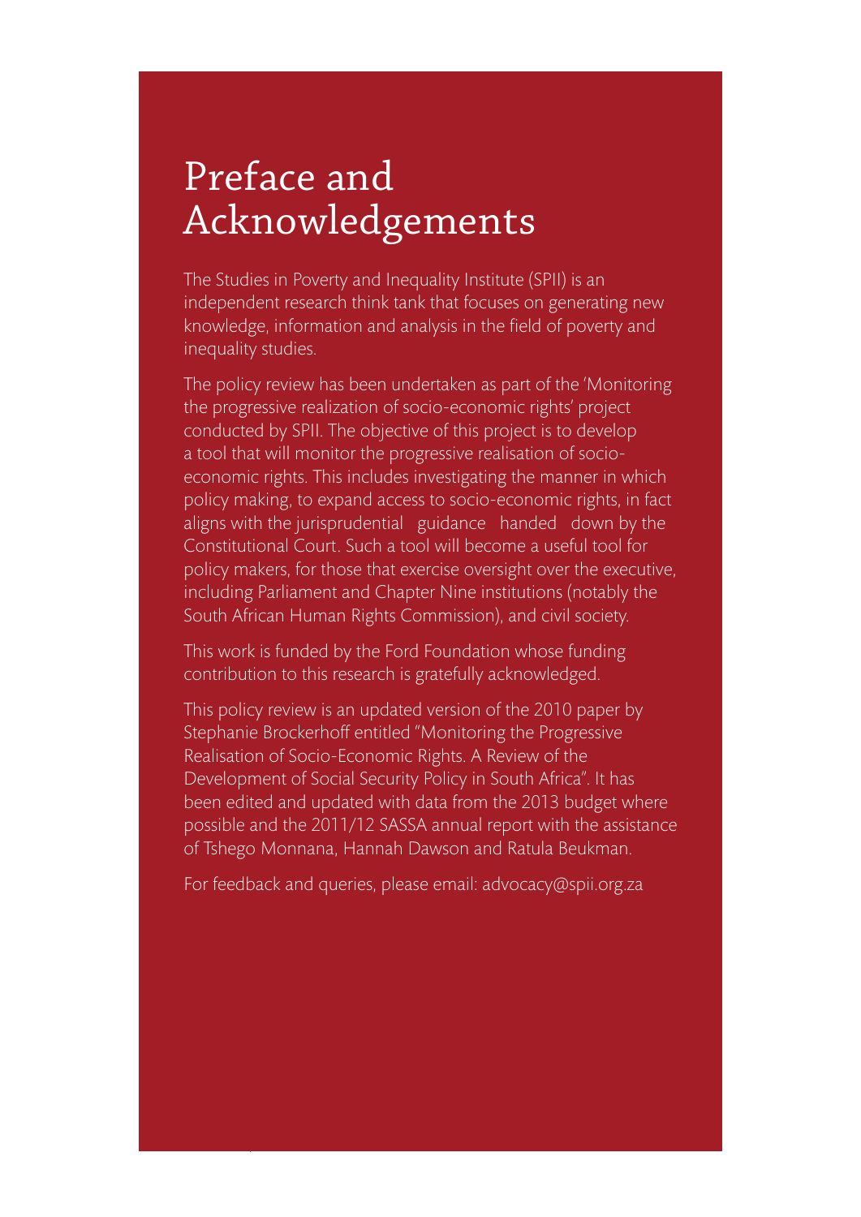# Preface and Acknowledgements

The Studies in Poverty and Inequality Institute (SPII) is an independent research think tank that focuses on generating new knowledge, information and analysis in the field of poverty and inequality studies.

The policy review has been undertaken as part of the 'Monitoring the progressive realization of socio-economic rights' project conducted by SPII. The objective of this project is to develop a tool that will monitor the progressive realisation of socio-economic rights. This includes investigating the manner in which policy making, to expand access to socio-economic rights, in fact aligns with the jurisprudential guidance handed down by the Constitutional Court. Such a tool will become a useful tool for policy makers, for those that exercise oversight over the executive, including Parliament and Chapter Nine institutions (notably the South African Human Rights Commission), and civil society.

This work is funded by the Ford Foundation whose funding contribution to this research is gratefully acknowledged.

This policy review is an updated version of the 2010 paper by Stephanie Brockerhoff entitled "Monitoring the Progressive Realisation of Socio-Economic Rights. A Review of the Development of Social Security Policy in South Africa". It has been edited and updated with data from the 2013 budget where possible and the 2011/12 SASSA annual report with the assistance of Tshego Monnana, Hannah Dawson and Ratula Beukman.

For feedback and queries, please email: advocacy@spii.org.za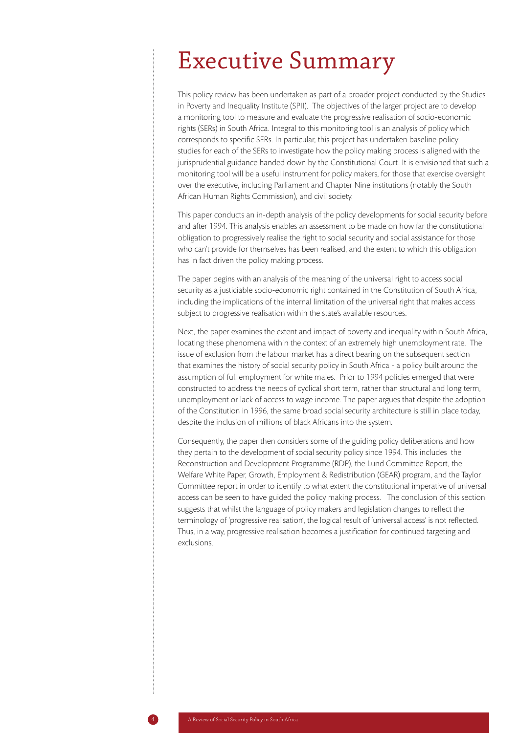# Executive Summary

This policy review has been undertaken as part of a broader project conducted by the Studies in Poverty and Inequality Institute (SPII). The objectives of the larger project are to develop a monitoring tool to measure and evaluate the progressive realisation of socio-economic rights (SERs) in South Africa. Integral to this monitoring tool is an analysis of policy which corresponds to specific SERs. In particular, this project has undertaken baseline policy studies for each of the SERs to investigate how the policy making process is aligned with the jurisprudential guidance handed down by the Constitutional Court. It is envisioned that such a monitoring tool will be a useful instrument for policy makers, for those that exercise oversight over the executive, including Parliament and Chapter Nine institutions (notably the South African Human Rights Commission), and civil society.

This paper conducts an in-depth analysis of the policy developments for social security before and after 1994. This analysis enables an assessment to be made on how far the constitutional obligation to progressively realise the right to social security and social assistance for those who can't provide for themselves has been realised, and the extent to which this obligation has in fact driven the policy making process.

The paper begins with an analysis of the meaning of the universal right to access social security as a justiciable socio-economic right contained in the Constitution of South Africa, including the implications of the internal limitation of the universal right that makes access subject to progressive realisation within the state's available resources.

Next, the paper examines the extent and impact of poverty and inequality within South Africa, locating these phenomena within the context of an extremely high unemployment rate. The issue of exclusion from the labour market has a direct bearing on the subsequent section that examines the history of social security policy in South Africa - a policy built around the assumption of full employment for white males. Prior to 1994 policies emerged that were constructed to address the needs of cyclical short term, rather than structural and long term, unemployment or lack of access to wage income. The paper argues that despite the adoption of the Constitution in 1996, the same broad social security architecture is still in place today, despite the inclusion of millions of black Africans into the system.

Consequently, the paper then considers some of the guiding policy deliberations and how they pertain to the development of social security policy since 1994. This includes the Reconstruction and Development Programme (RDP), the Lund Committee Report, the Welfare White Paper, Growth, Employment & Redistribution (GEAR) program, and the Taylor Committee report in order to identify to what extent the constitutional imperative of universal access can be seen to have guided the policy making process. The conclusion of this section suggests that whilst the language of policy makers and legislation changes to reflect the terminology of 'progressive realisation', the logical result of 'universal access' is not reflected. Thus, in a way, progressive realisation becomes a justification for continued targeting and exclusions.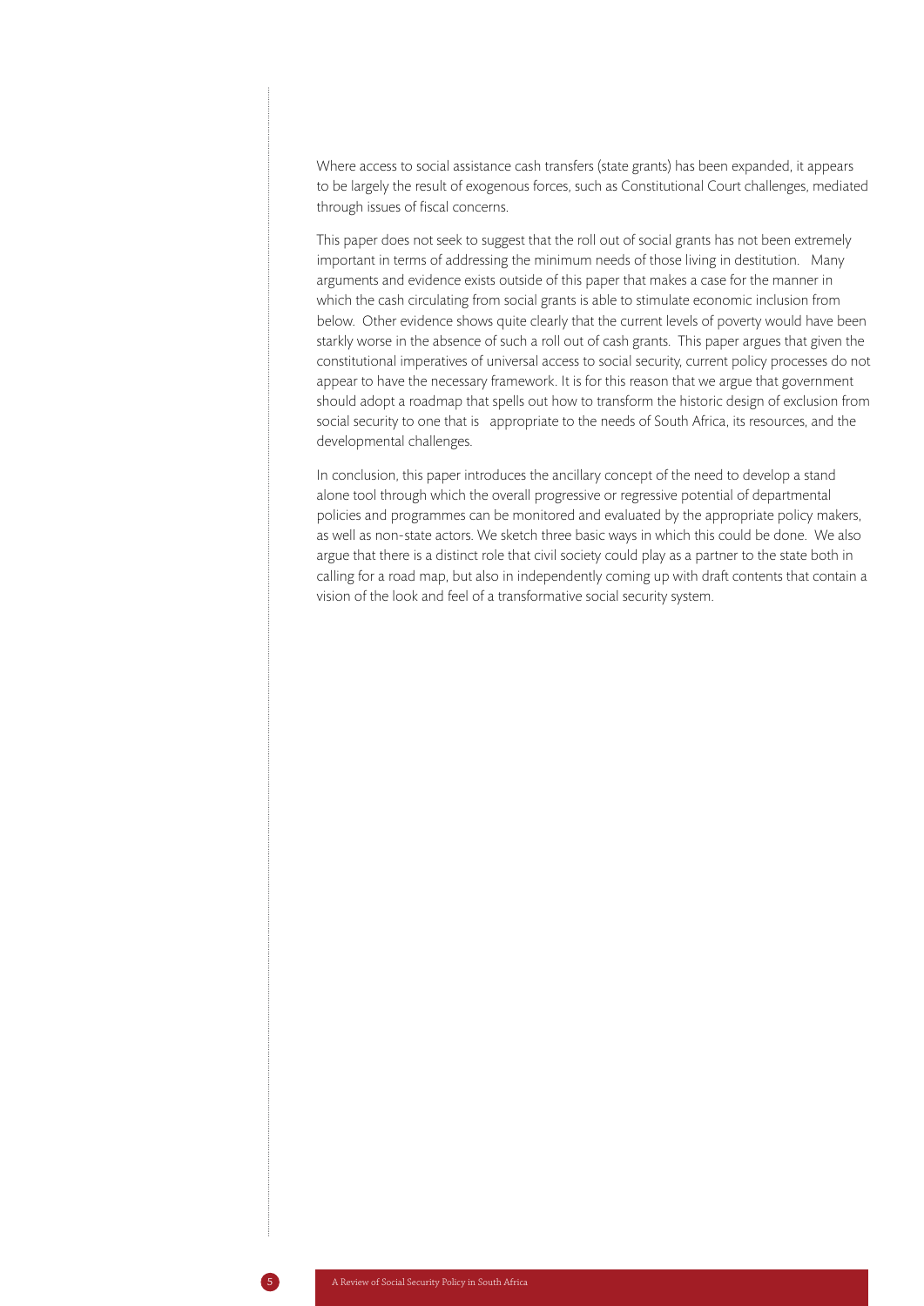Where access to social assistance cash transfers (state grants) has been expanded, it appears to be largely the result of exogenous forces, such as Constitutional Court challenges, mediated through issues of fiscal concerns.

This paper does not seek to suggest that the roll out of social grants has not been extremely important in terms of addressing the minimum needs of those living in destitution. Many arguments and evidence exists outside of this paper that makes a case for the manner in which the cash circulating from social grants is able to stimulate economic inclusion from below. Other evidence shows quite clearly that the current levels of poverty would have been starkly worse in the absence of such a roll out of cash grants. This paper argues that given the constitutional imperatives of universal access to social security, current policy processes do not appear to have the necessary framework. It is for this reason that we argue that government should adopt a roadmap that spells out how to transform the historic design of exclusion from social security to one that is appropriate to the needs of South Africa, its resources, and the developmental challenges.

In conclusion, this paper introduces the ancillary concept of the need to develop a stand alone tool through which the overall progressive or regressive potential of departmental policies and programmes can be monitored and evaluated by the appropriate policy makers, as well as non-state actors. We sketch three basic ways in which this could be done. We also argue that there is a distinct role that civil society could play as a partner to the state both in calling for a road map, but also in independently coming up with draft contents that contain a vision of the look and feel of a transformative social security system.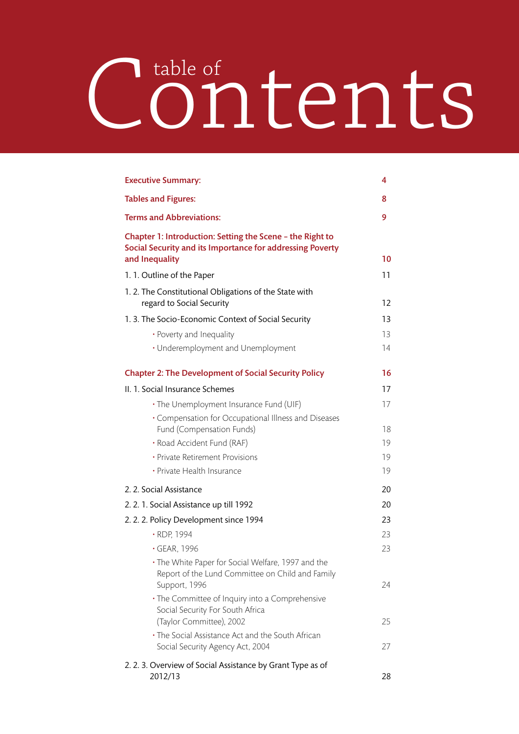# table of Contents

| | |
|---|---|
| **Executive Summary:** | **4** |
| **Tables and Figures:** | **8** |
| **Terms and Abbreviations:** | **9** |
| **Chapter 1: Introduction: Setting the Scene – the Right to Social Security and its Importance for addressing Poverty and Inequality** | **10** |
| 1. 1. Outline of the Paper | 11 |
| 1. 2. The Constitutional Obligations of the State with regard to Social Security | 12 |
| 1. 3. The Socio-Economic Context of Social Security | 13 |
| • Poverty and Inequality | 13 |
| • Underemployment and Unemployment | 14 |
| **Chapter 2: The Development of Social Security Policy** | **16** |
| II. 1. Social Insurance Schemes | 17 |
| • The Unemployment Insurance Fund (UIF) | 17 |
| • Compensation for Occupational Illness and Diseases Fund (Compensation Funds) | 18 |
| • Road Accident Fund (RAF) | 19 |
| • Private Retirement Provisions | 19 |
| • Private Health Insurance | 19 |
| 2. 2. Social Assistance | 20 |
| 2. 2. 1. Social Assistance up till 1992 | 20 |
| 2. 2. 2. Policy Development since 1994 | 23 |
| • RDP, 1994 | 23 |
| • GEAR, 1996 | 23 |
| • The White Paper for Social Welfare, 1997 and the Report of the Lund Committee on Child and Family Support, 1996 | 24 |
| • The Committee of Inquiry into a Comprehensive Social Security For South Africa (Taylor Committee), 2002 | 25 |
| • The Social Assistance Act and the South African Social Security Agency Act, 2004 | 27 |
| 2. 2. 3. Overview of Social Assistance by Grant Type as of 2012/13 | 28 |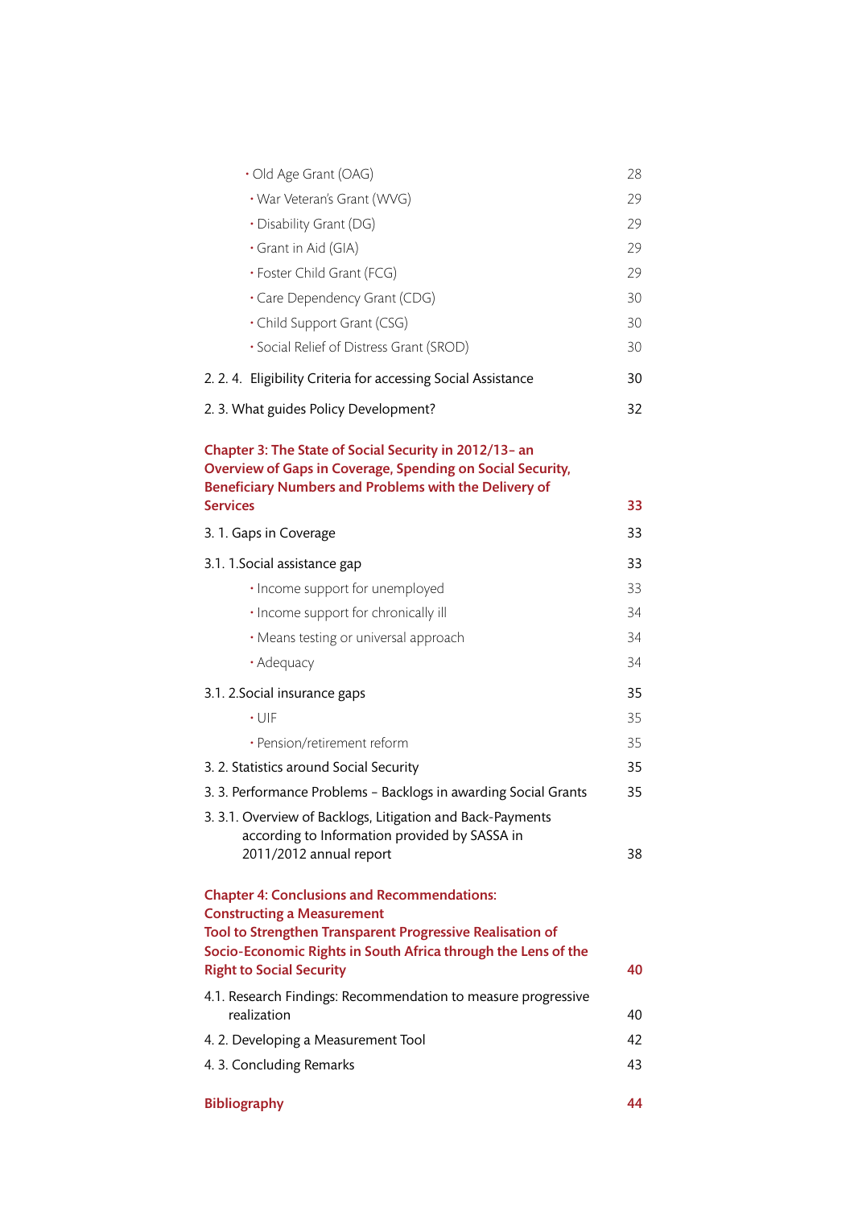- Old Age Grant (OAG) 28
- War Veteran's Grant (WVG) 29
- Disability Grant (DG) 29
- Grant in Aid (GIA) 29
- Foster Child Grant (FCG) 29
- Care Dependency Grant (CDG) 30
- Child Support Grant (CSG) 30
- Social Relief of Distress Grant (SROD) 30

2. 2. 4. Eligibility Criteria for accessing Social Assistance 30

2. 3. What guides Policy Development? 32

**Chapter 3: The State of Social Security in 2012/13– an Overview of Gaps in Coverage, Spending on Social Security, Beneficiary Numbers and Problems with the Delivery of Services 33**

3. 1. Gaps in Coverage 33

3.1. 1.Social assistance gap 33

- Income support for unemployed 33
- Income support for chronically ill 34
- Means testing or universal approach 34
- Adequacy 34

3.1. 2.Social insurance gaps 35

- UIF 35
- Pension/retirement reform 35

3. 2. Statistics around Social Security 35

3. 3. Performance Problems – Backlogs in awarding Social Grants 35

3. 3.1. Overview of Backlogs, Litigation and Back-Payments according to Information provided by SASSA in 2011/2012 annual report 38

**Chapter 4: Conclusions and Recommendations: Constructing a Measurement Tool to Strengthen Transparent Progressive Realisation of Socio-Economic Rights in South Africa through the Lens of the Right to Social Security 40**

4.1. Research Findings: Recommendation to measure progressive realization 40

4. 2. Developing a Measurement Tool 42

4. 3. Concluding Remarks 43

**Bibliography 44**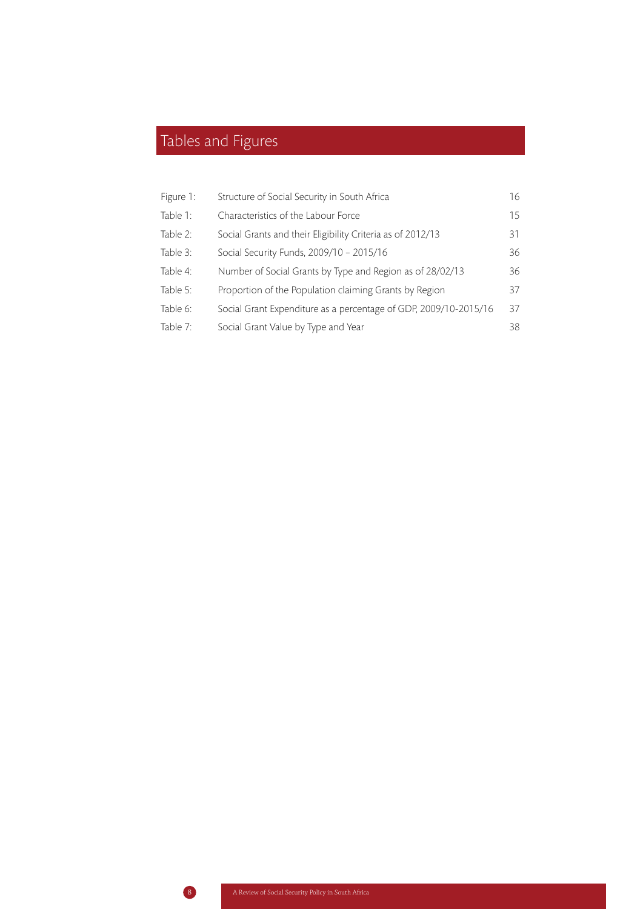# Tables and Figures

| | | |
|---|---|---|
| Figure 1: | Structure of Social Security in South Africa | 16 |
| Table 1: | Characteristics of the Labour Force | 15 |
| Table 2: | Social Grants and their Eligibility Criteria as of 2012/13 | 31 |
| Table 3: | Social Security Funds, 2009/10 – 2015/16 | 36 |
| Table 4: | Number of Social Grants by Type and Region as of 28/02/13 | 36 |
| Table 5: | Proportion of the Population claiming Grants by Region | 37 |
| Table 6: | Social Grant Expenditure as a percentage of GDP, 2009/10-2015/16 | 37 |
| Table 7: | Social Grant Value by Type and Year | 38 |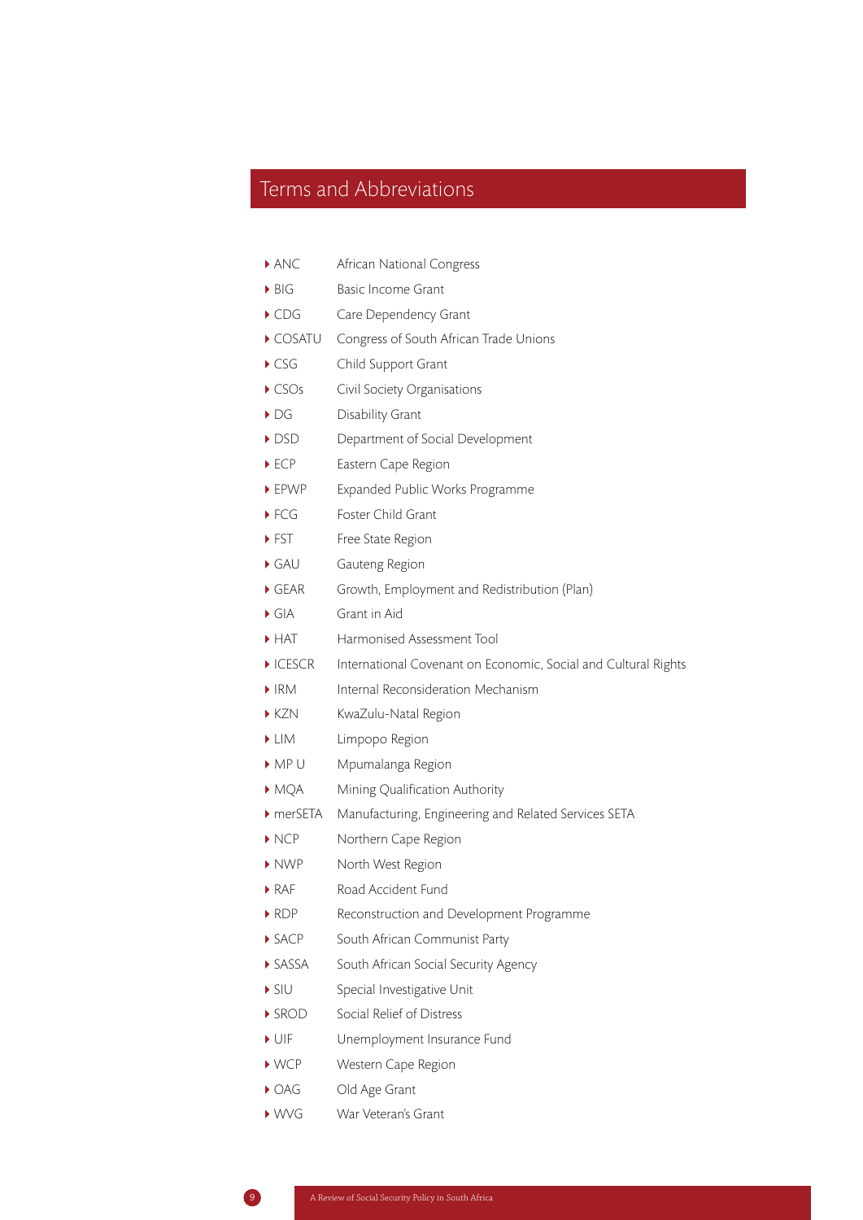# Terms and Abbreviations

| | |
|---|---|
| ANC | African National Congress |
| BIG | Basic Income Grant |
| CDG | Care Dependency Grant |
| COSATU | Congress of South African Trade Unions |
| CSG | Child Support Grant |
| CSOs | Civil Society Organisations |
| DG | Disability Grant |
| DSD | Department of Social Development |
| ECP | Eastern Cape Region |
| EPWP | Expanded Public Works Programme |
| FCG | Foster Child Grant |
| FST | Free State Region |
| GAU | Gauteng Region |
| GEAR | Growth, Employment and Redistribution (Plan) |
| GIA | Grant in Aid |
| HAT | Harmonised Assessment Tool |
| ICESCR | International Covenant on Economic, Social and Cultural Rights |
| IRM | Internal Reconsideration Mechanism |
| KZN | KwaZulu-Natal Region |
| LIM | Limpopo Region |
| MP U | Mpumalanga Region |
| MQA | Mining Qualification Authority |
| merSETA | Manufacturing, Engineering and Related Services SETA |
| NCP | Northern Cape Region |
| NWP | North West Region |
| RAF | Road Accident Fund |
| RDP | Reconstruction and Development Programme |
| SACP | South African Communist Party |
| SASSA | South African Social Security Agency |
| SIU | Special Investigative Unit |
| SROD | Social Relief of Distress |
| UIF | Unemployment Insurance Fund |
| WCP | Western Cape Region |
| OAG | Old Age Grant |
| WVG | War Veteran's Grant |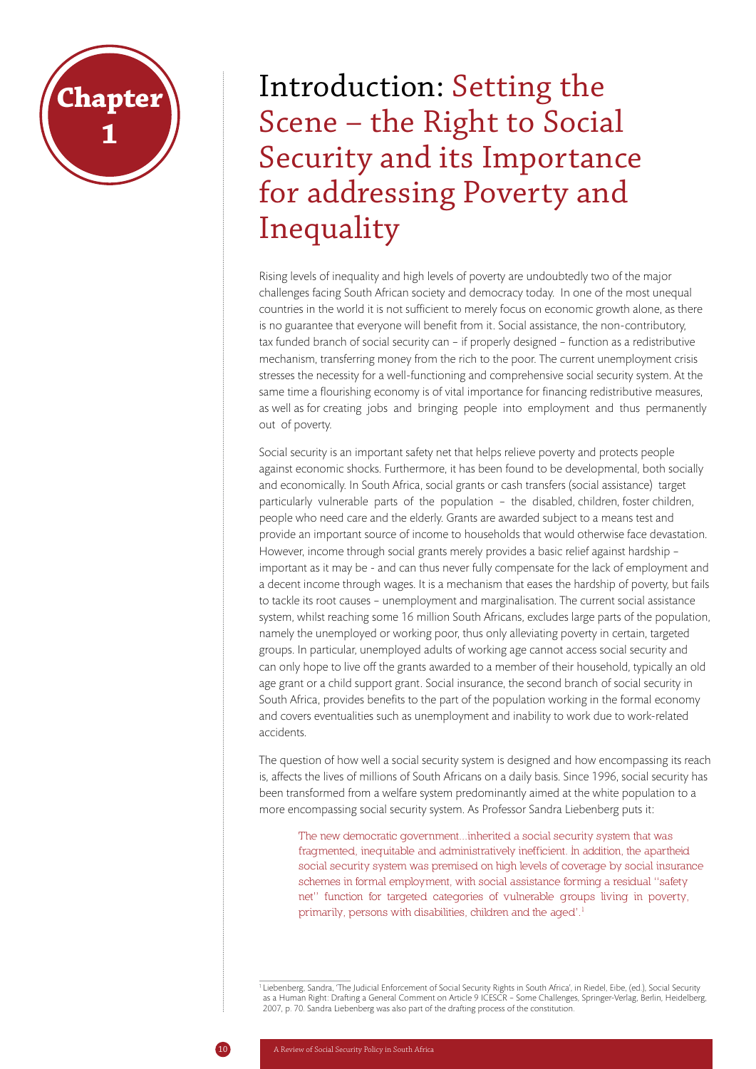# Chapter 1

# Introduction: Setting the Scene – the Right to Social Security and its Importance for addressing Poverty and Inequality

Rising levels of inequality and high levels of poverty are undoubtedly two of the major challenges facing South African society and democracy today. In one of the most unequal countries in the world it is not sufficient to merely focus on economic growth alone, as there is no guarantee that everyone will benefit from it. Social assistance, the non-contributory, tax funded branch of social security can – if properly designed – function as a redistributive mechanism, transferring money from the rich to the poor. The current unemployment crisis stresses the necessity for a well-functioning and comprehensive social security system. At the same time a flourishing economy is of vital importance for financing redistributive measures, as well as for creating jobs and bringing people into employment and thus permanently out of poverty.

Social security is an important safety net that helps relieve poverty and protects people against economic shocks. Furthermore, it has been found to be developmental, both socially and economically. In South Africa, social grants or cash transfers (social assistance) target particularly vulnerable parts of the population – the disabled, children, foster children, people who need care and the elderly. Grants are awarded subject to a means test and provide an important source of income to households that would otherwise face devastation. However, income through social grants merely provides a basic relief against hardship – important as it may be - and can thus never fully compensate for the lack of employment and a decent income through wages. It is a mechanism that eases the hardship of poverty, but fails to tackle its root causes – unemployment and marginalisation. The current social assistance system, whilst reaching some 16 million South Africans, excludes large parts of the population, namely the unemployed or working poor, thus only alleviating poverty in certain, targeted groups. In particular, unemployed adults of working age cannot access social security and can only hope to live off the grants awarded to a member of their household, typically an old age grant or a child support grant. Social insurance, the second branch of social security in South Africa, provides benefits to the part of the population working in the formal economy and covers eventualities such as unemployment and inability to work due to work-related accidents.

The question of how well a social security system is designed and how encompassing its reach is, affects the lives of millions of South Africans on a daily basis. Since 1996, social security has been transformed from a welfare system predominantly aimed at the white population to a more encompassing social security system. As Professor Sandra Liebenberg puts it:

> The new democratic government...inherited a social security system that was fragmented, inequitable and administratively inefficient. In addition, the apartheid social security system was premised on high levels of coverage by social insurance schemes in formal employment, with social assistance forming a residual "safety net" function for targeted categories of vulnerable groups living in poverty, primarily, persons with disabilities, children and the aged'.[1]

[1] Liebenberg, Sandra, 'The Judicial Enforcement of Social Security Rights in South Africa', in Riedel, Eibe, (ed.), Social Security as a Human Right: Drafting a General Comment on Article 9 ICESCR – Some Challenges, Springer-Verlag, Berlin, Heidelberg, 2007, p. 70. Sandra Liebenberg was also part of the drafting process of the constitution.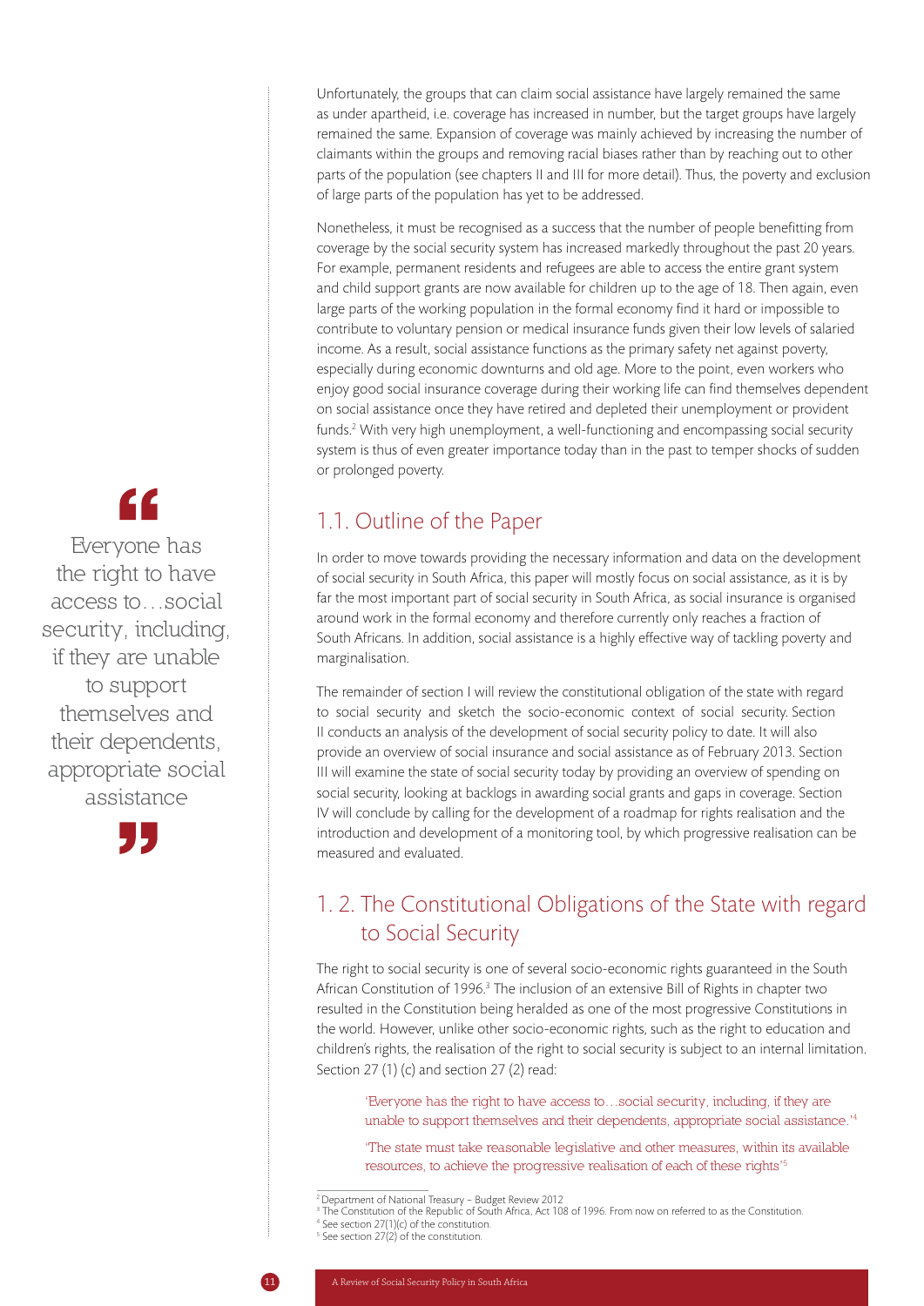Unfortunately, the groups that can claim social assistance have largely remained the same as under apartheid, i.e. coverage has increased in number, but the target groups have largely remained the same. Expansion of coverage was mainly achieved by increasing the number of claimants within the groups and removing racial biases rather than by reaching out to other parts of the population (see chapters II and III for more detail). Thus, the poverty and exclusion of large parts of the population has yet to be addressed.

Nonetheless, it must be recognised as a success that the number of people benefitting from coverage by the social security system has increased markedly throughout the past 20 years. For example, permanent residents and refugees are able to access the entire grant system and child support grants are now available for children up to the age of 18. Then again, even large parts of the working population in the formal economy find it hard or impossible to contribute to voluntary pension or medical insurance funds given their low levels of salaried income. As a result, social assistance functions as the primary safety net against poverty, especially during economic downturns and old age. More to the point, even workers who enjoy good social insurance coverage during their working life can find themselves dependent on social assistance once they have retired and depleted their unemployment or provident funds.[2] With very high unemployment, a well-functioning and encompassing social security system is thus of even greater importance today than in the past to temper shocks of sudden or prolonged poverty.

> "Everyone has the right to have access to…social security, including, if they are unable to support themselves and their dependents, appropriate social assistance"

## 1.1. Outline of the Paper

In order to move towards providing the necessary information and data on the development of social security in South Africa, this paper will mostly focus on social assistance, as it is by far the most important part of social security in South Africa, as social insurance is organised around work in the formal economy and therefore currently only reaches a fraction of South Africans. In addition, social assistance is a highly effective way of tackling poverty and marginalisation.

The remainder of section I will review the constitutional obligation of the state with regard to social security and sketch the socio-economic context of social security. Section II conducts an analysis of the development of social security policy to date. It will also provide an overview of social insurance and social assistance as of February 2013. Section III will examine the state of social security today by providing an overview of spending on social security, looking at backlogs in awarding social grants and gaps in coverage. Section IV will conclude by calling for the development of a roadmap for rights realisation and the introduction and development of a monitoring tool, by which progressive realisation can be measured and evaluated.

## 1. 2. The Constitutional Obligations of the State with regard to Social Security

The right to social security is one of several socio-economic rights guaranteed in the South African Constitution of 1996.[3] The inclusion of an extensive Bill of Rights in chapter two resulted in the Constitution being heralded as one of the most progressive Constitutions in the world. However, unlike other socio-economic rights, such as the right to education and children's rights, the realisation of the right to social security is subject to an internal limitation. Section 27 (1) (c) and section 27 (2) read:

> 'Everyone has the right to have access to…social security, including, if they are unable to support themselves and their dependents, appropriate social assistance.'[4]
>
> 'The state must take reasonable legislative and other measures, within its available resources, to achieve the progressive realisation of each of these rights'[5]

---

[2] Department of National Treasury – Budget Review 2012

[3] The Constitution of the Republic of South Africa, Act 108 of 1996. From now on referred to as the Constitution.

[4] See section 27(1)(c) of the constitution.

[5] See section 27(2) of the constitution.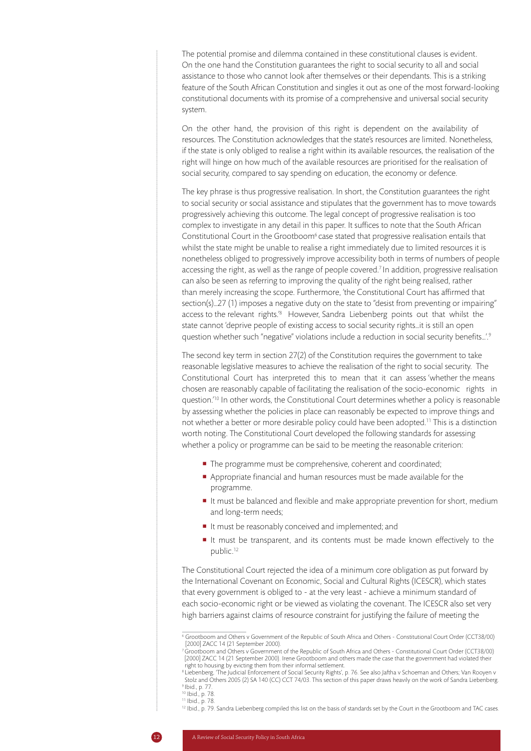The potential promise and dilemma contained in these constitutional clauses is evident. On the one hand the Constitution guarantees the right to social security to all and social assistance to those who cannot look after themselves or their dependants. This is a striking feature of the South African Constitution and singles it out as one of the most forward-looking constitutional documents with its promise of a comprehensive and universal social security system.

On the other hand, the provision of this right is dependent on the availability of resources. The Constitution acknowledges that the state's resources are limited. Nonetheless, if the state is only obliged to realise a right within its available resources, the realisation of the right will hinge on how much of the available resources are prioritised for the realisation of social security, compared to say spending on education, the economy or defence.

The key phrase is thus progressive realisation. In short, the Constitution guarantees the right to social security or social assistance and stipulates that the government has to move towards progressively achieving this outcome. The legal concept of progressive realisation is too complex to investigate in any detail in this paper. It suffices to note that the South African Constitutional Court in the Grootboom[6] case stated that progressive realisation entails that whilst the state might be unable to realise a right immediately due to limited resources it is nonetheless obliged to progressively improve accessibility both in terms of numbers of people accessing the right, as well as the range of people covered.[7] In addition, progressive realisation can also be seen as referring to improving the quality of the right being realised, rather than merely increasing the scope. Furthermore, 'the Constitutional Court has affirmed that section(s)...27 (1) imposes a negative duty on the state to "desist from preventing or impairing" access to the relevant rights.'[8] However, Sandra Liebenberg points out that whilst the state cannot 'deprive people of existing access to social security rights...it is still an open question whether such "negative" violations include a reduction in social security benefits...'.[9]

The second key term in section 27(2) of the Constitution requires the government to take reasonable legislative measures to achieve the realisation of the right to social security. The Constitutional Court has interpreted this to mean that it can assess 'whether the means chosen are reasonably capable of facilitating the realisation of the socio-economic rights in question.'[10] In other words, the Constitutional Court determines whether a policy is reasonable by assessing whether the policies in place can reasonably be expected to improve things and not whether a better or more desirable policy could have been adopted.[11] This is a distinction worth noting. The Constitutional Court developed the following standards for assessing whether a policy or programme can be said to be meeting the reasonable criterion:

- The programme must be comprehensive, coherent and coordinated;
- Appropriate financial and human resources must be made available for the programme.
- It must be balanced and flexible and make appropriate prevention for short, medium and long-term needs;
- It must be reasonably conceived and implemented; and
- It must be transparent, and its contents must be made known effectively to the public.[12]

The Constitutional Court rejected the idea of a minimum core obligation as put forward by the International Covenant on Economic, Social and Cultural Rights (ICESCR), which states that every government is obliged to - at the very least - achieve a minimum standard of each socio-economic right or be viewed as violating the covenant. The ICESCR also set very high barriers against claims of resource constraint for justifying the failure of meeting the

---

[6] Grootboom and Others v Government of the Republic of South Africa and Others - Constitutional Court Order (CCT38/00) [2000] ZACC 14 (21 September 2000).

[7] Grootboom and Others v Government of the Republic of South Africa and Others - Constitutional Court Order (CCT38/00) [2000] ZACC 14 (21 September 2000). Irene Grootboom and others made the case that the government had violated their right to housing by evicting them from their informal settlement.

[8] Liebenberg, 'The Judicial Enforcement of Social Security Rights', p. 76. See also Jaftha v Schoeman and Others; Van Rooyen v Stolz and Others 2005 (2) SA 140 (CC) CCT 74/03. This section of this paper draws heavily on the work of Sandra Liebenberg.

[9] Ibid., p. 77.

[10] Ibid., p. 78.

[11] Ibid., p. 78.

[12] Ibid., p. 79. Sandra Liebenberg compiled this list on the basis of standards set by the Court in the Grootboom and TAC cases.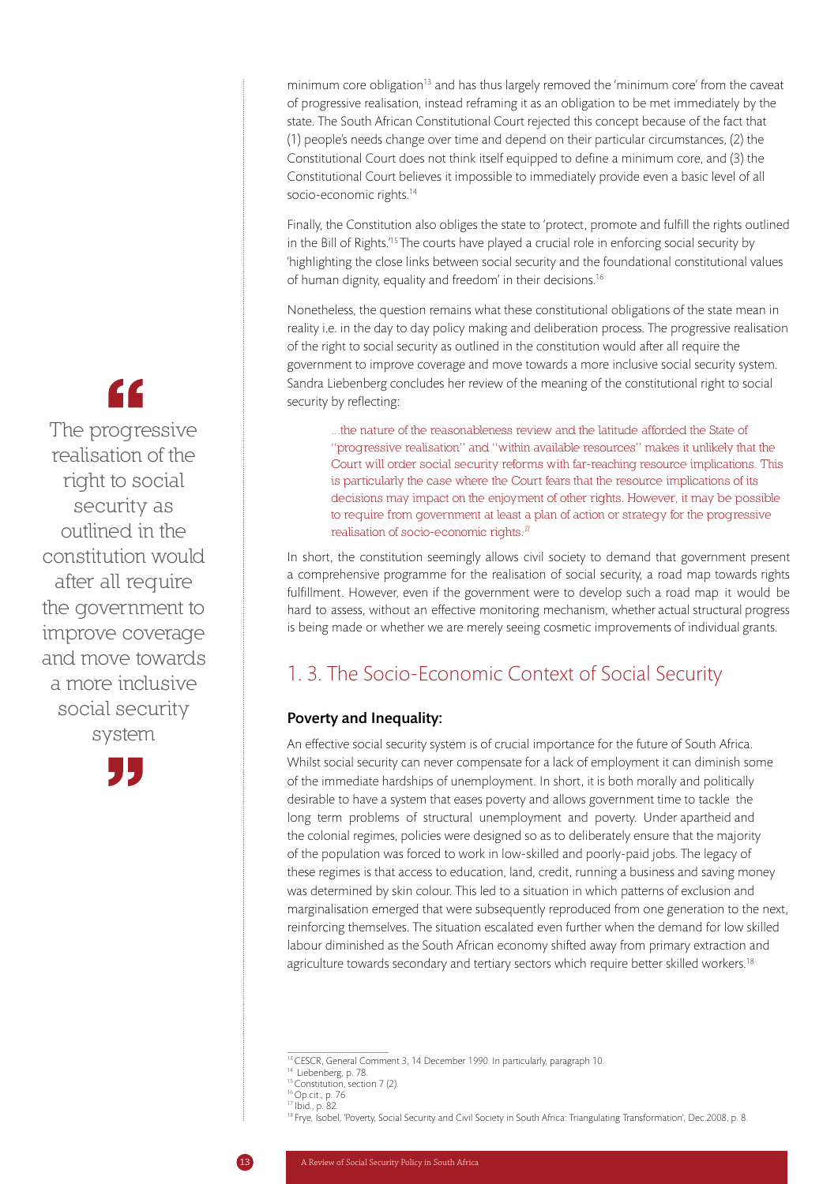minimum core obligation[13] and has thus largely removed the 'minimum core' from the caveat of progressive realisation, instead reframing it as an obligation to be met immediately by the state. The South African Constitutional Court rejected this concept because of the fact that (1) people's needs change over time and depend on their particular circumstances, (2) the Constitutional Court does not think itself equipped to define a minimum core, and (3) the Constitutional Court believes it impossible to immediately provide even a basic level of all socio-economic rights.[14]

Finally, the Constitution also obliges the state to 'protect, promote and fulfill the rights outlined in the Bill of Rights.'[15] The courts have played a crucial role in enforcing social security by 'highlighting the close links between social security and the foundational constitutional values of human dignity, equality and freedom' in their decisions.[16]

Nonetheless, the question remains what these constitutional obligations of the state mean in reality i.e. in the day to day policy making and deliberation process. The progressive realisation of the right to social security as outlined in the constitution would after all require the government to improve coverage and move towards a more inclusive social security system. Sandra Liebenberg concludes her review of the meaning of the constitutional right to social security by reflecting:

> ...the nature of the reasonableness review and the latitude afforded the State of "progressive realisation" and "within available resources" makes it unlikely that the Court will order social security reforms with far-reaching resource implications. This is particularly the case where the Court fears that the resource implications of its decisions may impact on the enjoyment of other rights. However, it may be possible to require from government at least a plan of action or strategy for the progressive realisation of socio-economic rights.[17]

> "The progressive realisation of the right to social security as outlined in the constitution would after all require the government to improve coverage and move towards a more inclusive social security system"

In short, the constitution seemingly allows civil society to demand that government present a comprehensive programme for the realisation of social security, a road map towards rights fulfillment. However, even if the government were to develop such a road map it would be hard to assess, without an effective monitoring mechanism, whether actual structural progress is being made or whether we are merely seeing cosmetic improvements of individual grants.

## 1. 3. The Socio-Economic Context of Social Security

### Poverty and Inequality:

An effective social security system is of crucial importance for the future of South Africa. Whilst social security can never compensate for a lack of employment it can diminish some of the immediate hardships of unemployment. In short, it is both morally and politically desirable to have a system that eases poverty and allows government time to tackle the long term problems of structural unemployment and poverty. Under apartheid and the colonial regimes, policies were designed so as to deliberately ensure that the majority of the population was forced to work in low-skilled and poorly-paid jobs. The legacy of these regimes is that access to education, land, credit, running a business and saving money was determined by skin colour. This led to a situation in which patterns of exclusion and marginalisation emerged that were subsequently reproduced from one generation to the next, reinforcing themselves. The situation escalated even further when the demand for low skilled labour diminished as the South African economy shifted away from primary extraction and agriculture towards secondary and tertiary sectors which require better skilled workers.[18]

---

[13] CESCR, General Comment 3, 14 December 1990. In particularly, paragraph 10.

[14] Liebenberg, p. 78.

[15] Constitution, section 7 (2).

[16] Op.cit., p. 76

[17] Ibid., p. 82.

[18] Frye, Isobel, 'Poverty, Social Security and Civil Society in South Africa: Triangulating Transformation', Dec.2008, p. 8.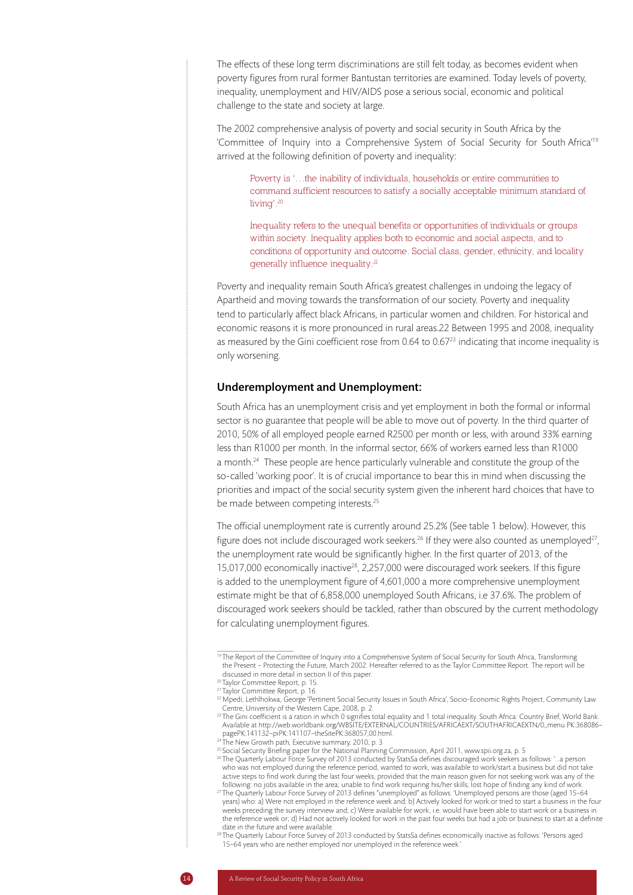The effects of these long term discriminations are still felt today, as becomes evident when poverty figures from rural former Bantustan territories are examined. Today levels of poverty, inequality, unemployment and HIV/AIDS pose a serious social, economic and political challenge to the state and society at large.

The 2002 comprehensive analysis of poverty and social security in South Africa by the 'Committee of Inquiry into a Comprehensive System of Social Security for South Africa'[19] arrived at the following definition of poverty and inequality:

> Poverty is '…the inability of individuals, households or entire communities to command sufficient resources to satisfy a socially acceptable minimum standard of living'.[20]
>
> Inequality refers to the unequal benefits or opportunities of individuals or groups within society. Inequality applies both to economic and social aspects, and to conditions of opportunity and outcome. Social class, gender, ethnicity, and locality generally influence inequality.[21]

Poverty and inequality remain South Africa's greatest challenges in undoing the legacy of Apartheid and moving towards the transformation of our society. Poverty and inequality tend to particularly affect black Africans, in particular women and children. For historical and economic reasons it is more pronounced in rural areas.22 Between 1995 and 2008, inequality as measured by the Gini coefficient rose from 0.64 to 0.67[23] indicating that income inequality is only worsening.

## Underemployment and Unemployment:

South Africa has an unemployment crisis and yet employment in both the formal or informal sector is no guarantee that people will be able to move out of poverty. In the third quarter of 2010, 50% of all employed people earned R2500 per month or less, with around 33% earning less than R1000 per month. In the informal sector, 66% of workers earned less than R1000 a month.[24] These people are hence particularly vulnerable and constitute the group of the so-called 'working poor'. It is of crucial importance to bear this in mind when discussing the priorities and impact of the social security system given the inherent hard choices that have to be made between competing interests.[25]

The official unemployment rate is currently around 25.2% (See table 1 below). However, this figure does not include discouraged work seekers.[26] If they were also counted as unemployed[27], the unemployment rate would be significantly higher. In the first quarter of 2013, of the 15,017,000 economically inactive[28], 2,257,000 were discouraged work seekers. If this figure is added to the unemployment figure of 4,601,000 a more comprehensive unemployment estimate might be that of 6,858,000 unemployed South Africans, i.e 37.6%. The problem of discouraged work seekers should be tackled, rather than obscured by the current methodology for calculating unemployment figures.

---

[19] The Report of the Committee of Inquiry into a Comprehensive System of Social Security for South Africa, Transforming the Present – Protecting the Future, March 2002. Hereafter referred to as the Taylor Committee Report. The report will be discussed in more detail in section II of this paper.

[20] Taylor Committee Report, p. 15.

[21] Taylor Committee Report, p. 16.

[22] Mpedi, Lethlhokwa, George 'Pertinent Social Security Issues in South Africa', Socio-Economic Rights Project, Community Law Centre, University of the Western Cape, 2008, p. 2.

[23] The Gini coefficient is a ration in which 0 signifies total equality and 1 total inequality. South Africa: Country Brief, World Bank. Available at http://web.worldbank.org/WBSITE/EXTERNAL/COUNTRIES/AFRICAEXT/SOUTHAFRICAEXTN/0,,menu PK:368086~pagePK:141132~piPK:141107~theSitePK:368057,00.html.

[24] The New Growth path, Executive summary, 2010, p. 3

[25] Social Security Briefing paper for the National Planning Commission, April 2011, www.spii.org.za, p. 5

[26] The Quarterly Labour Force Survey of 2013 conducted by StatsSa defines discouraged work seekers as follows: '...a person who was not employed during the reference period, wanted to work, was available to work/start a business but did not take active steps to find work during the last four weeks, provided that the main reason given for not seeking work was any of the following: no jobs available in the area; unable to find work requiring his/her skills; lost hope of finding any kind of work.

[27] The Quarterly Labour Force Survey of 2013 defines "unemployed" as follows: 'Unemployed persons are those (aged 15–64 years) who: a) Were not employed in the reference week and; b) Actively looked for work or tried to start a business in the four weeks preceding the survey interview and; c) Were available for work, i.e. would have been able to start work or a business in the reference week or; d) Had not actively looked for work in the past four weeks but had a job or business to start at a definite date in the future and were available.

[28] The Quarterly Labour Force Survey of 2013 conducted by StatsSa defines economically inactive as follows: 'Persons aged 15–64 years who are neither employed nor unemployed in the reference week.'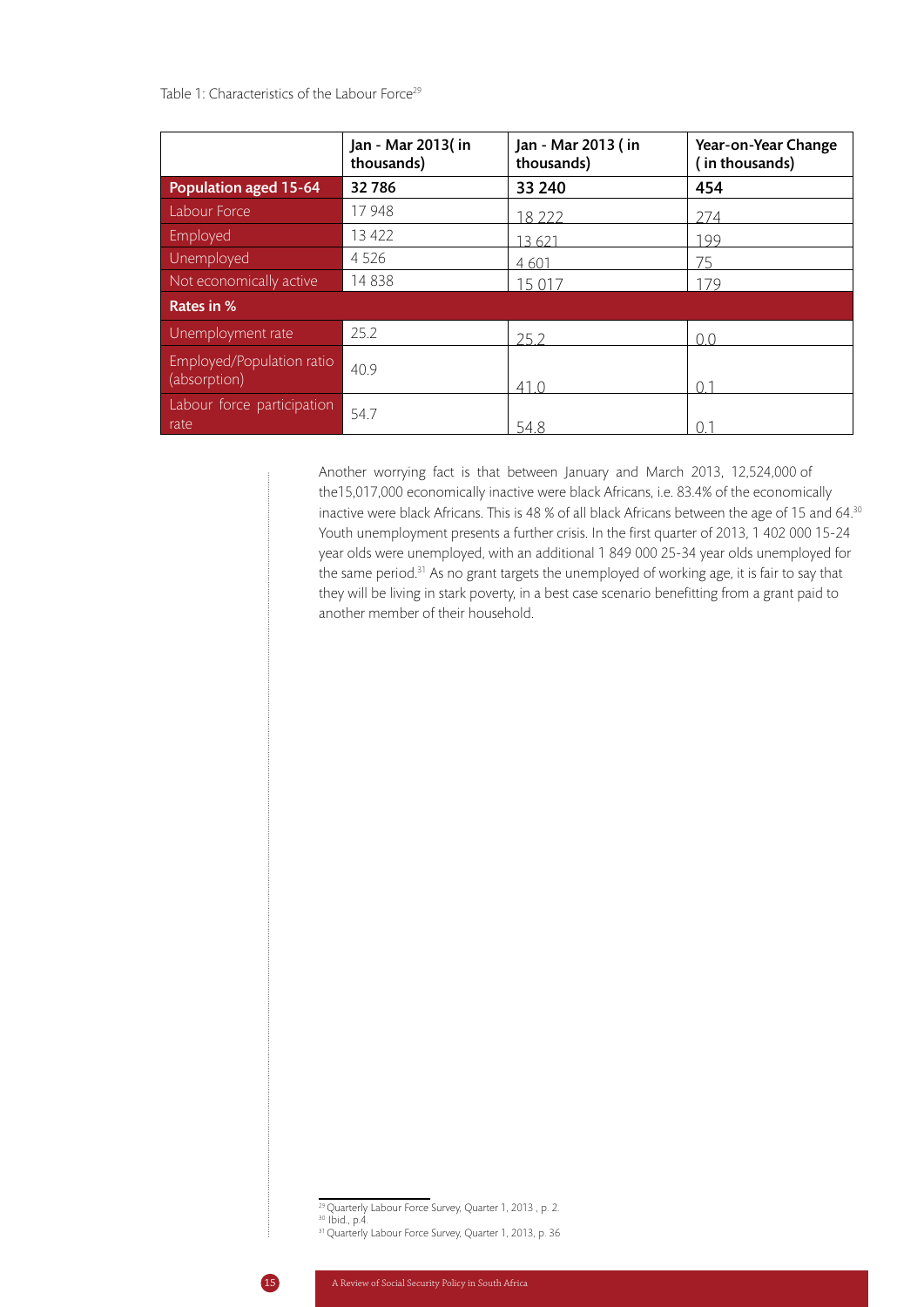Table 1: Characteristics of the Labour Force[29]

| | Jan - Mar 2013( in thousands) | Jan - Mar 2013 ( in thousands) | Year-on-Year Change ( in thousands) |
|---|---|---|---|
| **Population aged 15-64** | **32 786** | **33 240** | **454** |
| Labour Force | 17 948 | 18 222 | 274 |
| Employed | 13 422 | 13 621 | 199 |
| Unemployed | 4 526 | 4 601 | 75 |
| Not economically active | 14 838 | 15 017 | 179 |
| **Rates in %** | | | |
| Unemployment rate | 25.2 | 25.2 | 0.0 |
| Employed/Population ratio (absorption) | 40.9 | 41.0 | 0.1 |
| Labour force participation rate | 54.7 | 54.8 | 0.1 |

Another worrying fact is that between January and March 2013, 12,524,000 of the15,017,000 economically inactive were black Africans, i.e. 83.4% of the economically inactive were black Africans. This is 48 % of all black Africans between the age of 15 and 64.[30] Youth unemployment presents a further crisis. In the first quarter of 2013, 1 402 000 15-24 year olds were unemployed, with an additional 1 849 000 25-34 year olds unemployed for the same period.[31] As no grant targets the unemployed of working age, it is fair to say that they will be living in stark poverty, in a best case scenario benefitting from a grant paid to another member of their household.

[29] Quarterly Labour Force Survey, Quarter 1, 2013 , p. 2.

[30] Ibid., p.4.

[31] Quarterly Labour Force Survey, Quarter 1, 2013, p. 36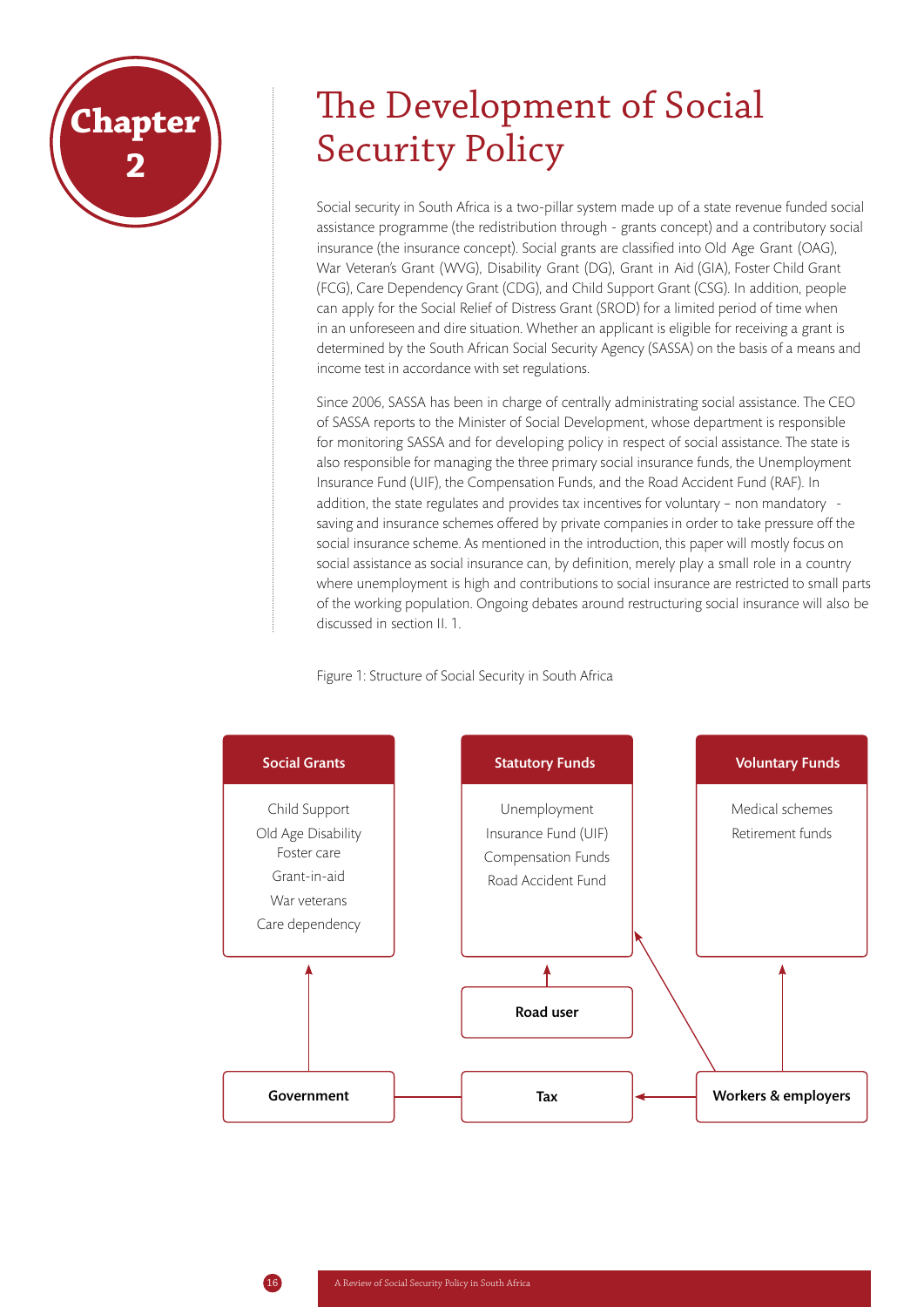# Chapter 2

# The Development of Social Security Policy

Social security in South Africa is a two-pillar system made up of a state revenue funded social assistance programme (the redistribution through - grants concept) and a contributory social insurance (the insurance concept). Social grants are classified into Old Age Grant (OAG), War Veteran's Grant (WVG), Disability Grant (DG), Grant in Aid (GIA), Foster Child Grant (FCG), Care Dependency Grant (CDG), and Child Support Grant (CSG). In addition, people can apply for the Social Relief of Distress Grant (SROD) for a limited period of time when in an unforeseen and dire situation. Whether an applicant is eligible for receiving a grant is determined by the South African Social Security Agency (SASSA) on the basis of a means and income test in accordance with set regulations.

Since 2006, SASSA has been in charge of centrally administrating social assistance. The CEO of SASSA reports to the Minister of Social Development, whose department is responsible for monitoring SASSA and for developing policy in respect of social assistance. The state is also responsible for managing the three primary social insurance funds, the Unemployment Insurance Fund (UIF), the Compensation Funds, and the Road Accident Fund (RAF). In addition, the state regulates and provides tax incentives for voluntary – non mandatory - saving and insurance schemes offered by private companies in order to take pressure off the social insurance scheme. As mentioned in the introduction, this paper will mostly focus on social assistance as social insurance can, by definition, merely play a small role in a country where unemployment is high and contributions to social insurance are restricted to small parts of the working population. Ongoing debates around restructuring social insurance will also be discussed in section II. 1.

Figure 1: Structure of Social Security in South Africa

| Social Grants | Statutory Funds | Voluntary Funds |
|---|---|---|
| Child Support<br>Old Age Disability<br>Foster care<br>Grant-in-aid<br>War veterans<br>Care dependency | Unemployment Insurance Fund (UIF)<br>Compensation Funds<br>Road Accident Fund | Medical schemes<br>Retirement funds |
| ↑ Government | ↑ Road user; Workers & employers | ↑ Workers & employers |

Government — Tax ← Workers & employers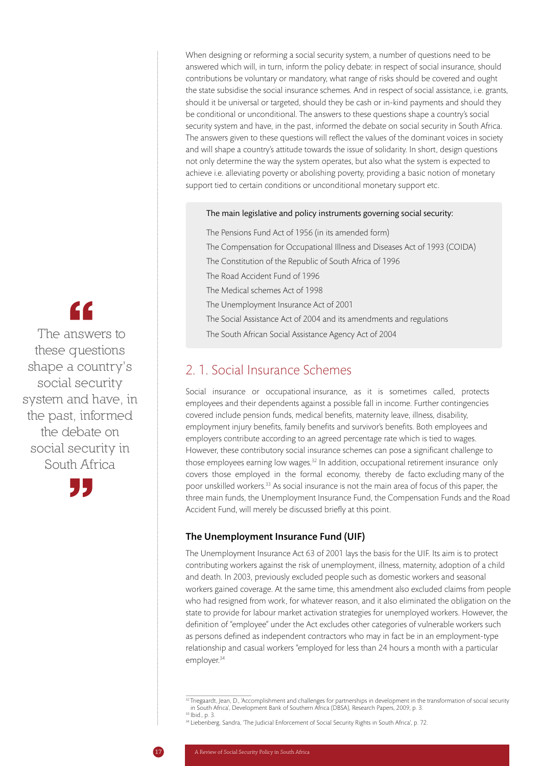When designing or reforming a social security system, a number of questions need to be answered which will, in turn, inform the policy debate: in respect of social insurance, should contributions be voluntary or mandatory, what range of risks should be covered and ought the state subsidise the social insurance schemes. And in respect of social assistance, i.e. grants, should it be universal or targeted, should they be cash or in-kind payments and should they be conditional or unconditional. The answers to these questions shape a country's social security system and have, in the past, informed the debate on social security in South Africa. The answers given to these questions will reflect the values of the dominant voices in society and will shape a country's attitude towards the issue of solidarity. In short, design questions not only determine the way the system operates, but also what the system is expected to achieve i.e. alleviating poverty or abolishing poverty, providing a basic notion of monetary support tied to certain conditions or unconditional monetary support etc.

> "The answers to these questions shape a country's social security system and have, in the past, informed the debate on social security in South Africa"

The main legislative and policy instruments governing social security:

- The Pensions Fund Act of 1956 (in its amended form)
- The Compensation for Occupational Illness and Diseases Act of 1993 (COIDA)
- The Constitution of the Republic of South Africa of 1996
- The Road Accident Fund of 1996
- The Medical schemes Act of 1998
- The Unemployment Insurance Act of 2001
- The Social Assistance Act of 2004 and its amendments and regulations
- The South African Social Assistance Agency Act of 2004

## 2. 1. Social Insurance Schemes

Social insurance or occupational insurance, as it is sometimes called, protects employees and their dependents against a possible fall in income. Further contingencies covered include pension funds, medical benefits, maternity leave, illness, disability, employment injury benefits, family benefits and survivor's benefits. Both employees and employers contribute according to an agreed percentage rate which is tied to wages. However, these contributory social insurance schemes can pose a significant challenge to those employees earning low wages.[32] In addition, occupational retirement insurance only covers those employed in the formal economy, thereby de facto excluding many of the poor unskilled workers.[33] As social insurance is not the main area of focus of this paper, the three main funds, the Unemployment Insurance Fund, the Compensation Funds and the Road Accident Fund, will merely be discussed briefly at this point.

### The Unemployment Insurance Fund (UIF)

The Unemployment Insurance Act 63 of 2001 lays the basis for the UIF. Its aim is to protect contributing workers against the risk of unemployment, illness, maternity, adoption of a child and death. In 2003, previously excluded people such as domestic workers and seasonal workers gained coverage. At the same time, this amendment also excluded claims from people who had resigned from work, for whatever reason, and it also eliminated the obligation on the state to provide for labour market activation strategies for unemployed workers. However, the definition of "employee" under the Act excludes other categories of vulnerable workers such as persons defined as independent contractors who may in fact be in an employment-type relationship and casual workers "employed for less than 24 hours a month with a particular employer.[34]

---

[32] Triegaardt, Jean, D., 'Accomplishment and challenges for partnerships in development in the transformation of social security in South Africa', Development Bank of Southern Africa (DBSA), Research Papers, 2009, p. 3.

[33] Ibid., p. 3.

[34] Liebenberg, Sandra, 'The Judicial Enforcement of Social Security Rights in South Africa', p. 72.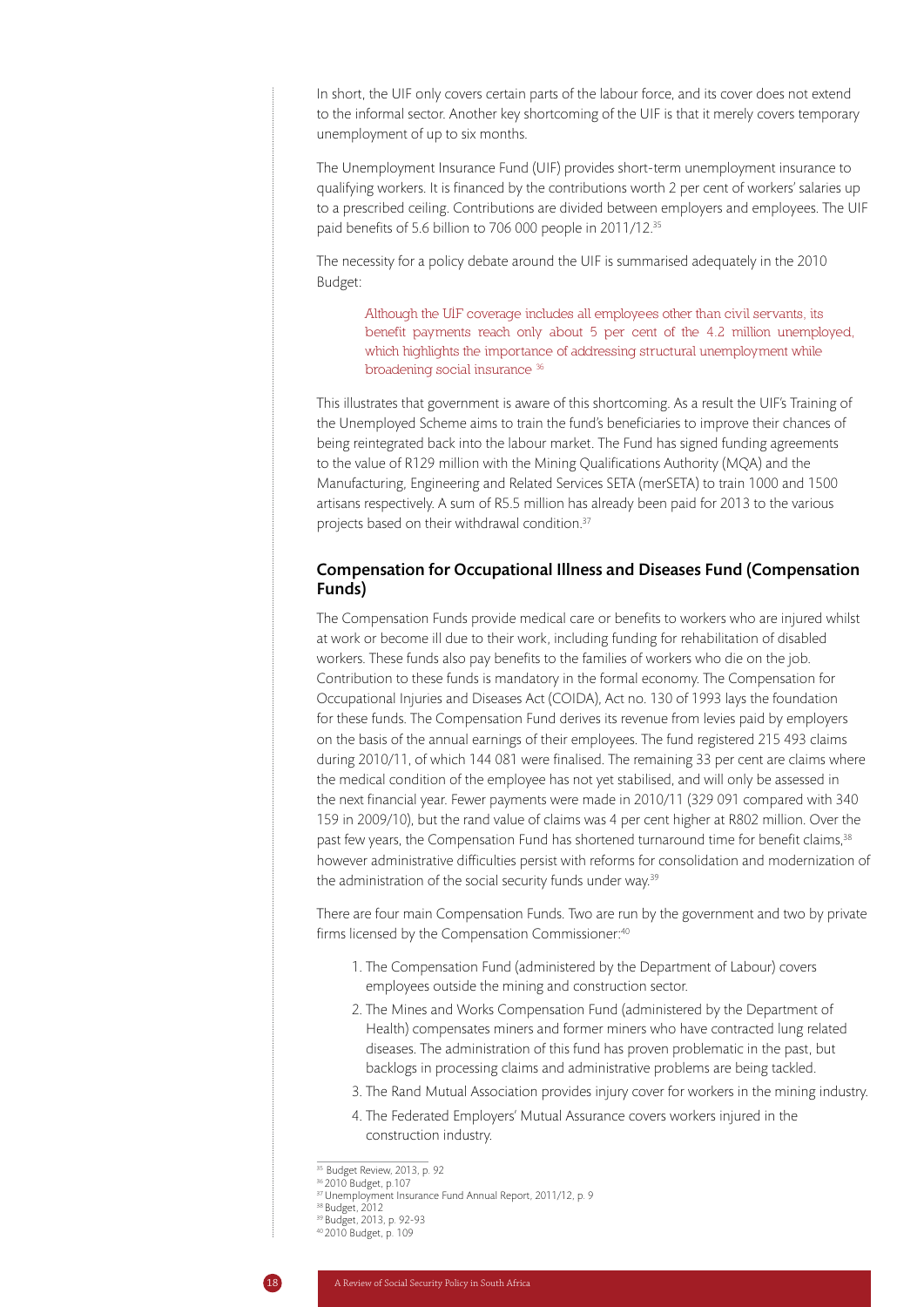In short, the UIF only covers certain parts of the labour force, and its cover does not extend to the informal sector. Another key shortcoming of the UIF is that it merely covers temporary unemployment of up to six months.

The Unemployment Insurance Fund (UIF) provides short-term unemployment insurance to qualifying workers. It is financed by the contributions worth 2 per cent of workers' salaries up to a prescribed ceiling. Contributions are divided between employers and employees. The UIF paid benefits of 5.6 billion to 706 000 people in 2011/12.[35]

The necessity for a policy debate around the UIF is summarised adequately in the 2010 Budget:

> Although the UIF coverage includes all employees other than civil servants, its benefit payments reach only about 5 per cent of the 4.2 million unemployed, which highlights the importance of addressing structural unemployment while broadening social insurance [36]

This illustrates that government is aware of this shortcoming. As a result the UIF's Training of the Unemployed Scheme aims to train the fund's beneficiaries to improve their chances of being reintegrated back into the labour market. The Fund has signed funding agreements to the value of R129 million with the Mining Qualifications Authority (MQA) and the Manufacturing, Engineering and Related Services SETA (merSETA) to train 1000 and 1500 artisans respectively. A sum of R5.5 million has already been paid for 2013 to the various projects based on their withdrawal condition.[37]

## Compensation for Occupational Illness and Diseases Fund (Compensation Funds)

The Compensation Funds provide medical care or benefits to workers who are injured whilst at work or become ill due to their work, including funding for rehabilitation of disabled workers. These funds also pay benefits to the families of workers who die on the job. Contribution to these funds is mandatory in the formal economy. The Compensation for Occupational Injuries and Diseases Act (COIDA), Act no. 130 of 1993 lays the foundation for these funds. The Compensation Fund derives its revenue from levies paid by employers on the basis of the annual earnings of their employees. The fund registered 215 493 claims during 2010/11, of which 144 081 were finalised. The remaining 33 per cent are claims where the medical condition of the employee has not yet stabilised, and will only be assessed in the next financial year. Fewer payments were made in 2010/11 (329 091 compared with 340 159 in 2009/10), but the rand value of claims was 4 per cent higher at R802 million. Over the past few years, the Compensation Fund has shortened turnaround time for benefit claims,[38] however administrative difficulties persist with reforms for consolidation and modernization of the administration of the social security funds under way.[39]

There are four main Compensation Funds. Two are run by the government and two by private firms licensed by the Compensation Commissioner:[40]

1. The Compensation Fund (administered by the Department of Labour) covers employees outside the mining and construction sector.
2. The Mines and Works Compensation Fund (administered by the Department of Health) compensates miners and former miners who have contracted lung related diseases. The administration of this fund has proven problematic in the past, but backlogs in processing claims and administrative problems are being tackled.
3. The Rand Mutual Association provides injury cover for workers in the mining industry.
4. The Federated Employers' Mutual Assurance covers workers injured in the construction industry.

---

[35] Budget Review, 2013, p. 92
[36] 2010 Budget, p.107
[37] Unemployment Insurance Fund Annual Report, 2011/12, p. 9
[38] Budget, 2012
[39] Budget, 2013, p. 92-93
[40] 2010 Budget, p. 109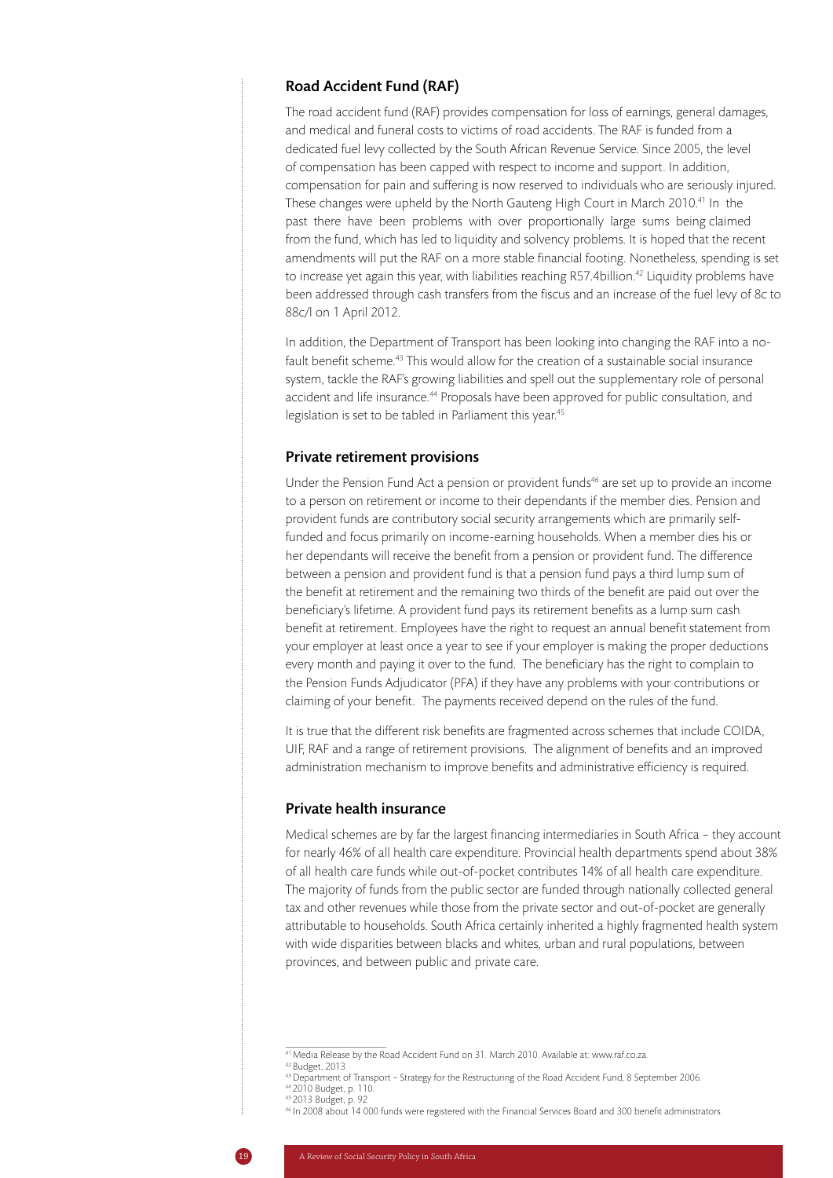### Road Accident Fund (RAF)

The road accident fund (RAF) provides compensation for loss of earnings, general damages, and medical and funeral costs to victims of road accidents. The RAF is funded from a dedicated fuel levy collected by the South African Revenue Service. Since 2005, the level of compensation has been capped with respect to income and support. In addition, compensation for pain and suffering is now reserved to individuals who are seriously injured. These changes were upheld by the North Gauteng High Court in March 2010.[41] In the past there have been problems with over proportionally large sums being claimed from the fund, which has led to liquidity and solvency problems. It is hoped that the recent amendments will put the RAF on a more stable financial footing. Nonetheless, spending is set to increase yet again this year, with liabilities reaching R57.4billion.[42] Liquidity problems have been addressed through cash transfers from the fiscus and an increase of the fuel levy of 8c to 88c/l on 1 April 2012.

In addition, the Department of Transport has been looking into changing the RAF into a no-fault benefit scheme.[43] This would allow for the creation of a sustainable social insurance system, tackle the RAF's growing liabilities and spell out the supplementary role of personal accident and life insurance.[44] Proposals have been approved for public consultation, and legislation is set to be tabled in Parliament this year.[45]

### Private retirement provisions

Under the Pension Fund Act a pension or provident funds[46] are set up to provide an income to a person on retirement or income to their dependants if the member dies. Pension and provident funds are contributory social security arrangements which are primarily self-funded and focus primarily on income-earning households. When a member dies his or her dependants will receive the benefit from a pension or provident fund. The difference between a pension and provident fund is that a pension fund pays a third lump sum of the benefit at retirement and the remaining two thirds of the benefit are paid out over the beneficiary's lifetime. A provident fund pays its retirement benefits as a lump sum cash benefit at retirement. Employees have the right to request an annual benefit statement from your employer at least once a year to see if your employer is making the proper deductions every month and paying it over to the fund. The beneficiary has the right to complain to the Pension Funds Adjudicator (PFA) if they have any problems with your contributions or claiming of your benefit. The payments received depend on the rules of the fund.

It is true that the different risk benefits are fragmented across schemes that include COIDA, UIF, RAF and a range of retirement provisions. The alignment of benefits and an improved administration mechanism to improve benefits and administrative efficiency is required.

### Private health insurance

Medical schemes are by far the largest financing intermediaries in South Africa – they account for nearly 46% of all health care expenditure. Provincial health departments spend about 38% of all health care funds while out-of-pocket contributes 14% of all health care expenditure. The majority of funds from the public sector are funded through nationally collected general tax and other revenues while those from the private sector and out-of-pocket are generally attributable to households. South Africa certainly inherited a highly fragmented health system with wide disparities between blacks and whites, urban and rural populations, between provinces, and between public and private care.

---

[41] Media Release by the Road Accident Fund on 31. March 2010. Available at: www.raf.co.za.

[42] Budget, 2013

[43] Department of Transport – Strategy for the Restructuring of the Road Accident Fund, 8 September 2006.

[44] 2010 Budget, p. 110.

[45] 2013 Budget, p. 92

[46] In 2008 about 14 000 funds were registered with the Financial Services Board and 300 benefit administrators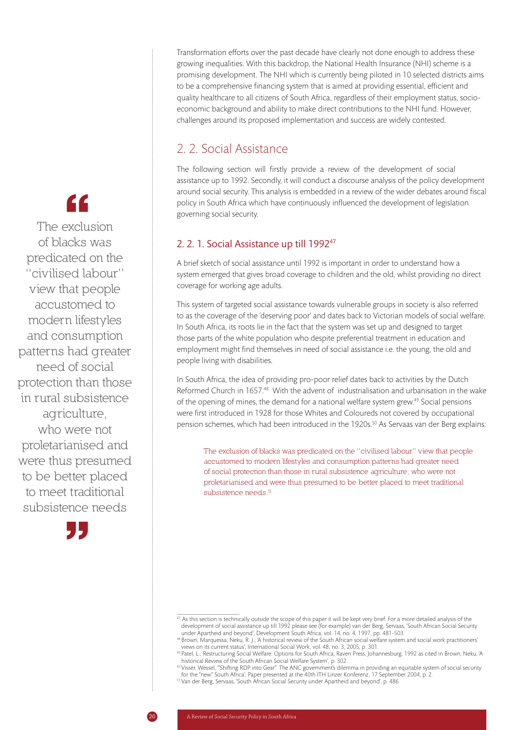Transformation efforts over the past decade have clearly not done enough to address these growing inequalities. With this backdrop, the National Health Insurance (NHI) scheme is a promising development. The NHI which is currently being piloted in 10 selected districts aims to be a comprehensive financing system that is aimed at providing essential, efficient and quality healthcare to all citizens of South Africa, regardless of their employment status, socio-economic background and ability to make direct contributions to the NHI fund. However, challenges around its proposed implementation and success are widely contested.

## 2. 2. Social Assistance

The following section will firstly provide a review of the development of social assistance up to 1992. Secondly, it will conduct a discourse analysis of the policy development around social security. This analysis is embedded in a review of the wider debates around fiscal policy in South Africa which have continuously influenced the development of legislation governing social security.

### 2. 2. 1. Social Assistance up till 1992[47]

A brief sketch of social assistance until 1992 is important in order to understand how a system emerged that gives broad coverage to children and the old, whilst providing no direct coverage for working age adults.

This system of targeted social assistance towards vulnerable groups in society is also referred to as the coverage of the 'deserving poor' and dates back to Victorian models of social welfare. In South Africa, its roots lie in the fact that the system was set up and designed to target those parts of the white population who despite preferential treatment in education and employment might find themselves in need of social assistance i.e. the young, the old and people living with disabilities.

In South Africa, the idea of providing pro-poor relief dates back to activities by the Dutch Reformed Church in 1657.[48] With the advent of industrialisation and urbanisation in the wake of the opening of mines, the demand for a national welfare system grew.[49] Social pensions were first introduced in 1928 for those Whites and Coloureds not covered by occupational pension schemes, which had been introduced in the 1920s.[50] As Servaas van der Berg explains:

> The exclusion of blacks was predicated on the "civilised labour" view that people accustomed to modern lifestyles and consumption patterns had greater need of social protection than those in rural subsistence agriculture, who were not proletarianised and were thus presumed to be better placed to meet traditional subsistence needs.[51]

---

[47] As this section is technically outside the scope of this paper it will be kept very brief. For a more detailed analysis of the development of social assistance up till 1992 please see (for example) van der Berg, Servaas, 'South African Social Security under Apartheid and beyond', Development South Africa, vol. 14, no. 4, 1997, pp. 481-503.

[48] Brown, Marquessa, Neku, R. J., 'A historical review of the South African social welfare system and social work practitioners' views on its current status', International Social Work, vol. 48, no. 3, 2005, p. 301.

[49] Patel, L., Restructuring Social Welfare: Options for South Africa, Raven Press, Johannesburg, 1992 as cited in Brown, Neku, 'A historical Review of the South African Social Welfare System', p. 302.

[50] Visser, Wessel, '"Shifting RDP into Gear". The ANC government's dilemma in providing an equitable system of social security for the "new" South Africa', Paper presented at the 40th ITH Linzer Konferenz, 17 September 2004, p. 2.

[51] Van der Berg, Servaas, 'South African Social Security under Apartheid and beyond', p. 486.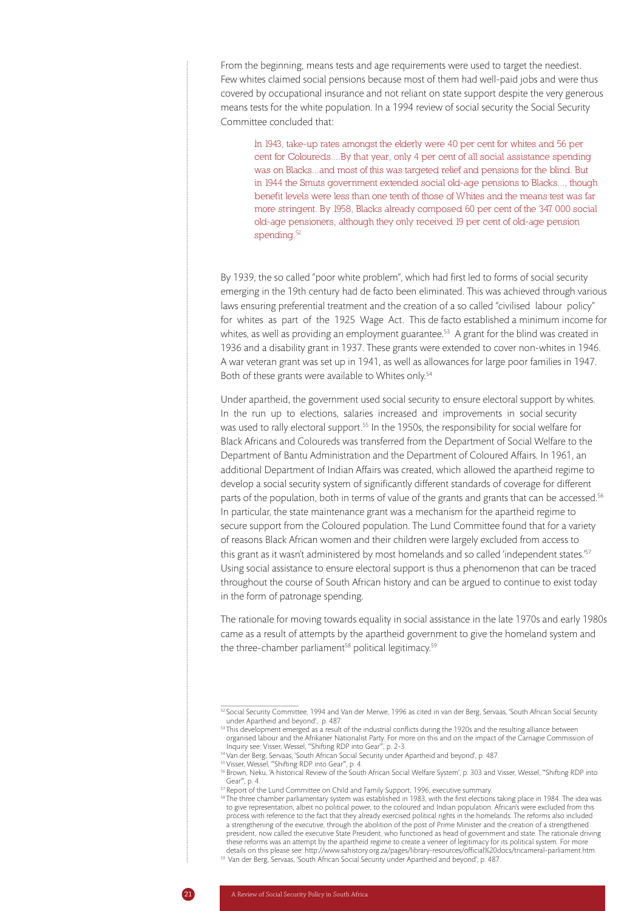From the beginning, means tests and age requirements were used to target the neediest. Few whites claimed social pensions because most of them had well-paid jobs and were thus covered by occupational insurance and not reliant on state support despite the very generous means tests for the white population. In a 1994 review of social security the Social Security Committee concluded that:

> In 1943, take-up rates amongst the elderly were 40 per cent for whites and 56 per cent for Coloureds....By that year, only 4 per cent of all social assistance spending was on Blacks...and most of this was targeted relief and pensions for the blind. But in 1944 the Smuts government extended social old-age pensions to Blacks..., though benefit levels were less than one tenth of those of Whites and the means test was far more stringent. By 1958, Blacks already composed 60 per cent of the 347 000 social old-age pensioners, although they only received 19 per cent of old-age pension spending.[52]

By 1939, the so called "poor white problem", which had first led to forms of social security emerging in the 19th century had de facto been eliminated. This was achieved through various laws ensuring preferential treatment and the creation of a so called "civilised labour policy" for whites as part of the 1925 Wage Act. This de facto established a minimum income for whites, as well as providing an employment guarantee.[53] A grant for the blind was created in 1936 and a disability grant in 1937. These grants were extended to cover non-whites in 1946. A war veteran grant was set up in 1941, as well as allowances for large poor families in 1947. Both of these grants were available to Whites only.[54]

Under apartheid, the government used social security to ensure electoral support by whites. In the run up to elections, salaries increased and improvements in social security was used to rally electoral support.[55] In the 1950s, the responsibility for social welfare for Black Africans and Coloureds was transferred from the Department of Social Welfare to the Department of Bantu Administration and the Department of Coloured Affairs. In 1961, an additional Department of Indian Affairs was created, which allowed the apartheid regime to develop a social security system of significantly different standards of coverage for different parts of the population, both in terms of value of the grants and grants that can be accessed.[56] In particular, the state maintenance grant was a mechanism for the apartheid regime to secure support from the Coloured population. The Lund Committee found that for a variety of reasons Black African women and their children were largely excluded from access to this grant as it wasn't administered by most homelands and so called 'independent states.'[57] Using social assistance to ensure electoral support is thus a phenomenon that can be traced throughout the course of South African history and can be argued to continue to exist today in the form of patronage spending.

The rationale for moving towards equality in social assistance in the late 1970s and early 1980s came as a result of attempts by the apartheid government to give the homeland system and the three-chamber parliament[58] political legitimacy.[59]

---

[52] Social Security Committee, 1994 and Van der Merwe, 1996 as cited in van der Berg, Servaas, 'South African Social Security under Apartheid and beyond', p. 487.

[53] This development emerged as a result of the industrial conflicts during the 1920s and the resulting alliance between organised labour and the Afrikaner Nationalist Party. For more on this and on the impact of the Carnagie Commission of Inquiry see: Visser, Wessel, '"Shifting RDP into Gear"', p. 2-3.

[54] Van der Berg, Servaas, 'South African Social Security under Apartheid and beyond', p. 487.

[55] Visser, Wessel, '"Shifting RDP into Gear"', p. 4.

[56] Brown, Neku, 'A historical Review of the South African Social Welfare System', p. 303 and Visser, Wessel, '"Shifting RDP into Gear"', p. 4.

[57] Report of the Lund Committee on Child and Family Support, 1996, executive summary.

[58] The three chamber parliamentary system was established in 1983, with the first elections taking place in 1984. The idea was to give representation, albeit no political power, to the coloured and Indian population. African's were excluded from this process with reference to the fact that they already exercised political rights in the homelands. The reforms also included a strengthening of the executive, through the abolition of the post of Prime Minister and the creation of a strengthened president, now called the executive State President, who functioned as head of government and state. The rationale driving these reforms was an attempt by the apartheid regime to create a veneer of legitimacy for its political system. For more details on this please see: http://www.sahistory.org.za/pages/library-resources/official%20docs/tricameral-parliament.htm.

[59] Van der Berg, Servaas, 'South African Social Security under Apartheid and beyond', p. 487.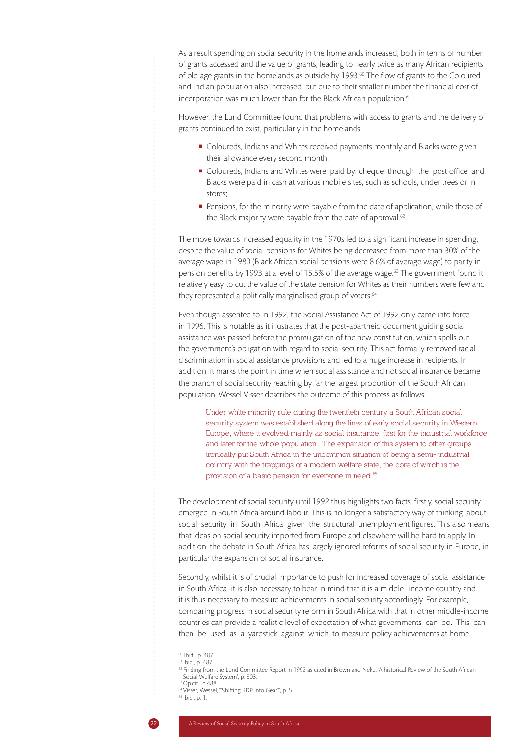As a result spending on social security in the homelands increased, both in terms of number of grants accessed and the value of grants, leading to nearly twice as many African recipients of old age grants in the homelands as outside by 1993.[60] The flow of grants to the Coloured and Indian population also increased, but due to their smaller number the financial cost of incorporation was much lower than for the Black African population.[61]

However, the Lund Committee found that problems with access to grants and the delivery of grants continued to exist, particularly in the homelands.

- Coloureds, Indians and Whites received payments monthly and Blacks were given their allowance every second month;
- Coloureds, Indians and Whites were paid by cheque through the post office and Blacks were paid in cash at various mobile sites, such as schools, under trees or in stores;
- Pensions, for the minority were payable from the date of application, while those of the Black majority were payable from the date of approval.[62]

The move towards increased equality in the 1970s led to a significant increase in spending, despite the value of social pensions for Whites being decreased from more than 30% of the average wage in 1980 (Black African social pensions were 8.6% of average wage) to parity in pension benefits by 1993 at a level of 15.5% of the average wage.[63] The government found it relatively easy to cut the value of the state pension for Whites as their numbers were few and they represented a politically marginalised group of voters.[64]

Even though assented to in 1992, the Social Assistance Act of 1992 only came into force in 1996. This is notable as it illustrates that the post-apartheid document guiding social assistance was passed before the promulgation of the new constitution, which spells out the government's obligation with regard to social security. This act formally removed racial discrimination in social assistance provisions and led to a huge increase in recipients. In addition, it marks the point in time when social assistance and not social insurance became the branch of social security reaching by far the largest proportion of the South African population. Wessel Visser describes the outcome of this process as follows:

> Under white minority rule during the twentieth century a South African social security system was established along the lines of early social security in Western Europe, where it evolved mainly as social insurance, first for the industrial workforce and later for the whole population...The expansion of this system to other groups ironically put South Africa in the uncommon situation of being a semi- industrial country with the trappings of a modern welfare state, the core of which is the provision of a basic pension for everyone in need.[65]

The development of social security until 1992 thus highlights two facts: firstly, social security emerged in South Africa around labour. This is no longer a satisfactory way of thinking about social security in South Africa given the structural unemployment figures. This also means that ideas on social security imported from Europe and elsewhere will be hard to apply. In addition, the debate in South Africa has largely ignored reforms of social security in Europe, in particular the expansion of social insurance.

Secondly, whilst it is of crucial importance to push for increased coverage of social assistance in South Africa, it is also necessary to bear in mind that it is a middle- income country and it is thus necessary to measure achievements in social security accordingly. For example, comparing progress in social security reform in South Africa with that in other middle-income countries can provide a realistic level of expectation of what governments can do. This can then be used as a yardstick against which to measure policy achievements at home.

---

[60] Ibid., p. 487.
[61] Ibid., p. 487.
[62] Finding from the Lund Committee Report in 1992 as cited in Brown and Neku, 'A historical Review of the South African Social Welfare System', p. 303.
[63] Op.cit., p.488.
[64] Visser, Wessel, "'Shifting RDP into Gear'", p. 5.
[65] Ibid., p. 1.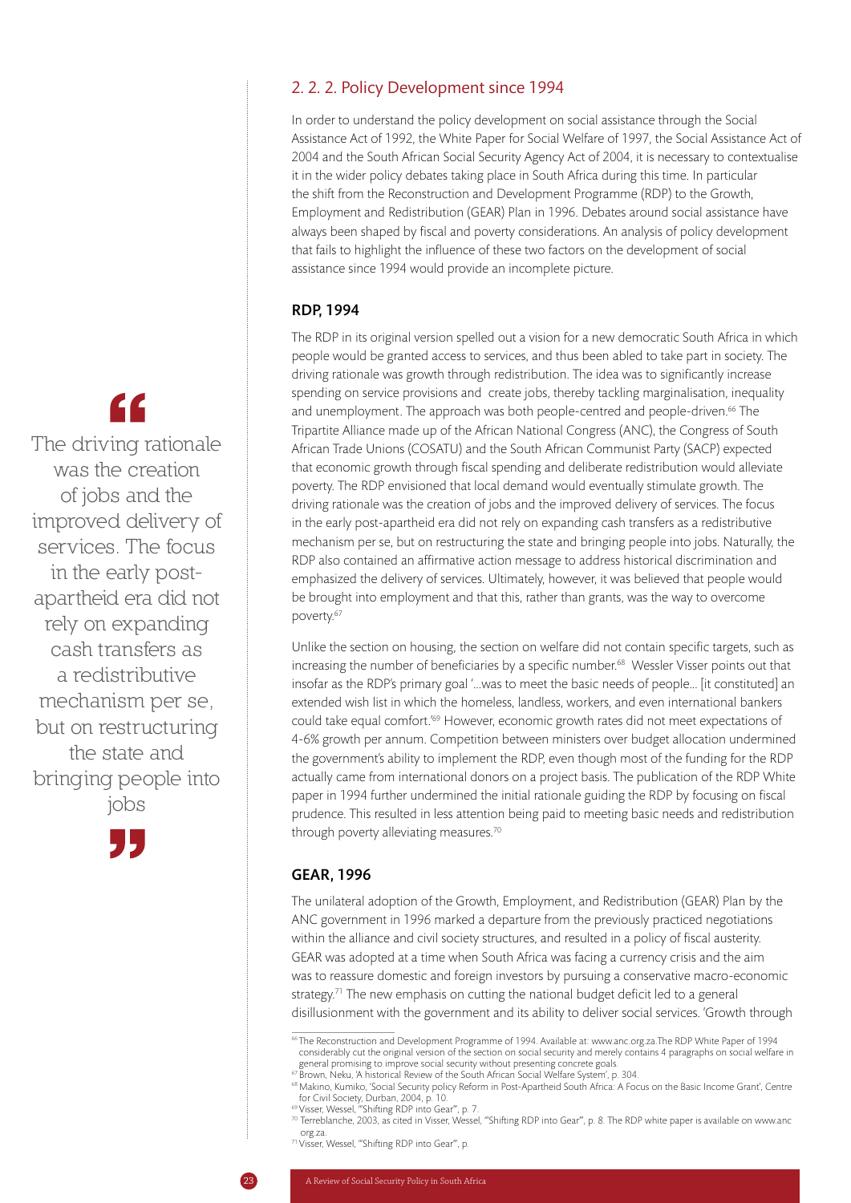## 2. 2. 2. Policy Development since 1994

In order to understand the policy development on social assistance through the Social Assistance Act of 1992, the White Paper for Social Welfare of 1997, the Social Assistance Act of 2004 and the South African Social Security Agency Act of 2004, it is necessary to contextualise it in the wider policy debates taking place in South Africa during this time. In particular the shift from the Reconstruction and Development Programme (RDP) to the Growth, Employment and Redistribution (GEAR) Plan in 1996. Debates around social assistance have always been shaped by fiscal and poverty considerations. An analysis of policy development that fails to highlight the influence of these two factors on the development of social assistance since 1994 would provide an incomplete picture.

### RDP, 1994

The RDP in its original version spelled out a vision for a new democratic South Africa in which people would be granted access to services, and thus been abled to take part in society. The driving rationale was growth through redistribution. The idea was to significantly increase spending on service provisions and create jobs, thereby tackling marginalisation, inequality and unemployment. The approach was both people-centred and people-driven.[66] The Tripartite Alliance made up of the African National Congress (ANC), the Congress of South African Trade Unions (COSATU) and the South African Communist Party (SACP) expected that economic growth through fiscal spending and deliberate redistribution would alleviate poverty. The RDP envisioned that local demand would eventually stimulate growth. The driving rationale was the creation of jobs and the improved delivery of services. The focus in the early post-apartheid era did not rely on expanding cash transfers as a redistributive mechanism per se, but on restructuring the state and bringing people into jobs. Naturally, the RDP also contained an affirmative action message to address historical discrimination and emphasized the delivery of services. Ultimately, however, it was believed that people would be brought into employment and that this, rather than grants, was the way to overcome poverty.[67]

> "The driving rationale was the creation of jobs and the improved delivery of services. The focus in the early post-apartheid era did not rely on expanding cash transfers as a redistributive mechanism per se, but on restructuring the state and bringing people into jobs"

Unlike the section on housing, the section on welfare did not contain specific targets, such as increasing the number of beneficiaries by a specific number.[68] Wessler Visser points out that insofar as the RDP's primary goal '...was to meet the basic needs of people... [it constituted] an extended wish list in which the homeless, landless, workers, and even international bankers could take equal comfort.'[69] However, economic growth rates did not meet expectations of 4-6% growth per annum. Competition between ministers over budget allocation undermined the government's ability to implement the RDP, even though most of the funding for the RDP actually came from international donors on a project basis. The publication of the RDP White paper in 1994 further undermined the initial rationale guiding the RDP by focusing on fiscal prudence. This resulted in less attention being paid to meeting basic needs and redistribution through poverty alleviating measures.[70]

### GEAR, 1996

The unilateral adoption of the Growth, Employment, and Redistribution (GEAR) Plan by the ANC government in 1996 marked a departure from the previously practiced negotiations within the alliance and civil society structures, and resulted in a policy of fiscal austerity. GEAR was adopted at a time when South Africa was facing a currency crisis and the aim was to reassure domestic and foreign investors by pursuing a conservative macro-economic strategy.[71] The new emphasis on cutting the national budget deficit led to a general disillusionment with the government and its ability to deliver social services. 'Growth through

---

[66] The Reconstruction and Development Programme of 1994. Available at: www.anc.org.za.The RDP White Paper of 1994 considerably cut the original version of the section on social security and merely contains 4 paragraphs on social welfare in general promising to improve social security without presenting concrete goals.

[67] Brown, Neku, 'A historical Review of the South African Social Welfare System', p. 304.

[68] Makino, Kumiko, 'Social Security policy Reform in Post-Apartheid South Africa: A Focus on the Basic Income Grant', Centre for Civil Society, Durban, 2004, p. 10.

[69] Visser, Wessel, '"Shifting RDP into Gear"', p. 7.

[70] Terreblanche, 2003, as cited in Visser, Wessel, '"Shifting RDP into Gear"', p. 8. The RDP white paper is available on www.anc org.za.

[71] Visser, Wessel, '"Shifting RDP into Gear"', p.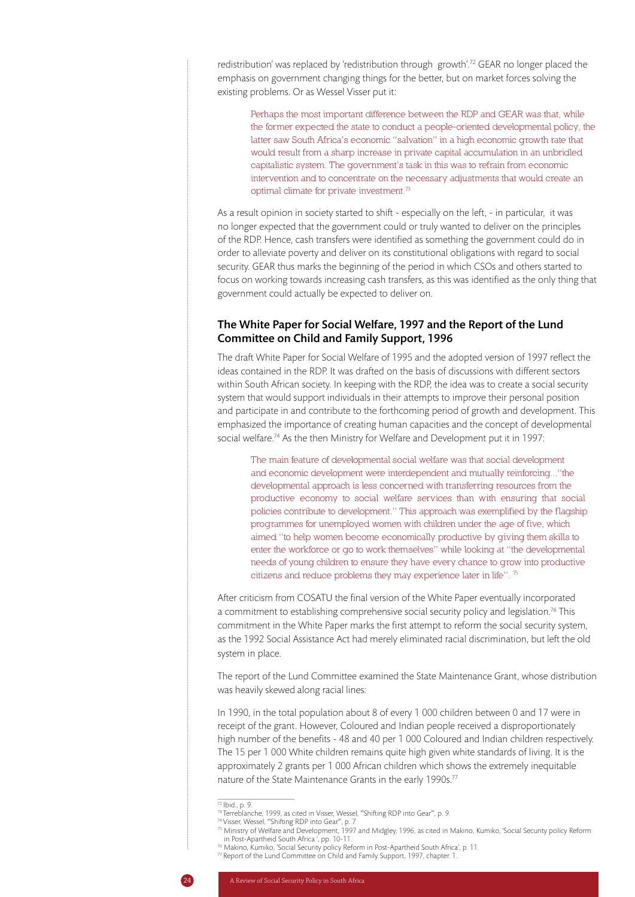redistribution' was replaced by 'redistribution through growth'.[72] GEAR no longer placed the emphasis on government changing things for the better, but on market forces solving the existing problems. Or as Wessel Visser put it:

> Perhaps the most important difference between the RDP and GEAR was that, while the former expected the state to conduct a people-oriented developmental policy, the latter saw South Africa's economic "salvation" in a high economic growth rate that would result from a sharp increase in private capital accumulation in an unbridled capitalistic system. The government's task in this was to refrain from economic intervention and to concentrate on the necessary adjustments that would create an optimal climate for private investment.[73]

As a result opinion in society started to shift - especially on the left, - in particular, it was no longer expected that the government could or truly wanted to deliver on the principles of the RDP. Hence, cash transfers were identified as something the government could do in order to alleviate poverty and deliver on its constitutional obligations with regard to social security. GEAR thus marks the beginning of the period in which CSOs and others started to focus on working towards increasing cash transfers, as this was identified as the only thing that government could actually be expected to deliver on.

### The White Paper for Social Welfare, 1997 and the Report of the Lund Committee on Child and Family Support, 1996

The draft White Paper for Social Welfare of 1995 and the adopted version of 1997 reflect the ideas contained in the RDP. It was drafted on the basis of discussions with different sectors within South African society. In keeping with the RDP, the idea was to create a social security system that would support individuals in their attempts to improve their personal position and participate in and contribute to the forthcoming period of growth and development. This emphasized the importance of creating human capacities and the concept of developmental social welfare.[74] As the then Ministry for Welfare and Development put it in 1997:

> The main feature of developmental social welfare was that social development and economic development were interdependent and mutually reinforcing..."the developmental approach is less concerned with transferring resources from the productive economy to social welfare services than with ensuring that social policies contribute to development." This approach was exemplified by the flagship programmes for unemployed women with children under the age of five, which aimed "to help women become economically productive by giving them skills to enter the workforce or go to work themselves" while looking at "the developmental needs of young children to ensure they have every chance to grow into productive citizens and reduce problems they may experience later in life". [75]

After criticism from COSATU the final version of the White Paper eventually incorporated a commitment to establishing comprehensive social security policy and legislation.[76] This commitment in the White Paper marks the first attempt to reform the social security system, as the 1992 Social Assistance Act had merely eliminated racial discrimination, but left the old system in place.

The report of the Lund Committee examined the State Maintenance Grant, whose distribution was heavily skewed along racial lines:

In 1990, in the total population about 8 of every 1 000 children between 0 and 17 were in receipt of the grant. However, Coloured and Indian people received a disproportionately high number of the benefits - 48 and 40 per 1 000 Coloured and Indian children respectively. The 15 per 1 000 White children remains quite high given white standards of living. It is the approximately 2 grants per 1 000 African children which shows the extremely inequitable nature of the State Maintenance Grants in the early 1990s.[77]

---

[72] Ibid., p. 9.
[73] Terreblanche, 1999, as cited in Visser, Wessel, "'Shifting RDP into Gear'", p. 9.
[74] Visser, Wessel, "'Shifting RDP into Gear'", p. 7.
[75] Ministry of Welfare and Development, 1997 and Midgley, 1996, as cited in Makino, Kumiko, 'Social Security policy Reform in Post-Apartheid South Africa ', pp. 10-11.
[76] Makino, Kumiko, 'Social Security policy Reform in Post-Apartheid South Africa', p. 11.
[77] Report of the Lund Committee on Child and Family Support, 1997, chapter. 1.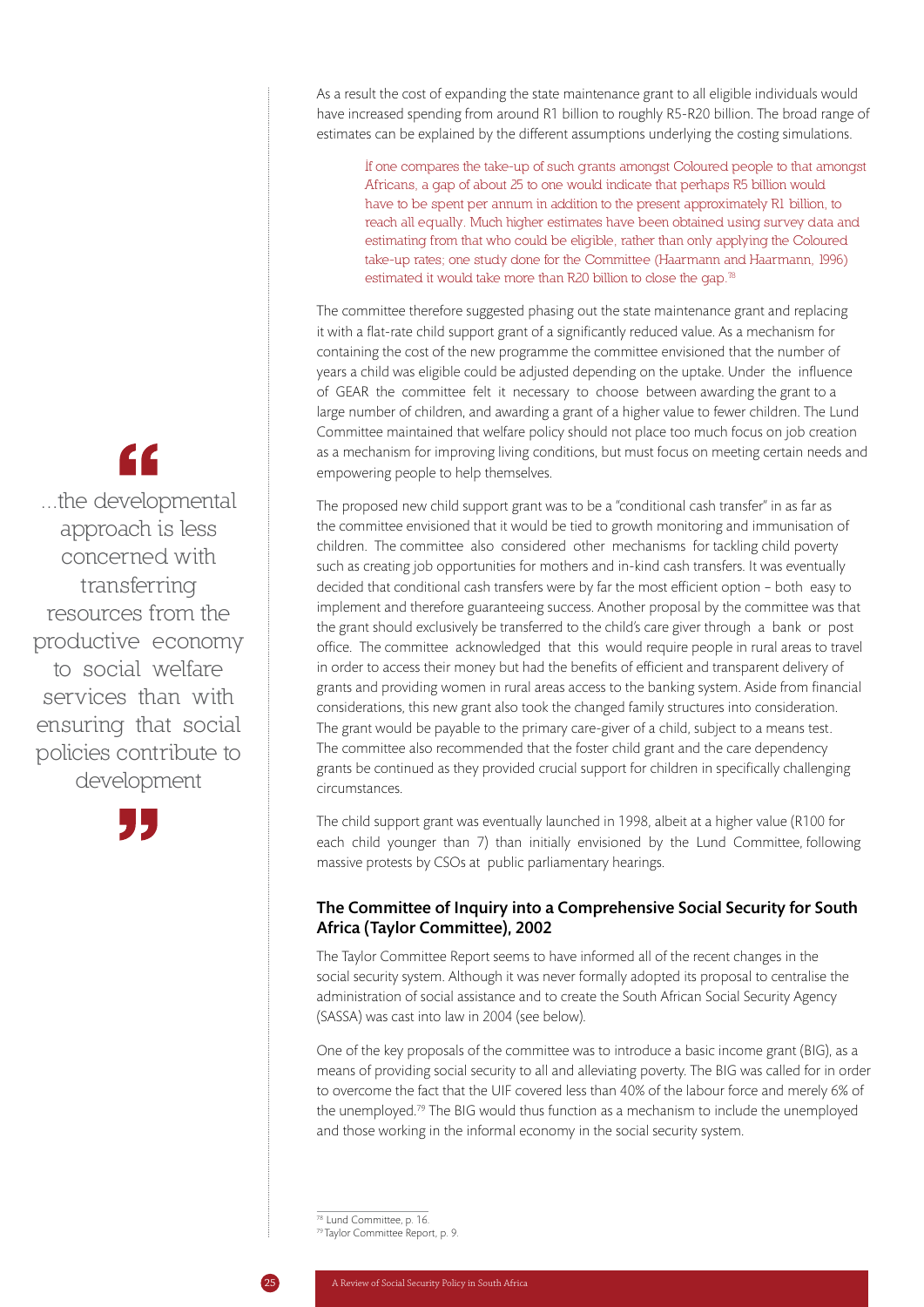As a result the cost of expanding the state maintenance grant to all eligible individuals would have increased spending from around R1 billion to roughly R5-R20 billion. The broad range of estimates can be explained by the different assumptions underlying the costing simulations.

> If one compares the take-up of such grants amongst Coloured people to that amongst Africans, a gap of about 25 to one would indicate that perhaps R5 billion would have to be spent per annum in addition to the present approximately R1 billion, to reach all equally. Much higher estimates have been obtained using survey data and estimating from that who could be eligible, rather than only applying the Coloured take-up rates; one study done for the Committee (Haarmann and Haarmann, 1996) estimated it would take more than R20 billion to close the gap.[78]

The committee therefore suggested phasing out the state maintenance grant and replacing it with a flat-rate child support grant of a significantly reduced value. As a mechanism for containing the cost of the new programme the committee envisioned that the number of years a child was eligible could be adjusted depending on the uptake. Under the influence of GEAR the committee felt it necessary to choose between awarding the grant to a large number of children, and awarding a grant of a higher value to fewer children. The Lund Committee maintained that welfare policy should not place too much focus on job creation as a mechanism for improving living conditions, but must focus on meeting certain needs and empowering people to help themselves.

> "...the developmental approach is less concerned with transferring resources from the productive economy to social welfare services than with ensuring that social policies contribute to development"

The proposed new child support grant was to be a "conditional cash transfer" in as far as the committee envisioned that it would be tied to growth monitoring and immunisation of children. The committee also considered other mechanisms for tackling child poverty such as creating job opportunities for mothers and in-kind cash transfers. It was eventually decided that conditional cash transfers were by far the most efficient option – both easy to implement and therefore guaranteeing success. Another proposal by the committee was that the grant should exclusively be transferred to the child's care giver through a bank or post office. The committee acknowledged that this would require people in rural areas to travel in order to access their money but had the benefits of efficient and transparent delivery of grants and providing women in rural areas access to the banking system. Aside from financial considerations, this new grant also took the changed family structures into consideration. The grant would be payable to the primary care-giver of a child, subject to a means test. The committee also recommended that the foster child grant and the care dependency grants be continued as they provided crucial support for children in specifically challenging circumstances.

The child support grant was eventually launched in 1998, albeit at a higher value (R100 for each child younger than 7) than initially envisioned by the Lund Committee, following massive protests by CSOs at public parliamentary hearings.

### The Committee of Inquiry into a Comprehensive Social Security for South Africa (Taylor Committee), 2002

The Taylor Committee Report seems to have informed all of the recent changes in the social security system. Although it was never formally adopted its proposal to centralise the administration of social assistance and to create the South African Social Security Agency (SASSA) was cast into law in 2004 (see below).

One of the key proposals of the committee was to introduce a basic income grant (BIG), as a means of providing social security to all and alleviating poverty. The BIG was called for in order to overcome the fact that the UIF covered less than 40% of the labour force and merely 6% of the unemployed.[79] The BIG would thus function as a mechanism to include the unemployed and those working in the informal economy in the social security system.

[78] Lund Committee, p. 16.

[79] Taylor Committee Report, p. 9.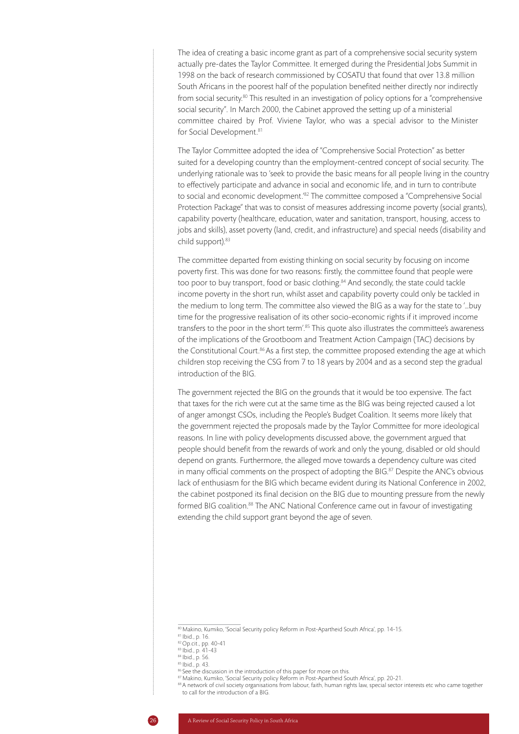The idea of creating a basic income grant as part of a comprehensive social security system actually pre-dates the Taylor Committee. It emerged during the Presidential Jobs Summit in 1998 on the back of research commissioned by COSATU that found that over 13.8 million South Africans in the poorest half of the population benefited neither directly nor indirectly from social security.[80] This resulted in an investigation of policy options for a "comprehensive social security". In March 2000, the Cabinet approved the setting up of a ministerial committee chaired by Prof. Viviene Taylor, who was a special advisor to the Minister for Social Development.[81]

The Taylor Committee adopted the idea of "Comprehensive Social Protection" as better suited for a developing country than the employment-centred concept of social security. The underlying rationale was to 'seek to provide the basic means for all people living in the country to effectively participate and advance in social and economic life, and in turn to contribute to social and economic development.'[82] The committee composed a "Comprehensive Social Protection Package" that was to consist of measures addressing income poverty (social grants), capability poverty (healthcare, education, water and sanitation, transport, housing, access to jobs and skills), asset poverty (land, credit, and infrastructure) and special needs (disability and child support).[83]

The committee departed from existing thinking on social security by focusing on income poverty first. This was done for two reasons: firstly, the committee found that people were too poor to buy transport, food or basic clothing.[84] And secondly, the state could tackle income poverty in the short run, whilst asset and capability poverty could only be tackled in the medium to long term. The committee also viewed the BIG as a way for the state to '...buy time for the progressive realisation of its other socio-economic rights if it improved income transfers to the poor in the short term'.[85] This quote also illustrates the committee's awareness of the implications of the Grootboom and Treatment Action Campaign (TAC) decisions by the Constitutional Court.[86] As a first step, the committee proposed extending the age at which children stop receiving the CSG from 7 to 18 years by 2004 and as a second step the gradual introduction of the BIG.

The government rejected the BIG on the grounds that it would be too expensive. The fact that taxes for the rich were cut at the same time as the BIG was being rejected caused a lot of anger amongst CSOs, including the People's Budget Coalition. It seems more likely that the government rejected the proposals made by the Taylor Committee for more ideological reasons. In line with policy developments discussed above, the government argued that people should benefit from the rewards of work and only the young, disabled or old should depend on grants. Furthermore, the alleged move towards a dependency culture was cited in many official comments on the prospect of adopting the BIG.[87] Despite the ANC's obvious lack of enthusiasm for the BIG which became evident during its National Conference in 2002, the cabinet postponed its final decision on the BIG due to mounting pressure from the newly formed BIG coalition.[88] The ANC National Conference came out in favour of investigating extending the child support grant beyond the age of seven.

---

[80] Makino, Kumiko, 'Social Security policy Reform in Post-Apartheid South Africa', pp. 14-15.

[81] Ibid., p. 16.

[82] Op.cit., pp. 40-41

[83] Ibid., p. 41-43

[84] Ibid., p. 56.

[85] Ibid., p. 43.

[86] See the discussion in the introduction of this paper for more on this.

[87] Makino, Kumiko, 'Social Security policy Reform in Post-Apartheid South Africa', pp. 20-21.

[88] A network of civil society organisations from labour, faith, human rights law, special sector interests etc who came together to call for the introduction of a BIG.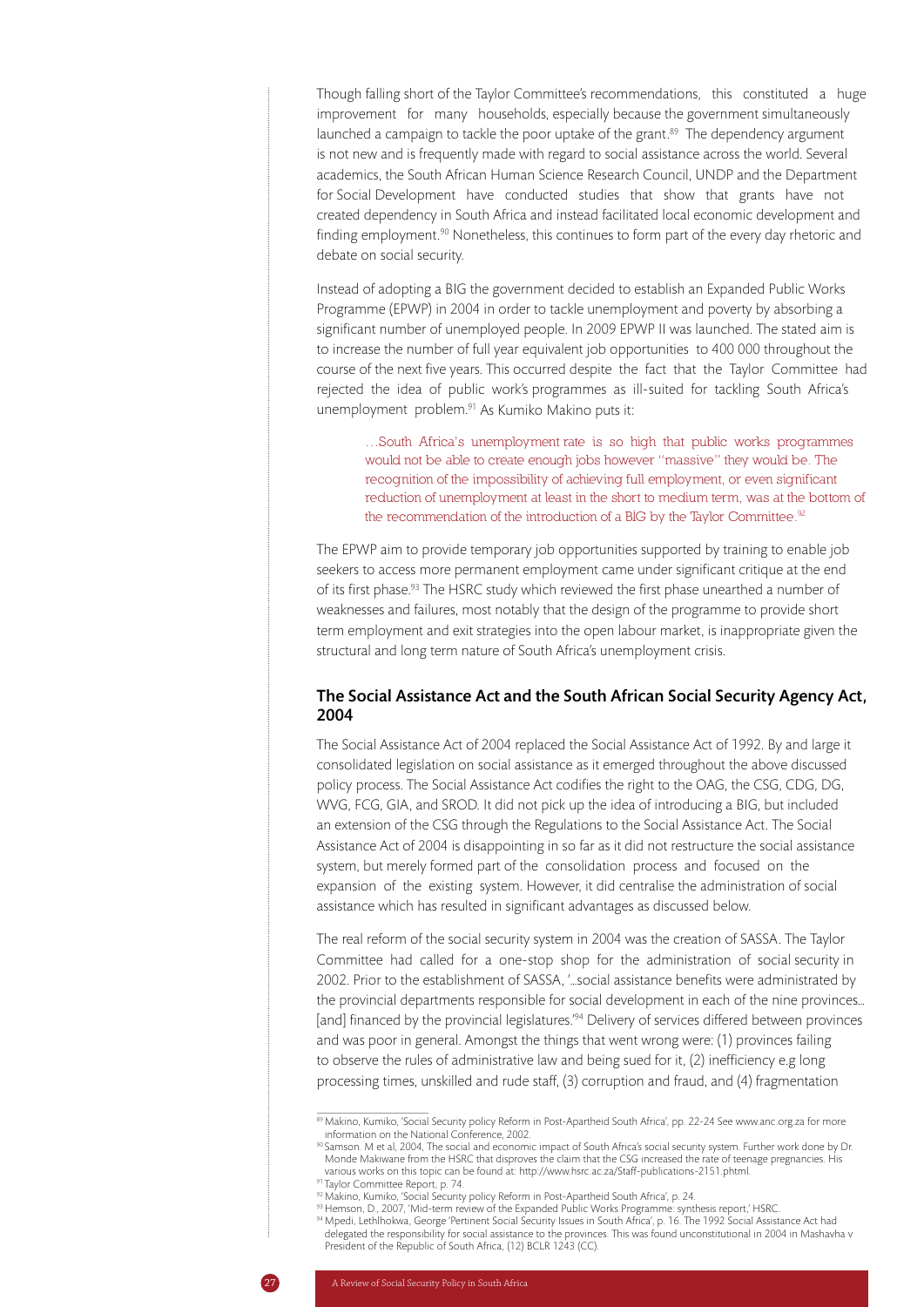Though falling short of the Taylor Committee's recommendations, this constituted a huge improvement for many households, especially because the government simultaneously launched a campaign to tackle the poor uptake of the grant.[89] The dependency argument is not new and is frequently made with regard to social assistance across the world. Several academics, the South African Human Science Research Council, UNDP and the Department for Social Development have conducted studies that show that grants have not created dependency in South Africa and instead facilitated local economic development and finding employment.[90] Nonetheless, this continues to form part of the every day rhetoric and debate on social security.

Instead of adopting a BIG the government decided to establish an Expanded Public Works Programme (EPWP) in 2004 in order to tackle unemployment and poverty by absorbing a significant number of unemployed people. In 2009 EPWP II was launched. The stated aim is to increase the number of full year equivalent job opportunities to 400 000 throughout the course of the next five years. This occurred despite the fact that the Taylor Committee had rejected the idea of public work's programmes as ill-suited for tackling South Africa's unemployment problem.[91] As Kumiko Makino puts it:

> …South Africa's unemployment rate is so high that public works programmes would not be able to create enough jobs however "massive" they would be. The recognition of the impossibility of achieving full employment, or even significant reduction of unemployment at least in the short to medium term, was at the bottom of the recommendation of the introduction of a BIG by the Taylor Committee.[92]

The EPWP aim to provide temporary job opportunities supported by training to enable job seekers to access more permanent employment came under significant critique at the end of its first phase.[93] The HSRC study which reviewed the first phase unearthed a number of weaknesses and failures, most notably that the design of the programme to provide short term employment and exit strategies into the open labour market, is inappropriate given the structural and long term nature of South Africa's unemployment crisis.

## The Social Assistance Act and the South African Social Security Agency Act, 2004

The Social Assistance Act of 2004 replaced the Social Assistance Act of 1992. By and large it consolidated legislation on social assistance as it emerged throughout the above discussed policy process. The Social Assistance Act codifies the right to the OAG, the CSG, CDG, DG, WVG, FCG, GIA, and SROD. It did not pick up the idea of introducing a BIG, but included an extension of the CSG through the Regulations to the Social Assistance Act. The Social Assistance Act of 2004 is disappointing in so far as it did not restructure the social assistance system, but merely formed part of the consolidation process and focused on the expansion of the existing system. However, it did centralise the administration of social assistance which has resulted in significant advantages as discussed below.

The real reform of the social security system in 2004 was the creation of SASSA. The Taylor Committee had called for a one-stop shop for the administration of social security in 2002. Prior to the establishment of SASSA, '…social assistance benefits were administrated by the provincial departments responsible for social development in each of the nine provinces… [and] financed by the provincial legislatures.'[94] Delivery of services differed between provinces and was poor in general. Amongst the things that went wrong were: (1) provinces failing to observe the rules of administrative law and being sued for it, (2) inefficiency e.g long processing times, unskilled and rude staff, (3) corruption and fraud, and (4) fragmentation

---

[89] Makino, Kumiko, 'Social Security policy Reform in Post-Apartheid South Africa', pp. 22-24 See www.anc.org.za for more information on the National Conference, 2002.

[90] Samson. M et al, 2004, The social and economic impact of South Africa's social security system. Further work done by Dr. Monde Makiwane from the HSRC that disproves the claim that the CSG increased the rate of teenage pregnancies. His various works on this topic can be found at: http://www.hsrc.ac.za/Staff-publications-2151.phtml.

[91] Taylor Committee Report, p. 74.

[92] Makino, Kumiko, 'Social Security policy Reform in Post-Apartheid South Africa', p. 24.

[93] Hemson, D., 2007, 'Mid-term review of the Expanded Public Works Programme: synthesis report,' HSRC.

[94] Mpedi, Lethlhokwa, George 'Pertinent Social Security Issues in South Africa', p. 16. The 1992 Social Assistance Act had delegated the responsibility for social assistance to the provinces. This was found unconstitutional in 2004 in Mashavha v President of the Republic of South Africa, (12) BCLR 1243 (CC).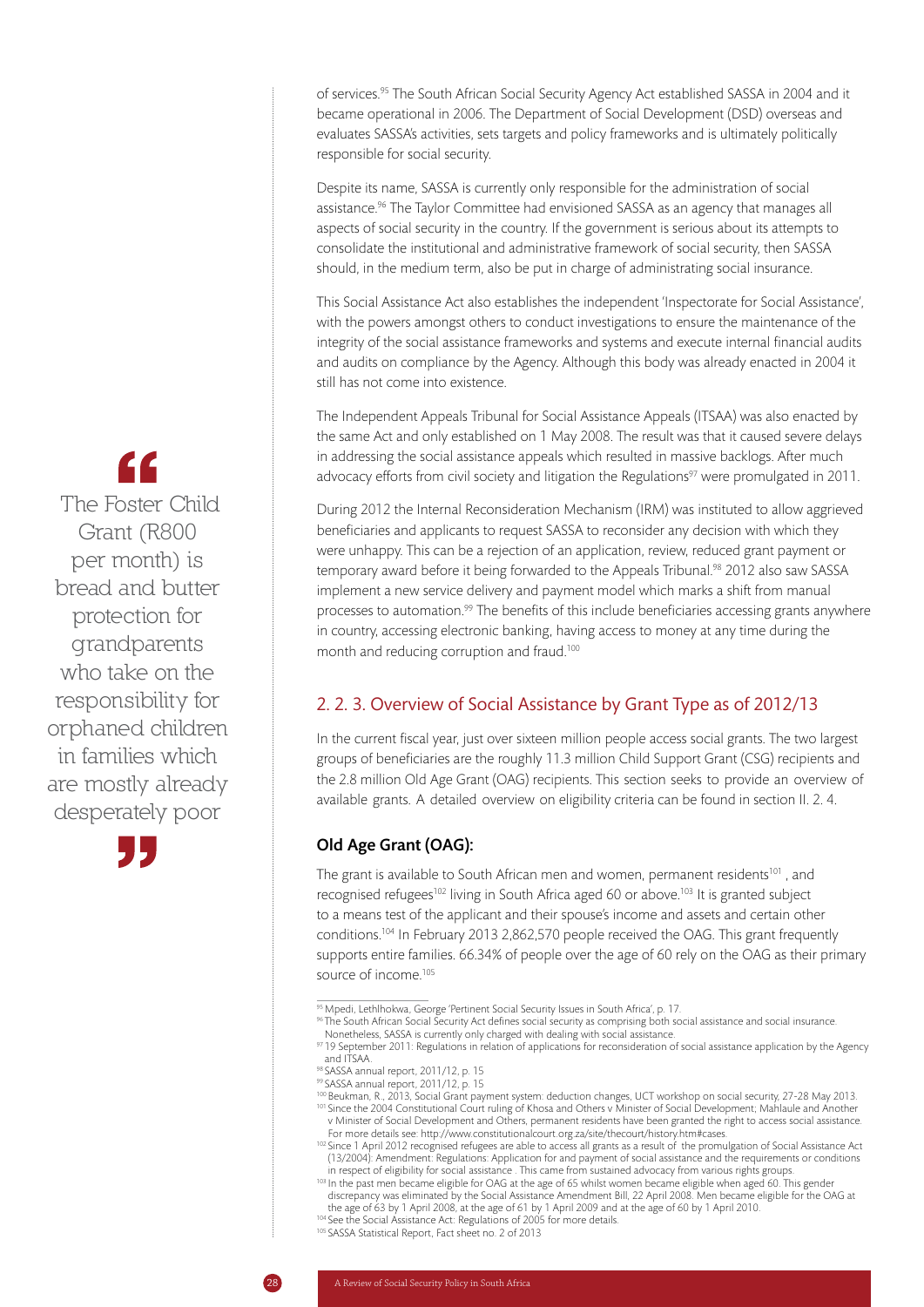of services.[95] The South African Social Security Agency Act established SASSA in 2004 and it became operational in 2006. The Department of Social Development (DSD) overseas and evaluates SASSA's activities, sets targets and policy frameworks and is ultimately politically responsible for social security.

Despite its name, SASSA is currently only responsible for the administration of social assistance.[96] The Taylor Committee had envisioned SASSA as an agency that manages all aspects of social security in the country. If the government is serious about its attempts to consolidate the institutional and administrative framework of social security, then SASSA should, in the medium term, also be put in charge of administrating social insurance.

This Social Assistance Act also establishes the independent 'Inspectorate for Social Assistance', with the powers amongst others to conduct investigations to ensure the maintenance of the integrity of the social assistance frameworks and systems and execute internal financial audits and audits on compliance by the Agency. Although this body was already enacted in 2004 it still has not come into existence.

The Independent Appeals Tribunal for Social Assistance Appeals (ITSAA) was also enacted by the same Act and only established on 1 May 2008. The result was that it caused severe delays in addressing the social assistance appeals which resulted in massive backlogs. After much advocacy efforts from civil society and litigation the Regulations[97] were promulgated in 2011.

> "The Foster Child Grant (R800 per month) is bread and butter protection for grandparents who take on the responsibility for orphaned children in families which are mostly already desperately poor"

During 2012 the Internal Reconsideration Mechanism (IRM) was instituted to allow aggrieved beneficiaries and applicants to request SASSA to reconsider any decision with which they were unhappy. This can be a rejection of an application, review, reduced grant payment or temporary award before it being forwarded to the Appeals Tribunal.[98] 2012 also saw SASSA implement a new service delivery and payment model which marks a shift from manual processes to automation.[99] The benefits of this include beneficiaries accessing grants anywhere in country, accessing electronic banking, having access to money at any time during the month and reducing corruption and fraud.[100]

## 2. 2. 3. Overview of Social Assistance by Grant Type as of 2012/13

In the current fiscal year, just over sixteen million people access social grants. The two largest groups of beneficiaries are the roughly 11.3 million Child Support Grant (CSG) recipients and the 2.8 million Old Age Grant (OAG) recipients. This section seeks to provide an overview of available grants. A detailed overview on eligibility criteria can be found in section II. 2. 4.

### Old Age Grant (OAG):

The grant is available to South African men and women, permanent residents[101] , and recognised refugees[102] living in South Africa aged 60 or above.[103] It is granted subject to a means test of the applicant and their spouse's income and assets and certain other conditions.[104] In February 2013 2,862,570 people received the OAG. This grant frequently supports entire families. 66.34% of people over the age of 60 rely on the OAG as their primary source of income.[105]

---

[95] Mpedi, Lethlhokwa, George 'Pertinent Social Security Issues in South Africa', p. 17.

[96] The South African Social Security Act defines social security as comprising both social assistance and social insurance. Nonetheless, SASSA is currently only charged with dealing with social assistance.

[97] 19 September 2011: Regulations in relation of applications for reconsideration of social assistance application by the Agency and ITSAA.

[98] SASSA annual report, 2011/12, p. 15

[99] SASSA annual report, 2011/12, p. 15

[100] Beukman, R., 2013, Social Grant payment system: deduction changes, UCT workshop on social security, 27-28 May 2013.

[101] Since the 2004 Constitutional Court ruling of Khosa and Others v Minister of Social Development; Mahlaule and Another v Minister of Social Development and Others, permanent residents have been granted the right to access social assistance. For more details see: http://www.constitutionalcourt.org.za/site/thecourt/history.htm#cases.

[102] Since 1 April 2012 recognised refugees are able to access all grants as a result of the promulgation of Social Assistance Act (13/2004): Amendment: Regulations: Application for and payment of social assistance and the requirements or conditions in respect of eligibility for social assistance . This came from sustained advocacy from various rights groups.

[103] In the past men became eligible for OAG at the age of 65 whilst women became eligible when aged 60. This gender discrepancy was eliminated by the Social Assistance Amendment Bill, 22 April 2008. Men became eligible for the OAG at the age of 63 by 1 April 2008, at the age of 61 by 1 April 2009 and at the age of 60 by 1 April 2010.

[104] See the Social Assistance Act: Regulations of 2005 for more details.

[105] SASSA Statistical Report, Fact sheet no. 2 of 2013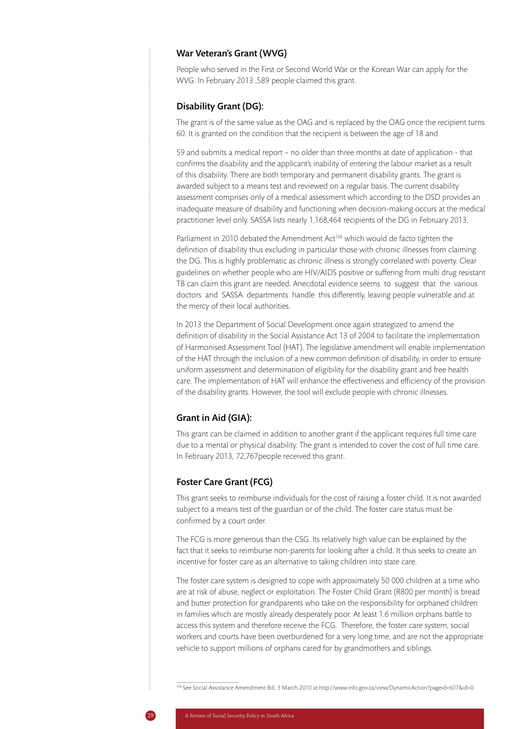### War Veteran's Grant (WVG)

People who served in the First or Second World War or the Korean War can apply for the WVG. In February 2013 ,589 people claimed this grant.

### Disability Grant (DG):

The grant is of the same value as the OAG and is replaced by the OAG once the recipient turns 60. It is granted on the condition that the recipient is between the age of 18 and

59 and submits a medical report – no older than three months at date of application - that confirms the disability and the applicant's inability of entering the labour market as a result of this disability. There are both temporary and permanent disability grants. The grant is awarded subject to a means test and reviewed on a regular basis. The current disability assessment comprises only of a medical assessment which according to the DSD provides an inadequate measure of disability and functioning when decision-making occurs at the medical practitioner level only. SASSA lists nearly 1,168,464 recipients of the DG in February 2013.

Parliament in 2010 debated the Amendment Act[106] which would de facto tighten the definition of disability thus excluding in particular those with chronic illnesses from claiming the DG. This is highly problematic as chronic illness is strongly correlated with poverty. Clear guidelines on whether people who are HIV/AIDS positive or suffering from multi drug resistant TB can claim this grant are needed. Anecdotal evidence seems to suggest that the various doctors and SASSA departments handle this differently, leaving people vulnerable and at the mercy of their local authorities.

In 2013 the Department of Social Development once again strategized to amend the definition of disability in the Social Assistance Act 13 of 2004 to facilitate the implementation of Harmonised Assessment Tool (HAT). The legislative amendment will enable implementation of the HAT through the inclusion of a new common definition of disability, in order to ensure uniform assessment and determination of eligibility for the disability grant and free health care. The implementation of HAT will enhance the effectiveness and efficiency of the provision of the disability grants. However, the tool will exclude people with chronic illnesses.

### Grant in Aid (GIA):

This grant can be claimed in addition to another grant if the applicant requires full time care due to a mental or physical disability. The grant is intended to cover the cost of full time care. In February 2013, 72,767people received this grant.

### Foster Care Grant (FCG)

This grant seeks to reimburse individuals for the cost of raising a foster child. It is not awarded subject to a means test of the guardian or of the child. The foster care status must be confirmed by a court order.

The FCG is more generous than the CSG. Its relatively high value can be explained by the fact that it seeks to reimburse non-parents for looking after a child. It thus seeks to create an incentive for foster care as an alternative to taking children into state care.

The foster care system is designed to cope with approximately 50 000 children at a time who are at risk of abuse, neglect or exploitation. The Foster Child Grant (R800 per month) is bread and butter protection for grandparents who take on the responsibility for orphaned children in families which are mostly already desperately poor. At least 1.6 million orphans battle to access this system and therefore receive the FCG. Therefore, the foster care system, social workers and courts have been overburdened for a very long time, and are not the appropriate vehicle to support millions of orphans cared for by grandmothers and siblings.

---

[106] See Social Assistance Amendment Bill, 3 March 2010 at http://www.info.gov.za/view/DynamicAction?pageid=607&id=0.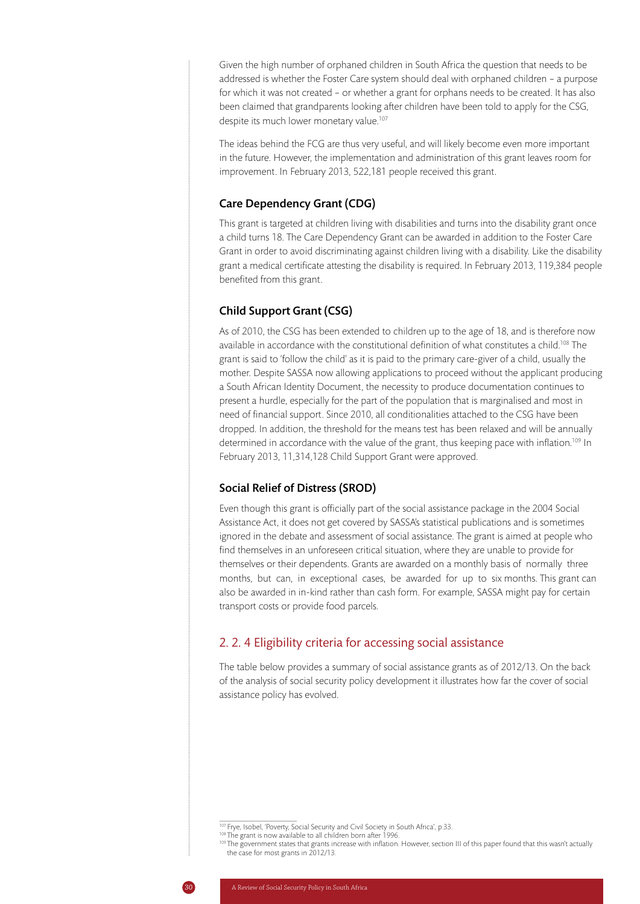Given the high number of orphaned children in South Africa the question that needs to be addressed is whether the Foster Care system should deal with orphaned children – a purpose for which it was not created – or whether a grant for orphans needs to be created. It has also been claimed that grandparents looking after children have been told to apply for the CSG, despite its much lower monetary value.[107]

The ideas behind the FCG are thus very useful, and will likely become even more important in the future. However, the implementation and administration of this grant leaves room for improvement. In February 2013, 522,181 people received this grant.

### Care Dependency Grant (CDG)

This grant is targeted at children living with disabilities and turns into the disability grant once a child turns 18. The Care Dependency Grant can be awarded in addition to the Foster Care Grant in order to avoid discriminating against children living with a disability. Like the disability grant a medical certificate attesting the disability is required. In February 2013, 119,384 people benefited from this grant.

### Child Support Grant (CSG)

As of 2010, the CSG has been extended to children up to the age of 18, and is therefore now available in accordance with the constitutional definition of what constitutes a child.[108] The grant is said to 'follow the child' as it is paid to the primary care-giver of a child, usually the mother. Despite SASSA now allowing applications to proceed without the applicant producing a South African Identity Document, the necessity to produce documentation continues to present a hurdle, especially for the part of the population that is marginalised and most in need of financial support. Since 2010, all conditionalities attached to the CSG have been dropped. In addition, the threshold for the means test has been relaxed and will be annually determined in accordance with the value of the grant, thus keeping pace with inflation.[109] In February 2013, 11,314,128 Child Support Grant were approved.

### Social Relief of Distress (SROD)

Even though this grant is officially part of the social assistance package in the 2004 Social Assistance Act, it does not get covered by SASSA's statistical publications and is sometimes ignored in the debate and assessment of social assistance. The grant is aimed at people who find themselves in an unforeseen critical situation, where they are unable to provide for themselves or their dependents. Grants are awarded on a monthly basis of normally three months, but can, in exceptional cases, be awarded for up to six months. This grant can also be awarded in in-kind rather than cash form. For example, SASSA might pay for certain transport costs or provide food parcels.

## 2. 2. 4 Eligibility criteria for accessing social assistance

The table below provides a summary of social assistance grants as of 2012/13. On the back of the analysis of social security policy development it illustrates how far the cover of social assistance policy has evolved.

---

[107] Frye, Isobel, 'Poverty, Social Security and Civil Society in South Africa', p.33.

[108] The grant is now available to all children born after 1996.

[109] The government states that grants increase with inflation. However, section III of this paper found that this wasn't actually the case for most grants in 2012/13.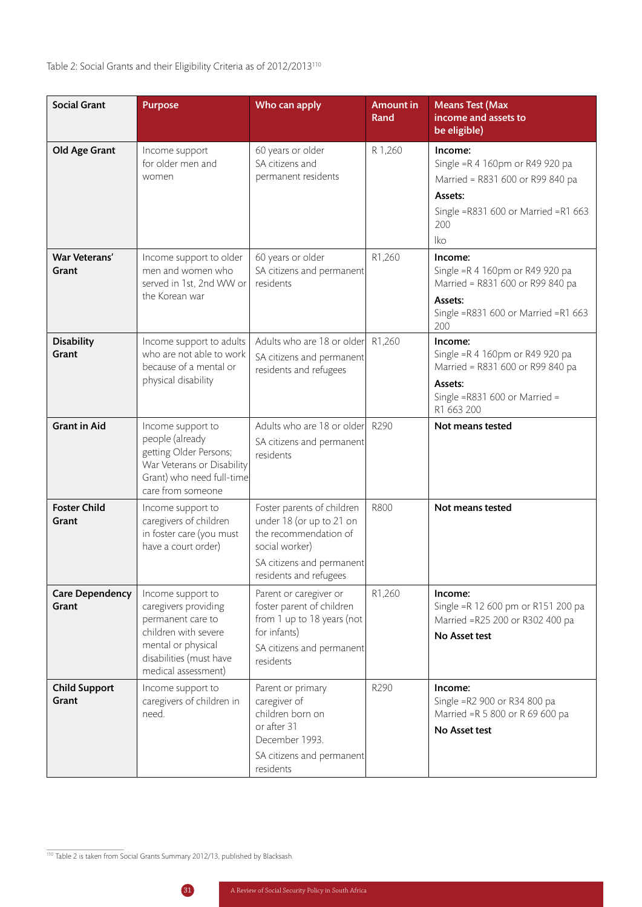Table 2: Social Grants and their Eligibility Criteria as of 2012/2013[110]

| Social Grant | Purpose | Who can apply | Amount in Rand | Means Test (Max income and assets to be eligible) |
|---|---|---|---|---|
| **Old Age Grant** | Income support for older men and women | 60 years or older SA citizens and permanent residents | R 1,260 | **Income:** Single =R 4 160pm or R49 920 pa Married = R831 600 or R99 840 pa **Assets:** Single =R831 600 or Married =R1 663 200 lko |
| **War Veterans' Grant** | Income support to older men and women who served in 1st, 2nd WW or the Korean war | 60 years or older SA citizens and permanent residents | R1,260 | **Income:** Single =R 4 160pm or R49 920 pa Married = R831 600 or R99 840 pa **Assets:** Single =R831 600 or Married =R1 663 200 |
| **Disability Grant** | Income support to adults who are not able to work because of a mental or physical disability | Adults who are 18 or older SA citizens and permanent residents and refugees | R1,260 | **Income:** Single =R 4 160pm or R49 920 pa Married = R831 600 or R99 840 pa **Assets:** Single =R831 600 or Married = R1 663 200 |
| **Grant in Aid** | Income support to people (already getting Older Persons; War Veterans or Disability Grant) who need full-time care from someone | Adults who are 18 or older SA citizens and permanent residents | R290 | **Not means tested** |
| **Foster Child Grant** | Income support to caregivers of children in foster care (you must have a court order) | Foster parents of children under 18 (or up to 21 on the recommendation of social worker) SA citizens and permanent residents and refugees | R800 | **Not means tested** |
| **Care Dependency Grant** | Income support to caregivers providing permanent care to children with severe mental or physical disabilities (must have medical assessment) | Parent or caregiver or foster parent of children from 1 up to 18 years (not for infants) SA citizens and permanent residents | R1,260 | **Income:** Single =R 12 600 pm or R151 200 pa Married =R25 200 or R302 400 pa **No Asset test** |
| **Child Support Grant** | Income support to caregivers of children in need. | Parent or primary caregiver of children born on or after 31 December 1993. SA citizens and permanent residents | R290 | **Income:** Single =R2 900 or R34 800 pa Married =R 5 800 or R 69 600 pa **No Asset test** |

[110] Table 2 is taken from Social Grants Summary 2012/13, published by Blacksash.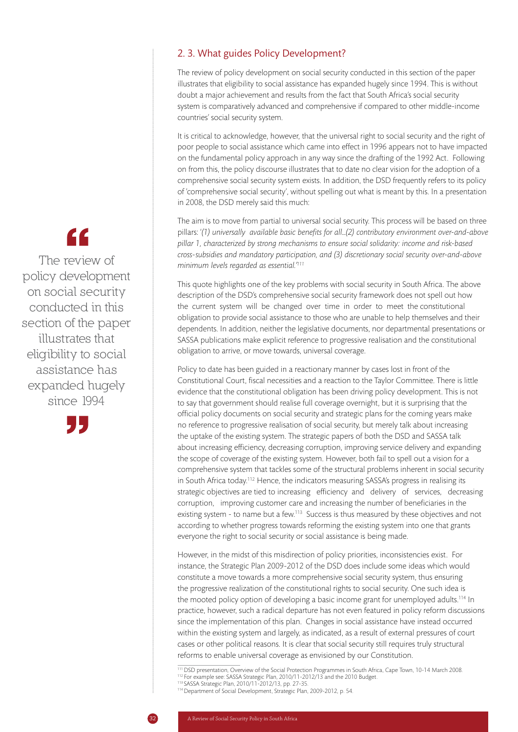## 2. 3. What guides Policy Development?

The review of policy development on social security conducted in this section of the paper illustrates that eligibility to social assistance has expanded hugely since 1994. This is without doubt a major achievement and results from the fact that South Africa's social security system is comparatively advanced and comprehensive if compared to other middle-income countries' social security system.

> The review of policy development on social security conducted in this section of the paper illustrates that eligibility to social assistance has expanded hugely since 1994

It is critical to acknowledge, however, that the universal right to social security and the right of poor people to social assistance which came into effect in 1996 appears not to have impacted on the fundamental policy approach in any way since the drafting of the 1992 Act. Following on from this, the policy discourse illustrates that to date no clear vision for the adoption of a comprehensive social security system exists. In addition, the DSD frequently refers to its policy of 'comprehensive social security', without spelling out what is meant by this. In a presentation in 2008, the DSD merely said this much:

The aim is to move from partial to universal social security. This process will be based on three pillars: '*(1) universally available basic benefits for all…(2) contributory environment over-and-above pillar 1, characterized by strong mechanisms to ensure social solidarity: income and risk-based cross-subsidies and mandatory participation, and (3) discretionary social security over-and-above minimum levels regarded as essential.*'[111]

This quote highlights one of the key problems with social security in South Africa. The above description of the DSD's comprehensive social security framework does not spell out how the current system will be changed over time in order to meet the constitutional obligation to provide social assistance to those who are unable to help themselves and their dependents. In addition, neither the legislative documents, nor departmental presentations or SASSA publications make explicit reference to progressive realisation and the constitutional obligation to arrive, or move towards, universal coverage.

Policy to date has been guided in a reactionary manner by cases lost in front of the Constitutional Court, fiscal necessities and a reaction to the Taylor Committee. There is little evidence that the constitutional obligation has been driving policy development. This is not to say that government should realise full coverage overnight, but it is surprising that the official policy documents on social security and strategic plans for the coming years make no reference to progressive realisation of social security, but merely talk about increasing the uptake of the existing system. The strategic papers of both the DSD and SASSA talk about increasing efficiency, decreasing corruption, improving service delivery and expanding the scope of coverage of the existing system. However, both fail to spell out a vision for a comprehensive system that tackles some of the structural problems inherent in social security in South Africa today.[112] Hence, the indicators measuring SASSA's progress in realising its strategic objectives are tied to increasing efficiency and delivery of services, decreasing corruption, improving customer care and increasing the number of beneficiaries in the existing system - to name but a few.[113] Success is thus measured by these objectives and not according to whether progress towards reforming the existing system into one that grants everyone the right to social security or social assistance is being made.

However, in the midst of this misdirection of policy priorities, inconsistencies exist. For instance, the Strategic Plan 2009-2012 of the DSD does include some ideas which would constitute a move towards a more comprehensive social security system, thus ensuring the progressive realization of the constitutional rights to social security. One such idea is the mooted policy option of developing a basic income grant for unemployed adults.[114] In practice, however, such a radical departure has not even featured in policy reform discussions since the implementation of this plan. Changes in social assistance have instead occurred within the existing system and largely, as indicated, as a result of external pressures of court cases or other political reasons. It is clear that social security still requires truly structural reforms to enable universal coverage as envisioned by our Constitution.

---

[111] DSD presentation, Overview of the Social Protection Programmes in South Africa, Cape Town, 10-14 March 2008.
[112] For example see: SASSA Strategic Plan, 2010/11-2012/13 and the 2010 Budget.
[113] SASSA Strategic Plan, 2010/11-2012/13, pp. 27-35.
[114] Department of Social Development, Strategic Plan, 2009-2012, p. 54.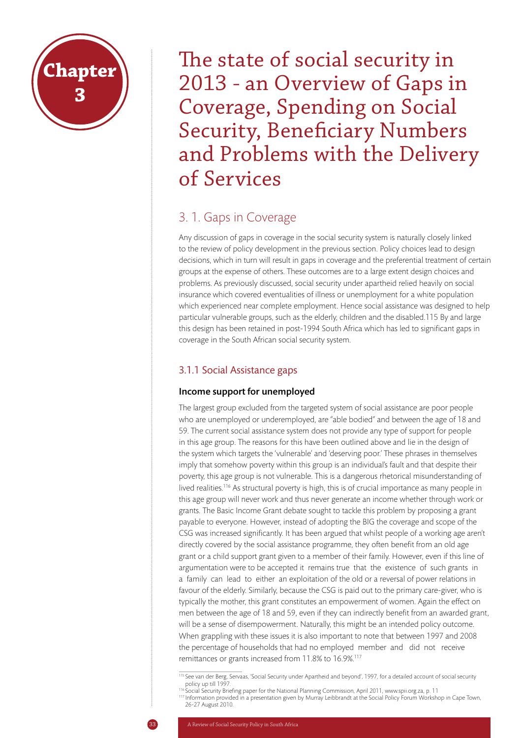**Chapter 3**

# The state of social security in 2013 - an Overview of Gaps in Coverage, Spending on Social Security, Beneficiary Numbers and Problems with the Delivery of Services

## 3. 1. Gaps in Coverage

Any discussion of gaps in coverage in the social security system is naturally closely linked to the review of policy development in the previous section. Policy choices lead to design decisions, which in turn will result in gaps in coverage and the preferential treatment of certain groups at the expense of others. These outcomes are to a large extent design choices and problems. As previously discussed, social security under apartheid relied heavily on social insurance which covered eventualities of illness or unemployment for a white population which experienced near complete employment. Hence social assistance was designed to help particular vulnerable groups, such as the elderly, children and the disabled.115 By and large this design has been retained in post-1994 South Africa which has led to significant gaps in coverage in the South African social security system.

### 3.1.1 Social Assistance gaps

#### Income support for unemployed

The largest group excluded from the targeted system of social assistance are poor people who are unemployed or underemployed, are "able bodied" and between the age of 18 and 59. The current social assistance system does not provide any type of support for people in this age group. The reasons for this have been outlined above and lie in the design of the system which targets the 'vulnerable' and 'deserving poor.' These phrases in themselves imply that somehow poverty within this group is an individual's fault and that despite their poverty, this age group is not vulnerable. This is a dangerous rhetorical misunderstanding of lived realities.[116] As structural poverty is high, this is of crucial importance as many people in this age group will never work and thus never generate an income whether through work or grants. The Basic Income Grant debate sought to tackle this problem by proposing a grant payable to everyone. However, instead of adopting the BIG the coverage and scope of the CSG was increased significantly. It has been argued that whilst people of a working age aren't directly covered by the social assistance programme, they often benefit from an old age grant or a child support grant given to a member of their family. However, even if this line of argumentation were to be accepted it remains true that the existence of such grants in a family can lead to either an exploitation of the old or a reversal of power relations in favour of the elderly. Similarly, because the CSG is paid out to the primary care-giver, who is typically the mother, this grant constitutes an empowerment of women. Again the effect on men between the age of 18 and 59, even if they can indirectly benefit from an awarded grant, will be a sense of disempowerment. Naturally, this might be an intended policy outcome. When grappling with these issues it is also important to note that between 1997 and 2008 the percentage of households that had no employed member and did not receive remittances or grants increased from 11.8% to 16.9%.[117]

---

[115] See van der Berg, Servaas, 'Social Security under Apartheid and beyond', 1997, for a detailed account of social security policy up till 1997.

[116] Social Security Briefing paper for the National Planning Commission, April 2011, www.spii.org.za, p. 11

[117] Information provided in a presentation given by Murray Leibbrandt at the Social Policy Forum Workshop in Cape Town, 26-27 August 2010.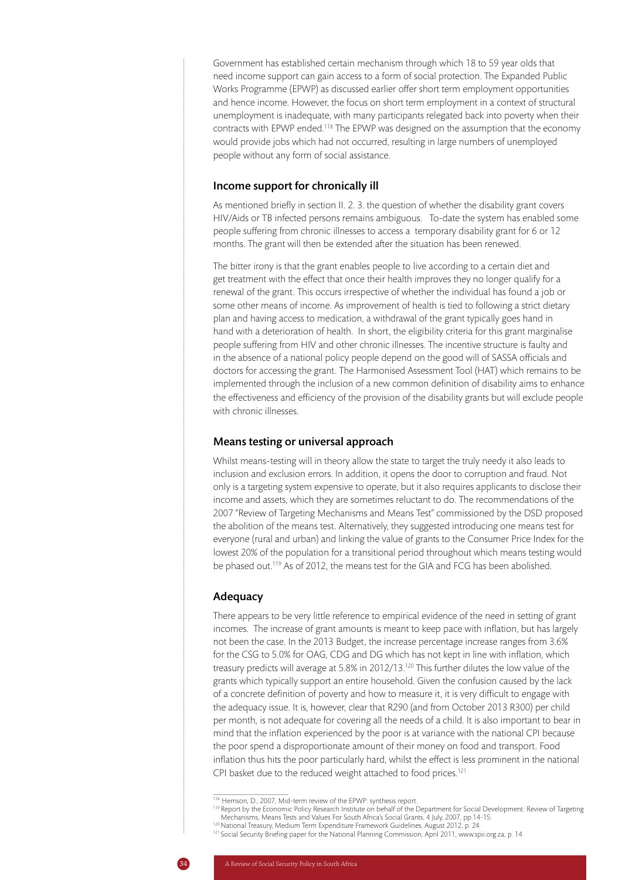Government has established certain mechanism through which 18 to 59 year olds that need income support can gain access to a form of social protection. The Expanded Public Works Programme (EPWP) as discussed earlier offer short term employment opportunities and hence income. However, the focus on short term employment in a context of structural unemployment is inadequate, with many participants relegated back into poverty when their contracts with EPWP ended.[118] The EPWP was designed on the assumption that the economy would provide jobs which had not occurred, resulting in large numbers of unemployed people without any form of social assistance.

### Income support for chronically ill

As mentioned briefly in section II. 2. 3. the question of whether the disability grant covers HIV/Aids or TB infected persons remains ambiguous. To-date the system has enabled some people suffering from chronic illnesses to access a temporary disability grant for 6 or 12 months. The grant will then be extended after the situation has been renewed.

The bitter irony is that the grant enables people to live according to a certain diet and get treatment with the effect that once their health improves they no longer qualify for a renewal of the grant. This occurs irrespective of whether the individual has found a job or some other means of income. As improvement of health is tied to following a strict dietary plan and having access to medication, a withdrawal of the grant typically goes hand in hand with a deterioration of health. In short, the eligibility criteria for this grant marginalise people suffering from HIV and other chronic illnesses. The incentive structure is faulty and in the absence of a national policy people depend on the good will of SASSA officials and doctors for accessing the grant. The Harmonised Assessment Tool (HAT) which remains to be implemented through the inclusion of a new common definition of disability aims to enhance the effectiveness and efficiency of the provision of the disability grants but will exclude people with chronic illnesses.

### Means testing or universal approach

Whilst means-testing will in theory allow the state to target the truly needy it also leads to inclusion and exclusion errors. In addition, it opens the door to corruption and fraud. Not only is a targeting system expensive to operate, but it also requires applicants to disclose their income and assets, which they are sometimes reluctant to do. The recommendations of the 2007 "Review of Targeting Mechanisms and Means Test" commissioned by the DSD proposed the abolition of the means test. Alternatively, they suggested introducing one means test for everyone (rural and urban) and linking the value of grants to the Consumer Price Index for the lowest 20% of the population for a transitional period throughout which means testing would be phased out.[119] As of 2012, the means test for the GIA and FCG has been abolished.

### Adequacy

There appears to be very little reference to empirical evidence of the need in setting of grant incomes. The increase of grant amounts is meant to keep pace with inflation, but has largely not been the case. In the 2013 Budget, the increase percentage increase ranges from 3.6% for the CSG to 5.0% for OAG, CDG and DG which has not kept in line with inflation, which treasury predicts will average at 5.8% in 2012/13.[120] This further dilutes the low value of the grants which typically support an entire household. Given the confusion caused by the lack of a concrete definition of poverty and how to measure it, it is very difficult to engage with the adequacy issue. It is, however, clear that R290 (and from October 2013 R300) per child per month, is not adequate for covering all the needs of a child. It is also important to bear in mind that the inflation experienced by the poor is at variance with the national CPI because the poor spend a disproportionate amount of their money on food and transport. Food inflation thus hits the poor particularly hard, whilst the effect is less prominent in the national CPI basket due to the reduced weight attached to food prices.[121]

---

[118] Hemson, D., 2007, Mid-term review of the EPWP: synthesis report.

[119] Report by the Economic Policy Research Institute on behalf of the Department for Social Development: Review of Targeting Mechanisms, Means Tests and Values For South Africa's Social Grants, 4 July, 2007, pp.14-15.

[120] National Treasury, Medium Term Expenditure Framework Guidelines, August 2012, p. 24

[121] Social Security Briefing paper for the National Planning Commission, April 2011, www.spii.org.za, p. 14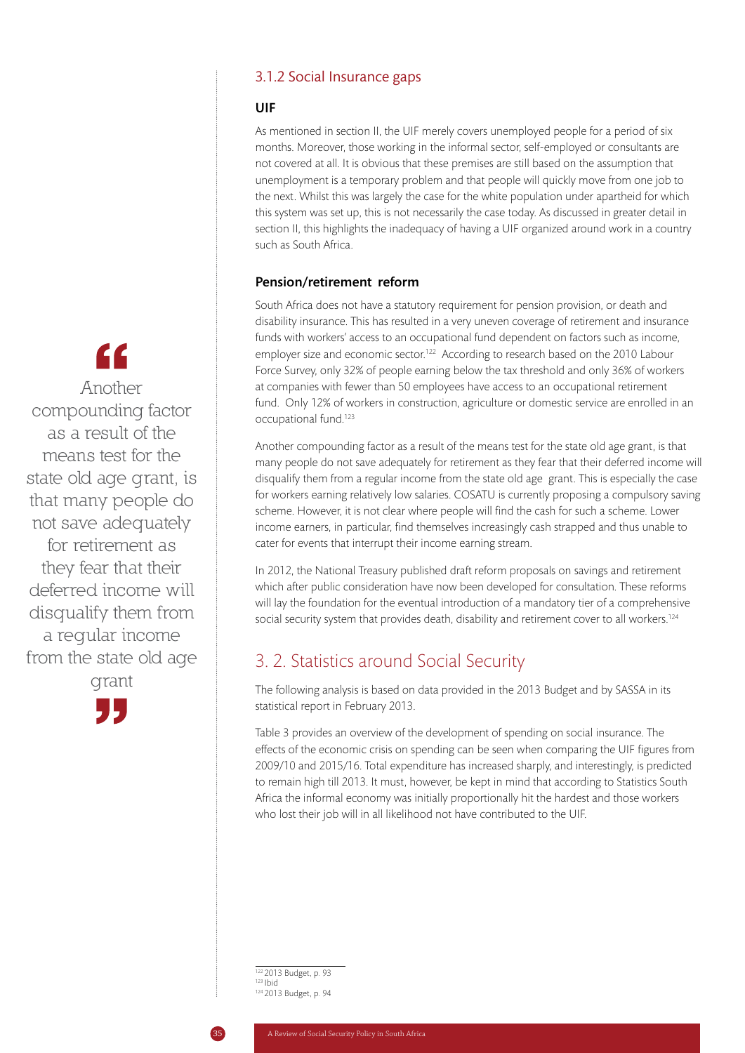### 3.1.2 Social Insurance gaps

#### UIF

As mentioned in section II, the UIF merely covers unemployed people for a period of six months. Moreover, those working in the informal sector, self-employed or consultants are not covered at all. It is obvious that these premises are still based on the assumption that unemployment is a temporary problem and that people will quickly move from one job to the next. Whilst this was largely the case for the white population under apartheid for which this system was set up, this is not necessarily the case today. As discussed in greater detail in section II, this highlights the inadequacy of having a UIF organized around work in a country such as South Africa.

#### Pension/retirement reform

South Africa does not have a statutory requirement for pension provision, or death and disability insurance. This has resulted in a very uneven coverage of retirement and insurance funds with workers' access to an occupational fund dependent on factors such as income, employer size and economic sector.[122] According to research based on the 2010 Labour Force Survey, only 32% of people earning below the tax threshold and only 36% of workers at companies with fewer than 50 employees have access to an occupational retirement fund. Only 12% of workers in construction, agriculture or domestic service are enrolled in an occupational fund.[123]

> "Another compounding factor as a result of the means test for the state old age grant, is that many people do not save adequately for retirement as they fear that their deferred income will disqualify them from a regular income from the state old age grant"

Another compounding factor as a result of the means test for the state old age grant, is that many people do not save adequately for retirement as they fear that their deferred income will disqualify them from a regular income from the state old age grant. This is especially the case for workers earning relatively low salaries. COSATU is currently proposing a compulsory saving scheme. However, it is not clear where people will find the cash for such a scheme. Lower income earners, in particular, find themselves increasingly cash strapped and thus unable to cater for events that interrupt their income earning stream.

In 2012, the National Treasury published draft reform proposals on savings and retirement which after public consideration have now been developed for consultation. These reforms will lay the foundation for the eventual introduction of a mandatory tier of a comprehensive social security system that provides death, disability and retirement cover to all workers.[124]

## 3. 2. Statistics around Social Security

The following analysis is based on data provided in the 2013 Budget and by SASSA in its statistical report in February 2013.

Table 3 provides an overview of the development of spending on social insurance. The effects of the economic crisis on spending can be seen when comparing the UIF figures from 2009/10 and 2015/16. Total expenditure has increased sharply, and interestingly, is predicted to remain high till 2013. It must, however, be kept in mind that according to Statistics South Africa the informal economy was initially proportionally hit the hardest and those workers who lost their job will in all likelihood not have contributed to the UIF.

---

[122] 2013 Budget, p. 93
[123] Ibid
[124] 2013 Budget, p. 94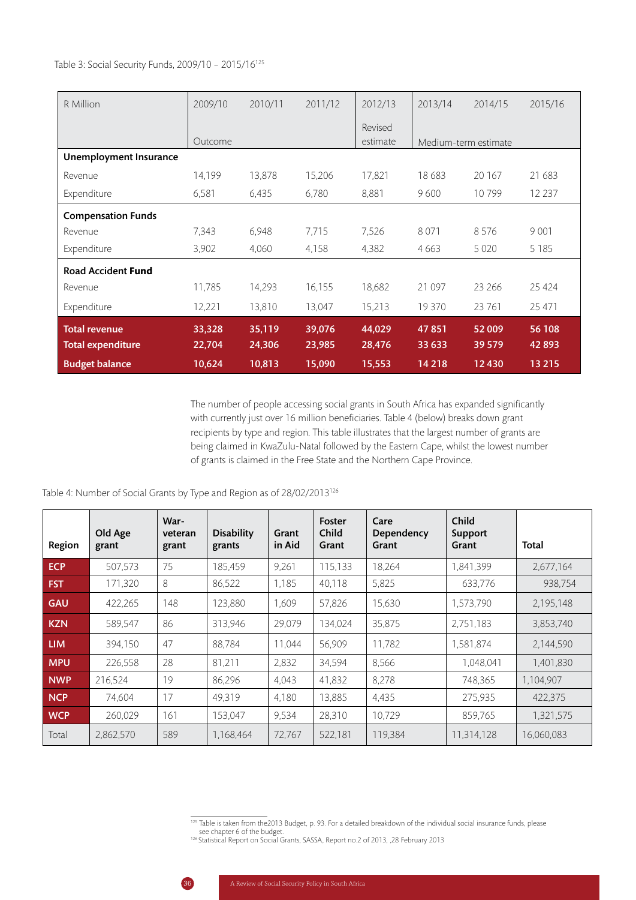Table 3: Social Security Funds, 2009/10 – 2015/16[125]

| R Million | 2009/10 | 2010/11 | 2011/12 | 2012/13 | 2013/14 | 2014/15 | 2015/16 |
|---|---|---|---|---|---|---|---|
| | Outcome | | | Revised estimate | Medium-term estimate | | |
| **Unemployment Insurance** | | | | | | | |
| Revenue | 14,199 | 13,878 | 15,206 | 17,821 | 18 683 | 20 167 | 21 683 |
| Expenditure | 6,581 | 6,435 | 6,780 | 8,881 | 9 600 | 10 799 | 12 237 |
| **Compensation Funds** | | | | | | | |
| Revenue | 7,343 | 6,948 | 7,715 | 7,526 | 8 071 | 8 576 | 9 001 |
| Expenditure | 3,902 | 4,060 | 4,158 | 4,382 | 4 663 | 5 020 | 5 185 |
| **Road Accident Fund** | | | | | | | |
| Revenue | 11,785 | 14,293 | 16,155 | 18,682 | 21 097 | 23 266 | 25 424 |
| Expenditure | 12,221 | 13,810 | 13,047 | 15,213 | 19 370 | 23 761 | 25 471 |
| **Total revenue** | **33,328** | **35,119** | **39,076** | **44,029** | **47 851** | **52 009** | **56 108** |
| **Total expenditure** | **22,704** | **24,306** | **23,985** | **28,476** | **33 633** | **39 579** | **42 893** |
| **Budget balance** | **10,624** | **10,813** | **15,090** | **15,553** | **14 218** | **12 430** | **13 215** |

The number of people accessing social grants in South Africa has expanded significantly with currently just over 16 million beneficiaries. Table 4 (below) breaks down grant recipients by type and region. This table illustrates that the largest number of grants are being claimed in KwaZulu-Natal followed by the Eastern Cape, whilst the lowest number of grants is claimed in the Free State and the Northern Cape Province.

Table 4: Number of Social Grants by Type and Region as of 28/02/2013[126]

| Region | Old Age grant | War-veteran grant | Disability grants | Grant in Aid | Foster Child Grant | Care Dependency Grant | Child Support Grant | Total |
|---|---|---|---|---|---|---|---|---|
| **ECP** | 507,573 | 75 | 185,459 | 9,261 | 115,133 | 18,264 | 1,841,399 | 2,677,164 |
| **FST** | 171,320 | 8 | 86,522 | 1,185 | 40,118 | 5,825 | 633,776 | 938,754 |
| **GAU** | 422,265 | 148 | 123,880 | 1,609 | 57,826 | 15,630 | 1,573,790 | 2,195,148 |
| **KZN** | 589,547 | 86 | 313,946 | 29,079 | 134,024 | 35,875 | 2,751,183 | 3,853,740 |
| **LIM** | 394,150 | 47 | 88,784 | 11,044 | 56,909 | 11,782 | 1,581,874 | 2,144,590 |
| **MPU** | 226,558 | 28 | 81,211 | 2,832 | 34,594 | 8,566 | 1,048,041 | 1,401,830 |
| **NWP** | 216,524 | 19 | 86,296 | 4,043 | 41,832 | 8,278 | 748,365 | 1,104,907 |
| **NCP** | 74,604 | 17 | 49,319 | 4,180 | 13,885 | 4,435 | 275,935 | 422,375 |
| **WCP** | 260,029 | 161 | 153,047 | 9,534 | 28,310 | 10,729 | 859,765 | 1,321,575 |
| Total | 2,862,570 | 589 | 1,168,464 | 72,767 | 522,181 | 119,384 | 11,314,128 | 16,060,083 |

[125] Table is taken from the2013 Budget, p. 93. For a detailed breakdown of the individual social insurance funds, please see chapter 6 of the budget.
[126] Statistical Report on Social Grants, SASSA, Report no.2 of 2013, ,28 February 2013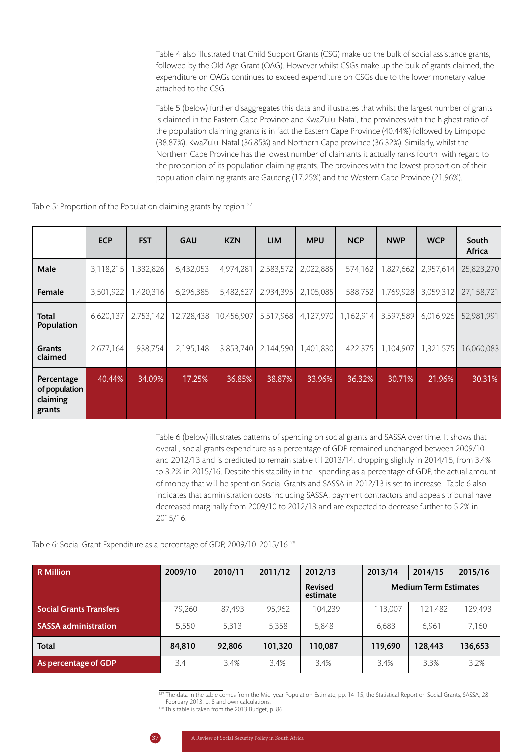Table 4 also illustrated that Child Support Grants (CSG) make up the bulk of social assistance grants, followed by the Old Age Grant (OAG). However whilst CSGs make up the bulk of grants claimed, the expenditure on OAGs continues to exceed expenditure on CSGs due to the lower monetary value attached to the CSG.

Table 5 (below) further disaggregates this data and illustrates that whilst the largest number of grants is claimed in the Eastern Cape Province and KwaZulu-Natal, the provinces with the highest ratio of the population claiming grants is in fact the Eastern Cape Province (40.44%) followed by Limpopo (38.87%), KwaZulu-Natal (36.85%) and Northern Cape province (36.32%). Similarly, whilst the Northern Cape Province has the lowest number of claimants it actually ranks fourth with regard to the proportion of its population claiming grants. The provinces with the lowest proportion of their population claiming grants are Gauteng (17.25%) and the Western Cape Province (21.96%).

Table 5: Proportion of the Population claiming grants by region[127]

| | ECP | FST | GAU | KZN | LIM | MPU | NCP | NWP | WCP | South Africa |
|---|---|---|---|---|---|---|---|---|---|---|
| **Male** | 3,118,215 | 1,332,826 | 6,432,053 | 4,974,281 | 2,583,572 | 2,022,885 | 574,162 | 1,827,662 | 2,957,614 | 25,823,270 |
| **Female** | 3,501,922 | 1,420,316 | 6,296,385 | 5,482,627 | 2,934,395 | 2,105,085 | 588,752 | 1,769,928 | 3,059,312 | 27,158,721 |
| **Total Population** | 6,620,137 | 2,753,142 | 12,728,438 | 10,456,907 | 5,517,968 | 4,127,970 | 1,162,914 | 3,597,589 | 6,016,926 | 52,981,991 |
| **Grants claimed** | 2,677,164 | 938,754 | 2,195,148 | 3,853,740 | 2,144,590 | 1,401,830 | 422,375 | 1,104,907 | 1,321,575 | 16,060,083 |
| **Percentage of population claiming grants** | 40.44% | 34.09% | 17.25% | 36.85% | 38.87% | 33.96% | 36.32% | 30.71% | 21.96% | 30.31% |

Table 6 (below) illustrates patterns of spending on social grants and SASSA over time. It shows that overall, social grants expenditure as a percentage of GDP remained unchanged between 2009/10 and 2012/13 and is predicted to remain stable till 2013/14, dropping slightly in 2014/15, from 3.4% to 3.2% in 2015/16. Despite this stability in the spending as a percentage of GDP, the actual amount of money that will be spent on Social Grants and SASSA in 2012/13 is set to increase. Table 6 also indicates that administration costs including SASSA, payment contractors and appeals tribunal have decreased marginally from 2009/10 to 2012/13 and are expected to decrease further to 5.2% in 2015/16.

Table 6: Social Grant Expenditure as a percentage of GDP, 2009/10-2015/16[128]

| R Million | 2009/10 | 2010/11 | 2011/12 | 2012/13 | 2013/14 | 2014/15 | 2015/16 |
|---|---|---|---|---|---|---|---|
| | | | | Revised estimate | Medium Term Estimates | | |
| **Social Grants Transfers** | 79,260 | 87,493 | 95,962 | 104,239 | 113,007 | 121,482 | 129,493 |
| **SASSA administration** | 5,550 | 5,313 | 5,358 | 5,848 | 6,683 | 6,961 | 7,160 |
| **Total** | **84,810** | **92,806** | **101,320** | **110,087** | **119,690** | **128,443** | **136,653** |
| **As percentage of GDP** | 3.4 | 3.4% | 3.4% | 3.4% | 3.4% | 3.3% | 3.2% |

[127] The data in the table comes from the Mid-year Population Estimate, pp. 14-15, the Statistical Report on Social Grants, SASSA, 28 February 2013, p. 8 and own calculations.

[128] This table is taken from the 2013 Budget, p. 86.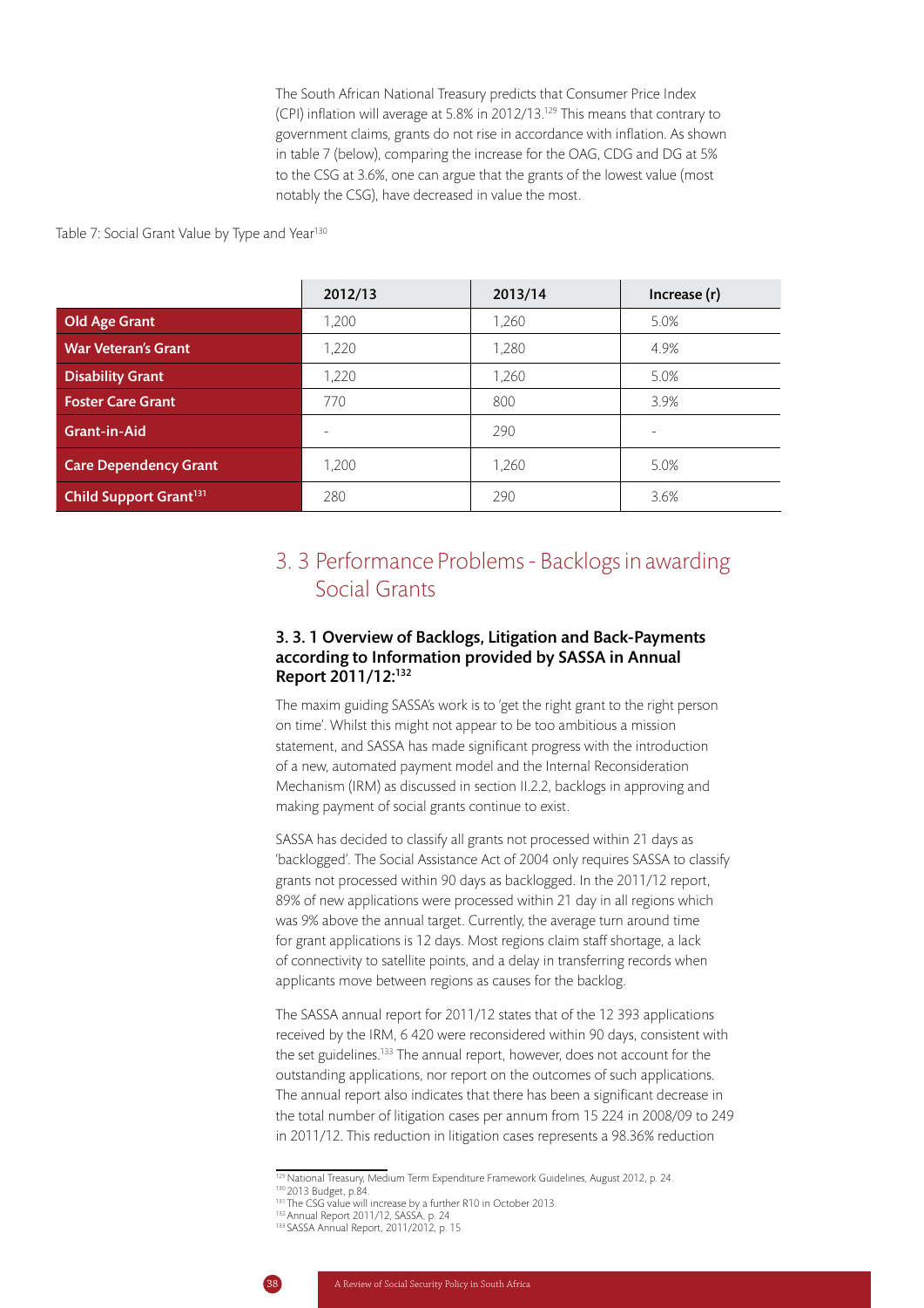The South African National Treasury predicts that Consumer Price Index (CPI) inflation will average at 5.8% in 2012/13.[129] This means that contrary to government claims, grants do not rise in accordance with inflation. As shown in table 7 (below), comparing the increase for the OAG, CDG and DG at 5% to the CSG at 3.6%, one can argue that the grants of the lowest value (most notably the CSG), have decreased in value the most.

Table 7: Social Grant Value by Type and Year[130]

| | 2012/13 | 2013/14 | Increase (r) |
|---|---|---|---|
| **Old Age Grant** | 1,200 | 1,260 | 5.0% |
| **War Veteran's Grant** | 1,220 | 1,280 | 4.9% |
| **Disability Grant** | 1,220 | 1,260 | 5.0% |
| **Foster Care Grant** | 770 | 800 | 3.9% |
| **Grant-in-Aid** | - | 290 | - |
| **Care Dependency Grant** | 1,200 | 1,260 | 5.0% |
| **Child Support Grant[131]** | 280 | 290 | 3.6% |

## 3. 3 Performance Problems - Backlogs in awarding Social Grants

### 3. 3. 1 Overview of Backlogs, Litigation and Back-Payments according to Information provided by SASSA in Annual Report 2011/12:[132]

The maxim guiding SASSA's work is to 'get the right grant to the right person on time'. Whilst this might not appear to be too ambitious a mission statement, and SASSA has made significant progress with the introduction of a new, automated payment model and the Internal Reconsideration Mechanism (IRM) as discussed in section II.2.2, backlogs in approving and making payment of social grants continue to exist.

SASSA has decided to classify all grants not processed within 21 days as 'backlogged'. The Social Assistance Act of 2004 only requires SASSA to classify grants not processed within 90 days as backlogged. In the 2011/12 report, 89% of new applications were processed within 21 day in all regions which was 9% above the annual target. Currently, the average turn around time for grant applications is 12 days. Most regions claim staff shortage, a lack of connectivity to satellite points, and a delay in transferring records when applicants move between regions as causes for the backlog.

The SASSA annual report for 2011/12 states that of the 12 393 applications received by the IRM, 6 420 were reconsidered within 90 days, consistent with the set guidelines.[133] The annual report, however, does not account for the outstanding applications, nor report on the outcomes of such applications. The annual report also indicates that there has been a significant decrease in the total number of litigation cases per annum from 15 224 in 2008/09 to 249 in 2011/12. This reduction in litigation cases represents a 98.36% reduction

[129] National Treasury, Medium Term Expenditure Framework Guidelines, August 2012, p. 24.
[130] 2013 Budget, p.84.
[131] The CSG value will increase by a further R10 in October 2013.
[132] Annual Report 2011/12, SASSA, p. 24
[133] SASSA Annual Report, 2011/2012, p. 15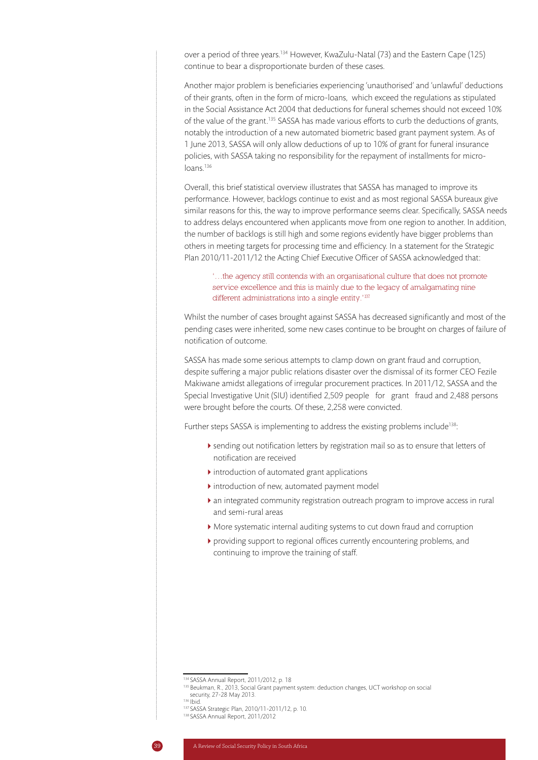over a period of three years.[134] However, KwaZulu-Natal (73) and the Eastern Cape (125) continue to bear a disproportionate burden of these cases.

Another major problem is beneficiaries experiencing 'unauthorised' and 'unlawful' deductions of their grants, often in the form of micro-loans, which exceed the regulations as stipulated in the Social Assistance Act 2004 that deductions for funeral schemes should not exceed 10% of the value of the grant.[135] SASSA has made various efforts to curb the deductions of grants, notably the introduction of a new automated biometric based grant payment system. As of 1 June 2013, SASSA will only allow deductions of up to 10% of grant for funeral insurance policies, with SASSA taking no responsibility for the repayment of installments for micro-loans.[136]

Overall, this brief statistical overview illustrates that SASSA has managed to improve its performance. However, backlogs continue to exist and as most regional SASSA bureaux give similar reasons for this, the way to improve performance seems clear. Specifically, SASSA needs to address delays encountered when applicants move from one region to another. In addition, the number of backlogs is still high and some regions evidently have bigger problems than others in meeting targets for processing time and efficiency. In a statement for the Strategic Plan 2010/11-2011/12 the Acting Chief Executive Officer of SASSA acknowledged that:

> '…the agency still contends with an organisational culture that does not promote service excellence and this is mainly due to the legacy of amalgamating nine different administrations into a single entity.'[137]

Whilst the number of cases brought against SASSA has decreased significantly and most of the pending cases were inherited, some new cases continue to be brought on charges of failure of notification of outcome.

SASSA has made some serious attempts to clamp down on grant fraud and corruption, despite suffering a major public relations disaster over the dismissal of its former CEO Fezile Makiwane amidst allegations of irregular procurement practices. In 2011/12, SASSA and the Special Investigative Unit (SIU) identified 2,509 people for grant fraud and 2,488 persons were brought before the courts. Of these, 2,258 were convicted.

Further steps SASSA is implementing to address the existing problems include[138]:

- sending out notification letters by registration mail so as to ensure that letters of notification are received
- introduction of automated grant applications
- introduction of new, automated payment model
- an integrated community registration outreach program to improve access in rural and semi-rural areas
- More systematic internal auditing systems to cut down fraud and corruption
- providing support to regional offices currently encountering problems, and continuing to improve the training of staff.

---

[134] SASSA Annual Report, 2011/2012, p. 18

[135] Beukman, R., 2013, Social Grant payment system: deduction changes, UCT workshop on social security, 27-28 May 2013.

[136] Ibid.

[137] SASSA Strategic Plan, 2010/11-2011/12, p. 10.

[138] SASSA Annual Report, 2011/2012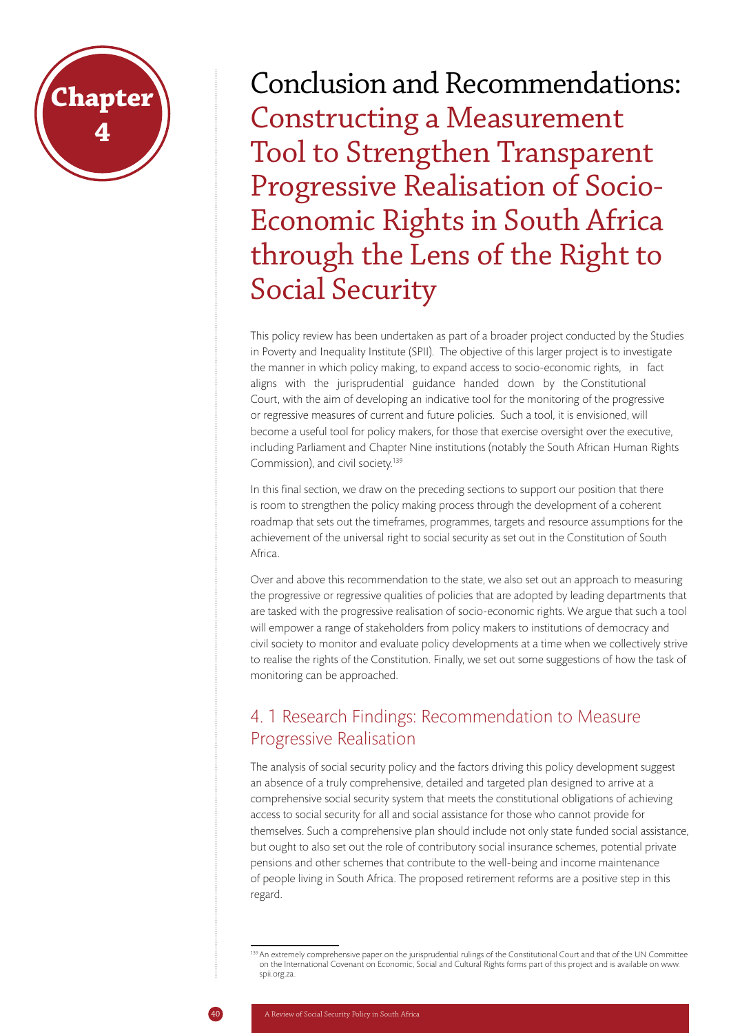# Chapter 4

# Conclusion and Recommendations: Constructing a Measurement Tool to Strengthen Transparent Progressive Realisation of Socio-Economic Rights in South Africa through the Lens of the Right to Social Security

This policy review has been undertaken as part of a broader project conducted by the Studies in Poverty and Inequality Institute (SPII). The objective of this larger project is to investigate the manner in which policy making, to expand access to socio-economic rights, in fact aligns with the jurisprudential guidance handed down by the Constitutional Court, with the aim of developing an indicative tool for the monitoring of the progressive or regressive measures of current and future policies. Such a tool, it is envisioned, will become a useful tool for policy makers, for those that exercise oversight over the executive, including Parliament and Chapter Nine institutions (notably the South African Human Rights Commission), and civil society.[139]

In this final section, we draw on the preceding sections to support our position that there is room to strengthen the policy making process through the development of a coherent roadmap that sets out the timeframes, programmes, targets and resource assumptions for the achievement of the universal right to social security as set out in the Constitution of South Africa.

Over and above this recommendation to the state, we also set out an approach to measuring the progressive or regressive qualities of policies that are adopted by leading departments that are tasked with the progressive realisation of socio-economic rights. We argue that such a tool will empower a range of stakeholders from policy makers to institutions of democracy and civil society to monitor and evaluate policy developments at a time when we collectively strive to realise the rights of the Constitution. Finally, we set out some suggestions of how the task of monitoring can be approached.

## 4. 1 Research Findings: Recommendation to Measure Progressive Realisation

The analysis of social security policy and the factors driving this policy development suggest an absence of a truly comprehensive, detailed and targeted plan designed to arrive at a comprehensive social security system that meets the constitutional obligations of achieving access to social security for all and social assistance for those who cannot provide for themselves. Such a comprehensive plan should include not only state funded social assistance, but ought to also set out the role of contributory social insurance schemes, potential private pensions and other schemes that contribute to the well-being and income maintenance of people living in South Africa. The proposed retirement reforms are a positive step in this regard.

[139] An extremely comprehensive paper on the jurisprudential rulings of the Constitutional Court and that of the UN Committee on the International Covenant on Economic, Social and Cultural Rights forms part of this project and is available on www.spii.org.za.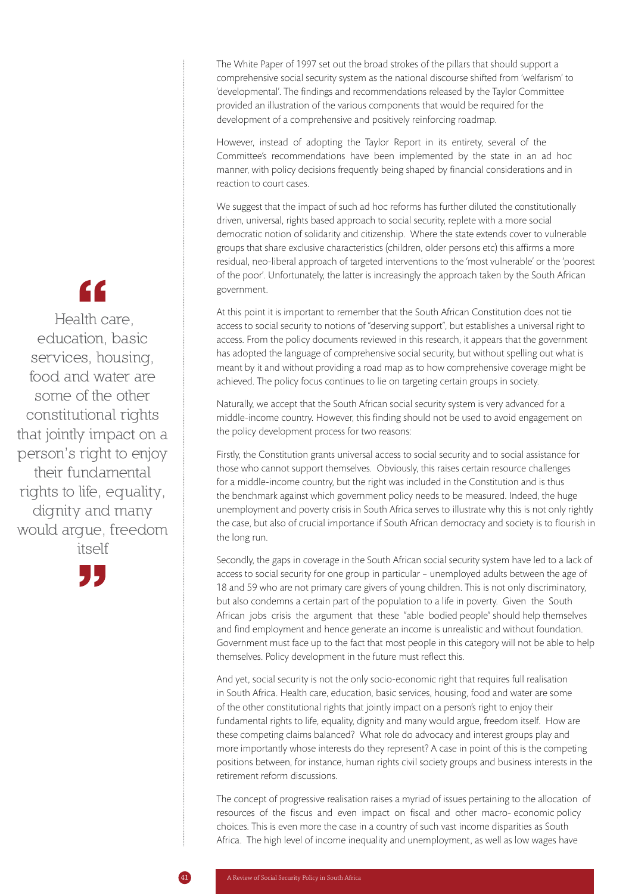The White Paper of 1997 set out the broad strokes of the pillars that should support a comprehensive social security system as the national discourse shifted from 'welfarism' to 'developmental'. The findings and recommendations released by the Taylor Committee provided an illustration of the various components that would be required for the development of a comprehensive and positively reinforcing roadmap.

However, instead of adopting the Taylor Report in its entirety, several of the Committee's recommendations have been implemented by the state in an ad hoc manner, with policy decisions frequently being shaped by financial considerations and in reaction to court cases.

We suggest that the impact of such ad hoc reforms has further diluted the constitutionally driven, universal, rights based approach to social security, replete with a more social democratic notion of solidarity and citizenship. Where the state extends cover to vulnerable groups that share exclusive characteristics (children, older persons etc) this affirms a more residual, neo-liberal approach of targeted interventions to the 'most vulnerable' or the 'poorest of the poor'. Unfortunately, the latter is increasingly the approach taken by the South African government.

> "Health care, education, basic services, housing, food and water are some of the other constitutional rights that jointly impact on a person's right to enjoy their fundamental rights to life, equality, dignity and many would argue, freedom itself"

At this point it is important to remember that the South African Constitution does not tie access to social security to notions of "deserving support", but establishes a universal right to access. From the policy documents reviewed in this research, it appears that the government has adopted the language of comprehensive social security, but without spelling out what is meant by it and without providing a road map as to how comprehensive coverage might be achieved. The policy focus continues to lie on targeting certain groups in society.

Naturally, we accept that the South African social security system is very advanced for a middle-income country. However, this finding should not be used to avoid engagement on the policy development process for two reasons:

Firstly, the Constitution grants universal access to social security and to social assistance for those who cannot support themselves. Obviously, this raises certain resource challenges for a middle-income country, but the right was included in the Constitution and is thus the benchmark against which government policy needs to be measured. Indeed, the huge unemployment and poverty crisis in South Africa serves to illustrate why this is not only rightly the case, but also of crucial importance if South African democracy and society is to flourish in the long run.

Secondly, the gaps in coverage in the South African social security system have led to a lack of access to social security for one group in particular – unemployed adults between the age of 18 and 59 who are not primary care givers of young children. This is not only discriminatory, but also condemns a certain part of the population to a life in poverty. Given the South African jobs crisis the argument that these "able bodied people" should help themselves and find employment and hence generate an income is unrealistic and without foundation. Government must face up to the fact that most people in this category will not be able to help themselves. Policy development in the future must reflect this.

And yet, social security is not the only socio-economic right that requires full realisation in South Africa. Health care, education, basic services, housing, food and water are some of the other constitutional rights that jointly impact on a person's right to enjoy their fundamental rights to life, equality, dignity and many would argue, freedom itself. How are these competing claims balanced? What role do advocacy and interest groups play and more importantly whose interests do they represent? A case in point of this is the competing positions between, for instance, human rights civil society groups and business interests in the retirement reform discussions.

The concept of progressive realisation raises a myriad of issues pertaining to the allocation of resources of the fiscus and even impact on fiscal and other macro- economic policy choices. This is even more the case in a country of such vast income disparities as South Africa. The high level of income inequality and unemployment, as well as low wages have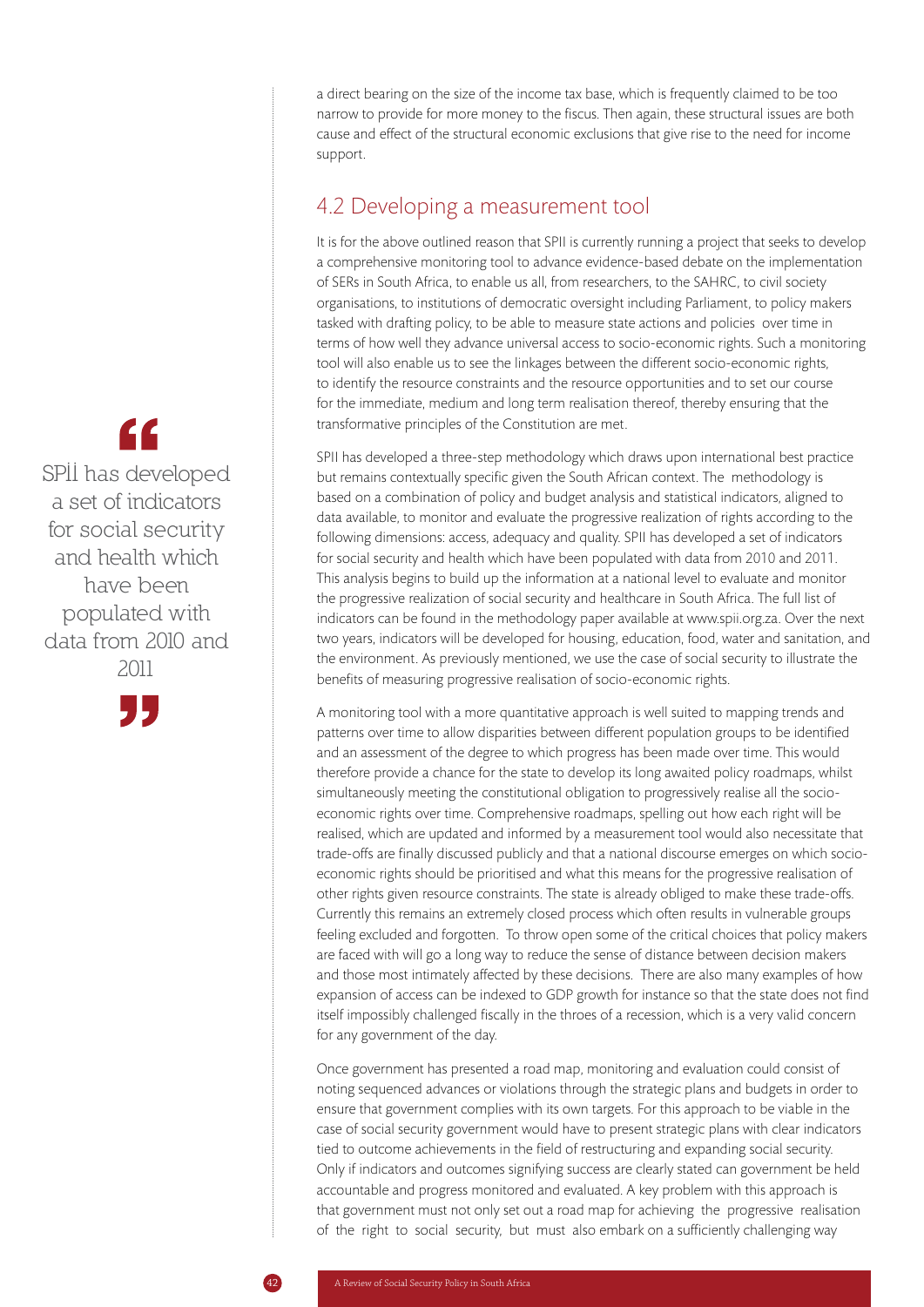a direct bearing on the size of the income tax base, which is frequently claimed to be too narrow to provide for more money to the fiscus. Then again, these structural issues are both cause and effect of the structural economic exclusions that give rise to the need for income support.

## 4.2 Developing a measurement tool

It is for the above outlined reason that SPII is currently running a project that seeks to develop a comprehensive monitoring tool to advance evidence-based debate on the implementation of SERs in South Africa, to enable us all, from researchers, to the SAHRC, to civil society organisations, to institutions of democratic oversight including Parliament, to policy makers tasked with drafting policy, to be able to measure state actions and policies over time in terms of how well they advance universal access to socio-economic rights. Such a monitoring tool will also enable us to see the linkages between the different socio-economic rights, to identify the resource constraints and the resource opportunities and to set our course for the immediate, medium and long term realisation thereof, thereby ensuring that the transformative principles of the Constitution are met.

> "SPII has developed a set of indicators for social security and health which have been populated with data from 2010 and 2011"

SPII has developed a three-step methodology which draws upon international best practice but remains contextually specific given the South African context. The methodology is based on a combination of policy and budget analysis and statistical indicators, aligned to data available, to monitor and evaluate the progressive realization of rights according to the following dimensions: access, adequacy and quality. SPII has developed a set of indicators for social security and health which have been populated with data from 2010 and 2011. This analysis begins to build up the information at a national level to evaluate and monitor the progressive realization of social security and healthcare in South Africa. The full list of indicators can be found in the methodology paper available at www.spii.org.za. Over the next two years, indicators will be developed for housing, education, food, water and sanitation, and the environment. As previously mentioned, we use the case of social security to illustrate the benefits of measuring progressive realisation of socio-economic rights.

A monitoring tool with a more quantitative approach is well suited to mapping trends and patterns over time to allow disparities between different population groups to be identified and an assessment of the degree to which progress has been made over time. This would therefore provide a chance for the state to develop its long awaited policy roadmaps, whilst simultaneously meeting the constitutional obligation to progressively realise all the socio-economic rights over time. Comprehensive roadmaps, spelling out how each right will be realised, which are updated and informed by a measurement tool would also necessitate that trade-offs are finally discussed publicly and that a national discourse emerges on which socio-economic rights should be prioritised and what this means for the progressive realisation of other rights given resource constraints. The state is already obliged to make these trade-offs. Currently this remains an extremely closed process which often results in vulnerable groups feeling excluded and forgotten. To throw open some of the critical choices that policy makers are faced with will go a long way to reduce the sense of distance between decision makers and those most intimately affected by these decisions. There are also many examples of how expansion of access can be indexed to GDP growth for instance so that the state does not find itself impossibly challenged fiscally in the throes of a recession, which is a very valid concern for any government of the day.

Once government has presented a road map, monitoring and evaluation could consist of noting sequenced advances or violations through the strategic plans and budgets in order to ensure that government complies with its own targets. For this approach to be viable in the case of social security government would have to present strategic plans with clear indicators tied to outcome achievements in the field of restructuring and expanding social security. Only if indicators and outcomes signifying success are clearly stated can government be held accountable and progress monitored and evaluated. A key problem with this approach is that government must not only set out a road map for achieving the progressive realisation of the right to social security, but must also embark on a sufficiently challenging way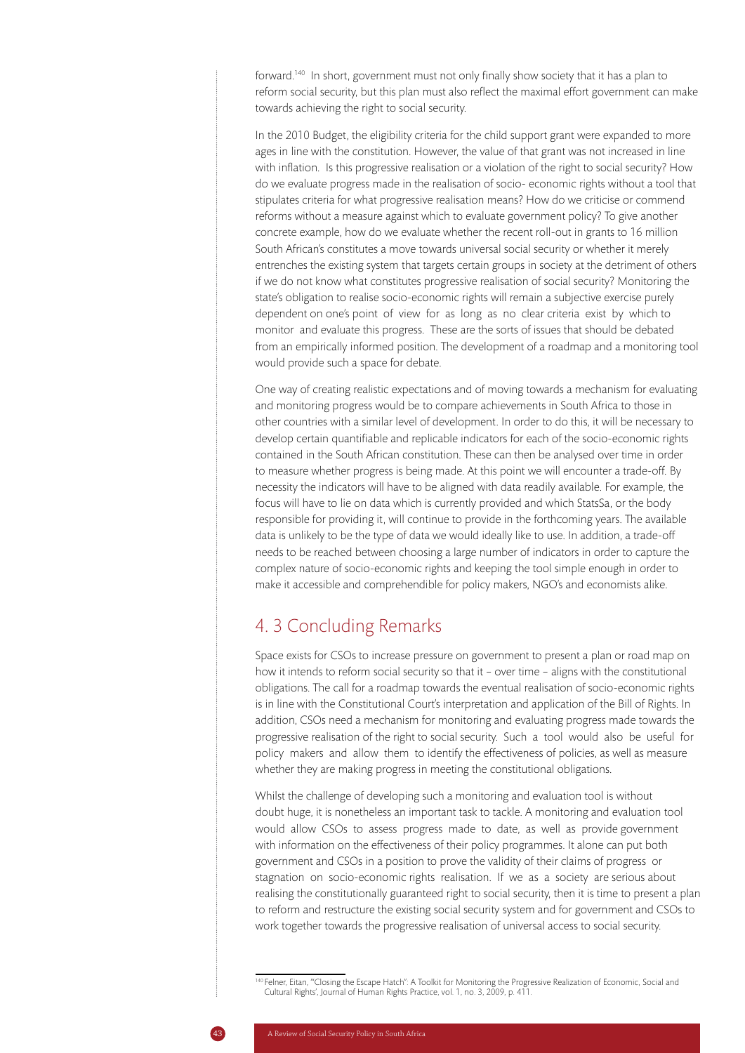forward.[140] In short, government must not only finally show society that it has a plan to reform social security, but this plan must also reflect the maximal effort government can make towards achieving the right to social security.

In the 2010 Budget, the eligibility criteria for the child support grant were expanded to more ages in line with the constitution. However, the value of that grant was not increased in line with inflation. Is this progressive realisation or a violation of the right to social security? How do we evaluate progress made in the realisation of socio- economic rights without a tool that stipulates criteria for what progressive realisation means? How do we criticise or commend reforms without a measure against which to evaluate government policy? To give another concrete example, how do we evaluate whether the recent roll-out in grants to 16 million South African's constitutes a move towards universal social security or whether it merely entrenches the existing system that targets certain groups in society at the detriment of others if we do not know what constitutes progressive realisation of social security? Monitoring the state's obligation to realise socio-economic rights will remain a subjective exercise purely dependent on one's point of view for as long as no clear criteria exist by which to monitor and evaluate this progress. These are the sorts of issues that should be debated from an empirically informed position. The development of a roadmap and a monitoring tool would provide such a space for debate.

One way of creating realistic expectations and of moving towards a mechanism for evaluating and monitoring progress would be to compare achievements in South Africa to those in other countries with a similar level of development. In order to do this, it will be necessary to develop certain quantifiable and replicable indicators for each of the socio-economic rights contained in the South African constitution. These can then be analysed over time in order to measure whether progress is being made. At this point we will encounter a trade-off. By necessity the indicators will have to be aligned with data readily available. For example, the focus will have to lie on data which is currently provided and which StatsSa, or the body responsible for providing it, will continue to provide in the forthcoming years. The available data is unlikely to be the type of data we would ideally like to use. In addition, a trade-off needs to be reached between choosing a large number of indicators in order to capture the complex nature of socio-economic rights and keeping the tool simple enough in order to make it accessible and comprehendible for policy makers, NGO's and economists alike.

## 4. 3 Concluding Remarks

Space exists for CSOs to increase pressure on government to present a plan or road map on how it intends to reform social security so that it – over time – aligns with the constitutional obligations. The call for a roadmap towards the eventual realisation of socio-economic rights is in line with the Constitutional Court's interpretation and application of the Bill of Rights. In addition, CSOs need a mechanism for monitoring and evaluating progress made towards the progressive realisation of the right to social security. Such a tool would also be useful for policy makers and allow them to identify the effectiveness of policies, as well as measure whether they are making progress in meeting the constitutional obligations.

Whilst the challenge of developing such a monitoring and evaluation tool is without doubt huge, it is nonetheless an important task to tackle. A monitoring and evaluation tool would allow CSOs to assess progress made to date, as well as provide government with information on the effectiveness of their policy programmes. It alone can put both government and CSOs in a position to prove the validity of their claims of progress or stagnation on socio-economic rights realisation. If we as a society are serious about realising the constitutionally guaranteed right to social security, then it is time to present a plan to reform and restructure the existing social security system and for government and CSOs to work together towards the progressive realisation of universal access to social security.

[140] Felner, Eitan, '"Closing the Escape Hatch": A Toolkit for Monitoring the Progressive Realization of Economic, Social and Cultural Rights', Journal of Human Rights Practice, vol. 1, no. 3, 2009, p. 411.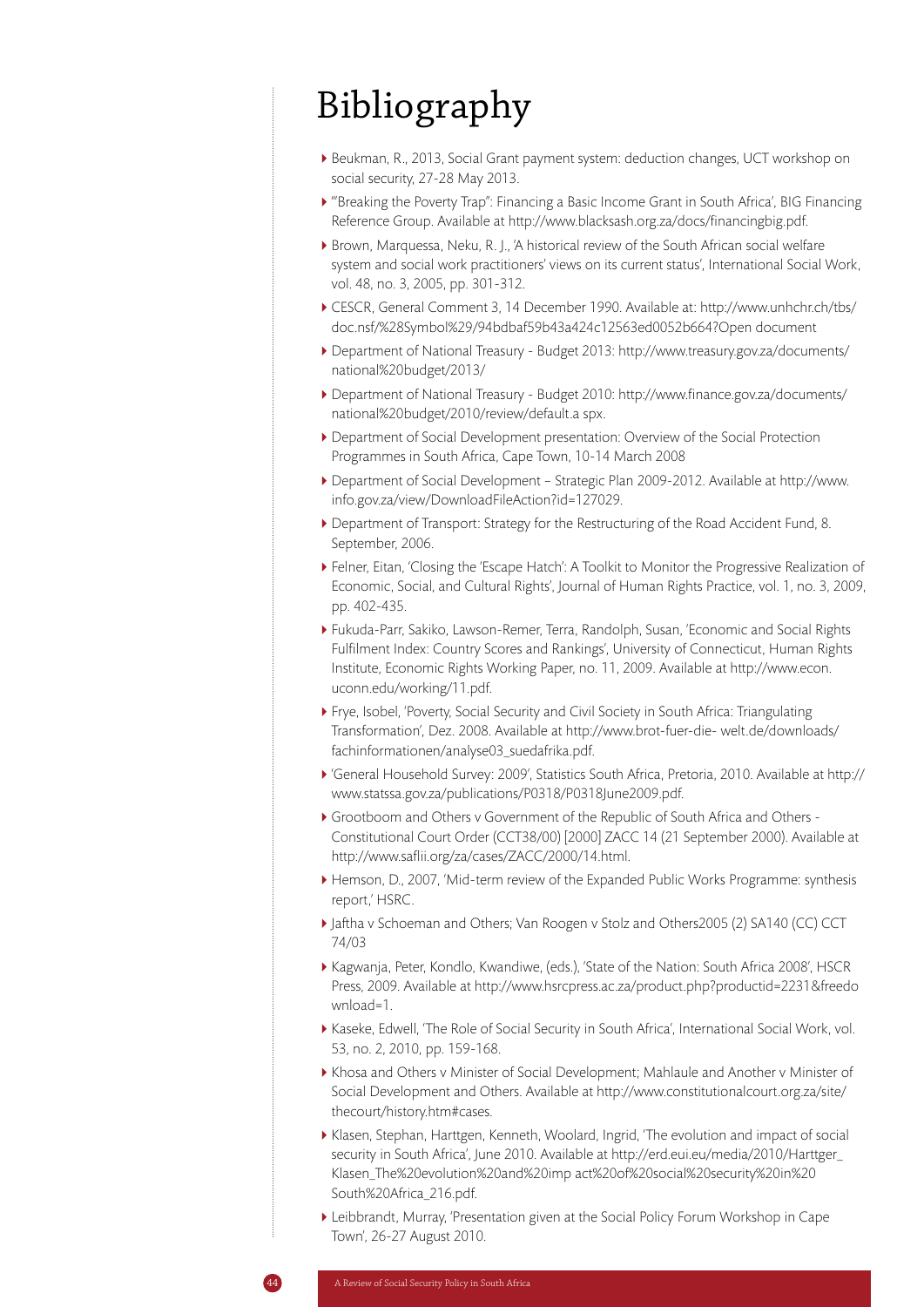# Bibliography

- Beukman, R., 2013, Social Grant payment system: deduction changes, UCT workshop on social security, 27-28 May 2013.
- '"Breaking the Poverty Trap": Financing a Basic Income Grant in South Africa', BIG Financing Reference Group. Available at http://www.blacksash.org.za/docs/financingbig.pdf.
- Brown, Marquessa, Neku, R. J., 'A historical review of the South African social welfare system and social work practitioners' views on its current status', International Social Work, vol. 48, no. 3, 2005, pp. 301-312.
- CESCR, General Comment 3, 14 December 1990. Available at: http://www.unhchr.ch/tbs/doc.nsf/%28Symbol%29/94bdbaf59b43a424c12563ed0052b664?Open document
- Department of National Treasury - Budget 2013: http://www.treasury.gov.za/documents/national%20budget/2013/
- Department of National Treasury - Budget 2010: http://www.finance.gov.za/documents/national%20budget/2010/review/default.a spx.
- Department of Social Development presentation: Overview of the Social Protection Programmes in South Africa, Cape Town, 10-14 March 2008
- Department of Social Development – Strategic Plan 2009-2012. Available at http://www.info.gov.za/view/DownloadFileAction?id=127029.
- Department of Transport: Strategy for the Restructuring of the Road Accident Fund, 8. September, 2006.
- Felner, Eitan, 'Closing the 'Escape Hatch': A Toolkit to Monitor the Progressive Realization of Economic, Social, and Cultural Rights', Journal of Human Rights Practice, vol. 1, no. 3, 2009, pp. 402-435.
- Fukuda-Parr, Sakiko, Lawson-Remer, Terra, Randolph, Susan, 'Economic and Social Rights Fulfilment Index: Country Scores and Rankings', University of Connecticut, Human Rights Institute, Economic Rights Working Paper, no. 11, 2009. Available at http://www.econ.uconn.edu/working/11.pdf.
- Frye, Isobel, 'Poverty, Social Security and Civil Society in South Africa: Triangulating Transformation', Dez. 2008. Available at http://www.brot-fuer-die- welt.de/downloads/fachinformationen/analyse03_suedafrika.pdf.
- 'General Household Survey: 2009', Statistics South Africa, Pretoria, 2010. Available at http://www.statssa.gov.za/publications/P0318/P0318June2009.pdf.
- Grootboom and Others v Government of the Republic of South Africa and Others - Constitutional Court Order (CCT38/00) [2000] ZACC 14 (21 September 2000). Available at http://www.saflii.org/za/cases/ZACC/2000/14.html.
- Hemson, D., 2007, 'Mid-term review of the Expanded Public Works Programme: synthesis report,' HSRC.
- Jaftha v Schoeman and Others; Van Roogen v Stolz and Others2005 (2) SA140 (CC) CCT 74/03
- Kagwanja, Peter, Kondlo, Kwandiwe, (eds.), 'State of the Nation: South Africa 2008', HSCR Press, 2009. Available at http://www.hsrcpress.ac.za/product.php?productid=2231&freedownload=1.
- Kaseke, Edwell, 'The Role of Social Security in South Africa', International Social Work, vol. 53, no. 2, 2010, pp. 159-168.
- Khosa and Others v Minister of Social Development; Mahlaule and Another v Minister of Social Development and Others. Available at http://www.constitutionalcourt.org.za/site/thecourt/history.htm#cases.
- Klasen, Stephan, Harttgen, Kenneth, Woolard, Ingrid, 'The evolution and impact of social security in South Africa', June 2010. Available at http://erd.eui.eu/media/2010/Harttger_Klasen_The%20evolution%20and%20imp act%20of%20social%20security%20in%20South%20Africa_216.pdf.
- Leibbrandt, Murray, 'Presentation given at the Social Policy Forum Workshop in Cape Town', 26-27 August 2010.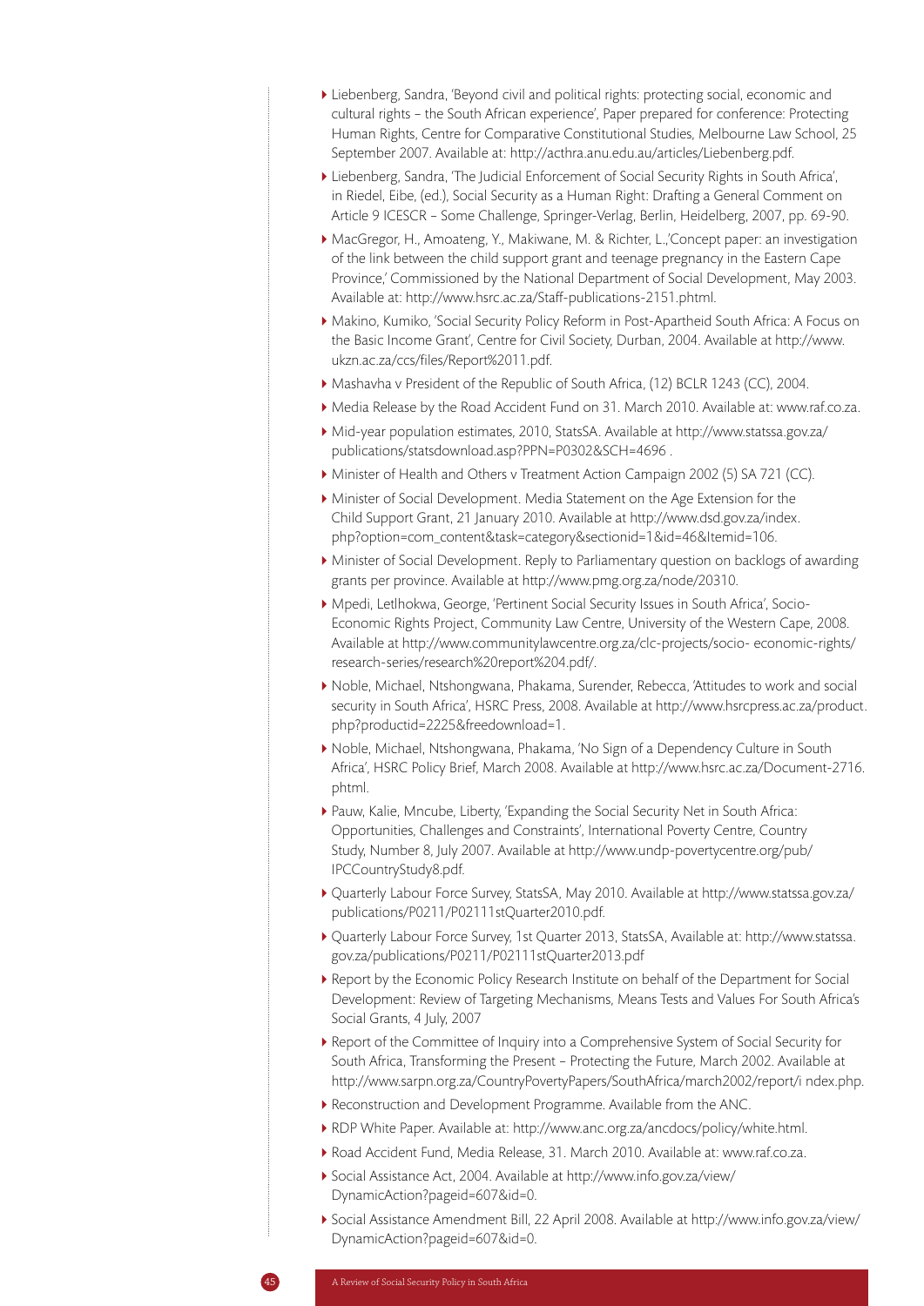- Liebenberg, Sandra, 'Beyond civil and political rights: protecting social, economic and cultural rights – the South African experience', Paper prepared for conference: Protecting Human Rights, Centre for Comparative Constitutional Studies, Melbourne Law School, 25 September 2007. Available at: http://acthra.anu.edu.au/articles/Liebenberg.pdf.
- Liebenberg, Sandra, 'The Judicial Enforcement of Social Security Rights in South Africa', in Riedel, Eibe, (ed.), Social Security as a Human Right: Drafting a General Comment on Article 9 ICESCR – Some Challenge, Springer-Verlag, Berlin, Heidelberg, 2007, pp. 69-90.
- MacGregor, H., Amoateng, Y., Makiwane, M. & Richter, L.,'Concept paper: an investigation of the link between the child support grant and teenage pregnancy in the Eastern Cape Province,' Commissioned by the National Department of Social Development, May 2003. Available at: http://www.hsrc.ac.za/Staff-publications-2151.phtml.
- Makino, Kumiko, 'Social Security Policy Reform in Post-Apartheid South Africa: A Focus on the Basic Income Grant', Centre for Civil Society, Durban, 2004. Available at http://www.ukzn.ac.za/ccs/files/Report%2011.pdf.
- Mashavha v President of the Republic of South Africa, (12) BCLR 1243 (CC), 2004.
- Media Release by the Road Accident Fund on 31. March 2010. Available at: www.raf.co.za.
- Mid-year population estimates, 2010, StatsSA. Available at http://www.statssa.gov.za/publications/statsdownload.asp?PPN=P0302&SCH=4696 .
- Minister of Health and Others v Treatment Action Campaign 2002 (5) SA 721 (CC).
- Minister of Social Development. Media Statement on the Age Extension for the Child Support Grant, 21 January 2010. Available at http://www.dsd.gov.za/index.php?option=com_content&task=category&sectionid=1&id=46&Itemid=106.
- Minister of Social Development. Reply to Parliamentary question on backlogs of awarding grants per province. Available at http://www.pmg.org.za/node/20310.
- Mpedi, Letlhokwa, George, 'Pertinent Social Security Issues in South Africa', Socio-Economic Rights Project, Community Law Centre, University of the Western Cape, 2008. Available at http://www.communitylawcentre.org.za/clc-projects/socio- economic-rights/research-series/research%20report%204.pdf/.
- Noble, Michael, Ntshongwana, Phakama, Surender, Rebecca, 'Attitudes to work and social security in South Africa', HSRC Press, 2008. Available at http://www.hsrcpress.ac.za/product.php?productid=2225&freedownload=1.
- Noble, Michael, Ntshongwana, Phakama, 'No Sign of a Dependency Culture in South Africa', HSRC Policy Brief, March 2008. Available at http://www.hsrc.ac.za/Document-2716.phtml.
- Pauw, Kalie, Mncube, Liberty, 'Expanding the Social Security Net in South Africa: Opportunities, Challenges and Constraints', International Poverty Centre, Country Study, Number 8, July 2007. Available at http://www.undp-povertycentre.org/pub/IPCCountryStudy8.pdf.
- Quarterly Labour Force Survey, StatsSA, May 2010. Available at http://www.statssa.gov.za/publications/P0211/P02111stQuarter2010.pdf.
- Quarterly Labour Force Survey, 1st Quarter 2013, StatsSA, Available at: http://www.statssa.gov.za/publications/P0211/P02111stQuarter2013.pdf
- Report by the Economic Policy Research Institute on behalf of the Department for Social Development: Review of Targeting Mechanisms, Means Tests and Values For South Africa's Social Grants, 4 July, 2007
- Report of the Committee of Inquiry into a Comprehensive System of Social Security for South Africa, Transforming the Present – Protecting the Future, March 2002. Available at http://www.sarpn.org.za/CountryPovertyPapers/SouthAfrica/march2002/report/i ndex.php.
- Reconstruction and Development Programme. Available from the ANC.
- RDP White Paper. Available at: http://www.anc.org.za/ancdocs/policy/white.html.
- Road Accident Fund, Media Release, 31. March 2010. Available at: www.raf.co.za.
- Social Assistance Act, 2004. Available at http://www.info.gov.za/view/DynamicAction?pageid=607&id=0.
- Social Assistance Amendment Bill, 22 April 2008. Available at http://www.info.gov.za/view/DynamicAction?pageid=607&id=0.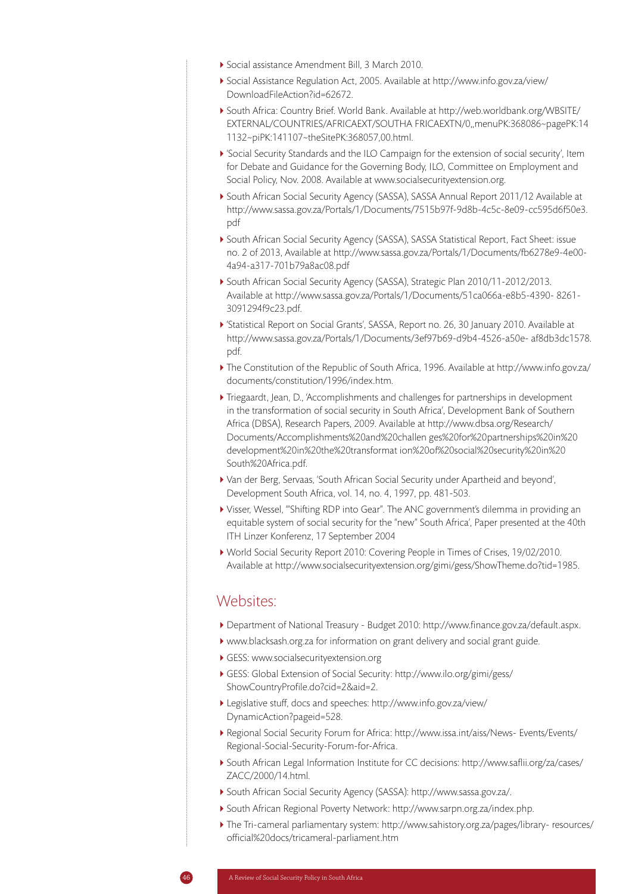- Social assistance Amendment Bill, 3 March 2010.
- Social Assistance Regulation Act, 2005. Available at http://www.info.gov.za/view/DownloadFileAction?id=62672.
- South Africa: Country Brief. World Bank. Available at http://web.worldbank.org/WBSITE/EXTERNAL/COUNTRIES/AFRICAEXT/SOUTHA FRICAEXTN/0,,menuPK:368086~pagePK:141132~piPK:141107~theSitePK:368057,00.html.
- 'Social Security Standards and the ILO Campaign for the extension of social security', Item for Debate and Guidance for the Governing Body, ILO, Committee on Employment and Social Policy, Nov. 2008. Available at www.socialsecurityextension.org.
- South African Social Security Agency (SASSA), SASSA Annual Report 2011/12 Available at http://www.sassa.gov.za/Portals/1/Documents/7515b97f-9d8b-4c5c-8e09-cc595d6f50e3.pdf
- South African Social Security Agency (SASSA), SASSA Statistical Report, Fact Sheet: issue no. 2 of 2013, Available at http://www.sassa.gov.za/Portals/1/Documents/fb6278e9-4e00-4a94-a317-701b79a8ac08.pdf
- South African Social Security Agency (SASSA), Strategic Plan 2010/11-2012/2013. Available at http://www.sassa.gov.za/Portals/1/Documents/51ca066a-e8b5-4390- 8261-3091294f9c23.pdf.
- 'Statistical Report on Social Grants', SASSA, Report no. 26, 30 January 2010. Available at http://www.sassa.gov.za/Portals/1/Documents/3ef97b69-d9b4-4526-a50e- af8db3dc1578.pdf.
- The Constitution of the Republic of South Africa, 1996. Available at http://www.info.gov.za/documents/constitution/1996/index.htm.
- Triegaardt, Jean, D., 'Accomplishments and challenges for partnerships in development in the transformation of social security in South Africa', Development Bank of Southern Africa (DBSA), Research Papers, 2009. Available at http://www.dbsa.org/Research/Documents/Accomplishments%20and%20challen ges%20for%20partnerships%20in%20development%20in%20the%20transformat ion%20of%20social%20security%20in%20South%20Africa.pdf.
- Van der Berg, Servaas, 'South African Social Security under Apartheid and beyond', Development South Africa, vol. 14, no. 4, 1997, pp. 481-503.
- Visser, Wessel, '"Shifting RDP into Gear". The ANC government's dilemma in providing an equitable system of social security for the "new" South Africa', Paper presented at the 40th ITH Linzer Konferenz, 17 September 2004
- World Social Security Report 2010: Covering People in Times of Crises, 19/02/2010. Available at http://www.socialsecurityextension.org/gimi/gess/ShowTheme.do?tid=1985.

## Websites:

- Department of National Treasury - Budget 2010: http://www.finance.gov.za/default.aspx.
- www.blacksash.org.za for information on grant delivery and social grant guide.
- GESS: www.socialsecurityextension.org
- GESS: Global Extension of Social Security: http://www.ilo.org/gimi/gess/ShowCountryProfile.do?cid=2&aid=2.
- Legislative stuff, docs and speeches: http://www.info.gov.za/view/DynamicAction?pageid=528.
- Regional Social Security Forum for Africa: http://www.issa.int/aiss/News- Events/Events/Regional-Social-Security-Forum-for-Africa.
- South African Legal Information Institute for CC decisions: http://www.saflii.org/za/cases/ZACC/2000/14.html.
- South African Social Security Agency (SASSA): http://www.sassa.gov.za/.
- South African Regional Poverty Network: http://www.sarpn.org.za/index.php.
- The Tri-cameral parliamentary system: http://www.sahistory.org.za/pages/library- resources/official%20docs/tricameral-parliament.htm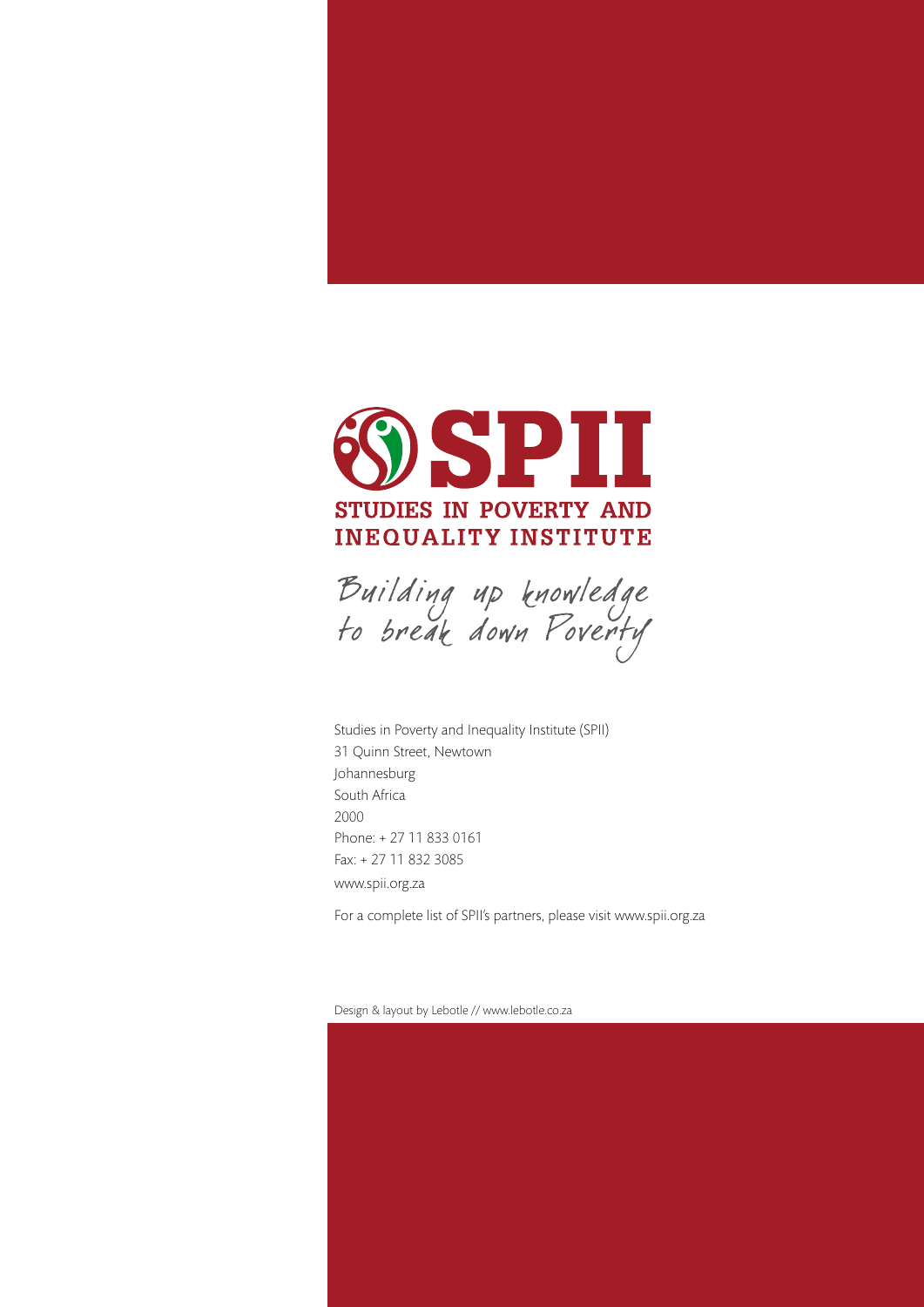# SPII

**STUDIES IN POVERTY AND INEQUALITY INSTITUTE**

*Building up knowledge to break down Poverty*

Studies in Poverty and Inequality Institute (SPII)
31 Quinn Street, Newtown
Johannesburg
South Africa
2000
Phone: + 27 11 833 0161
Fax: + 27 11 832 3085
www.spii.org.za

For a complete list of SPII's partners, please visit www.spii.org.za

Design & layout by Lebotle // www.lebotle.co.za